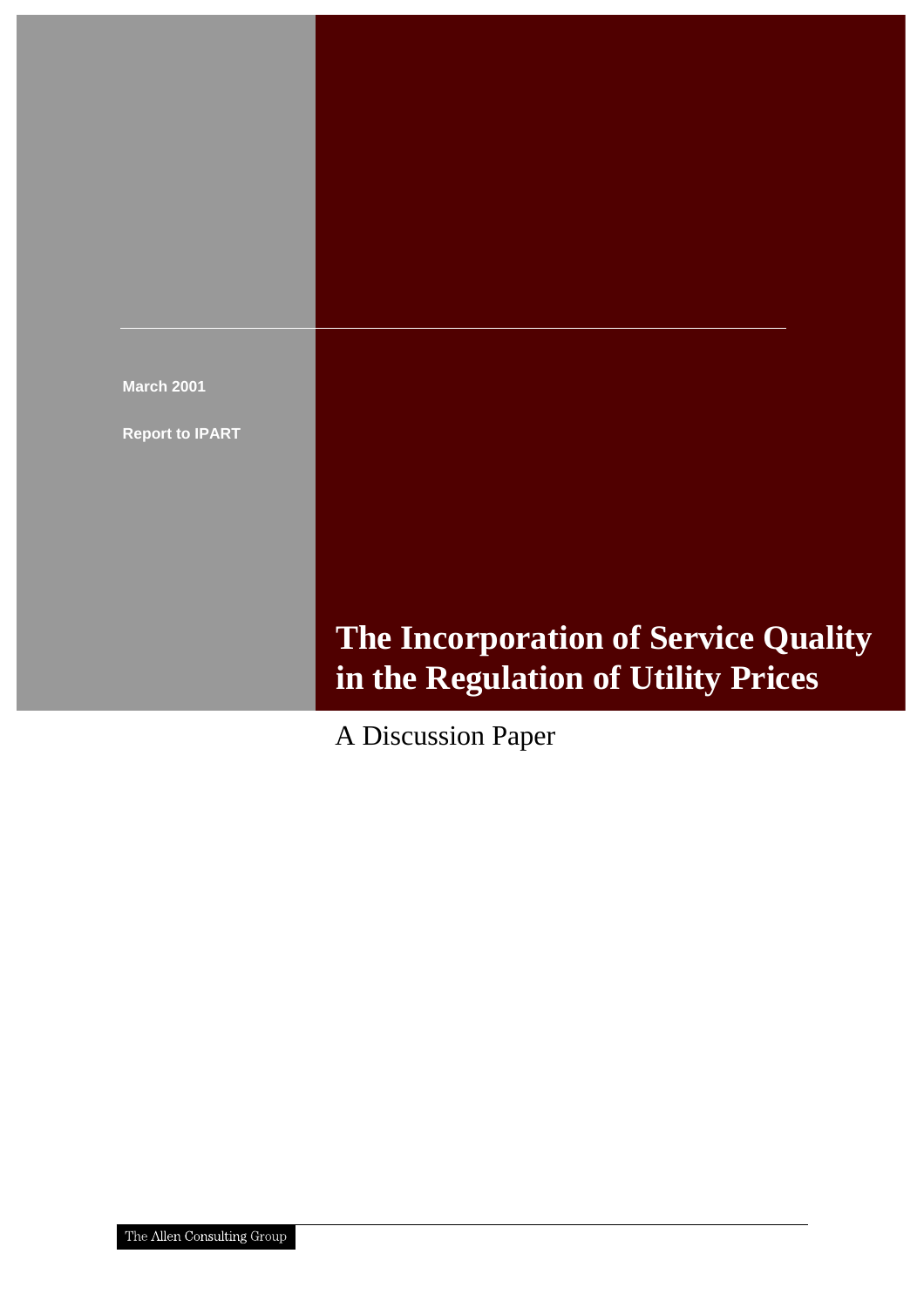March 2001

Report to IPART

# The Incorporation of Service Quality in the Regulation of Utility Prices

A Discussion Paper

The Allen Consulting Group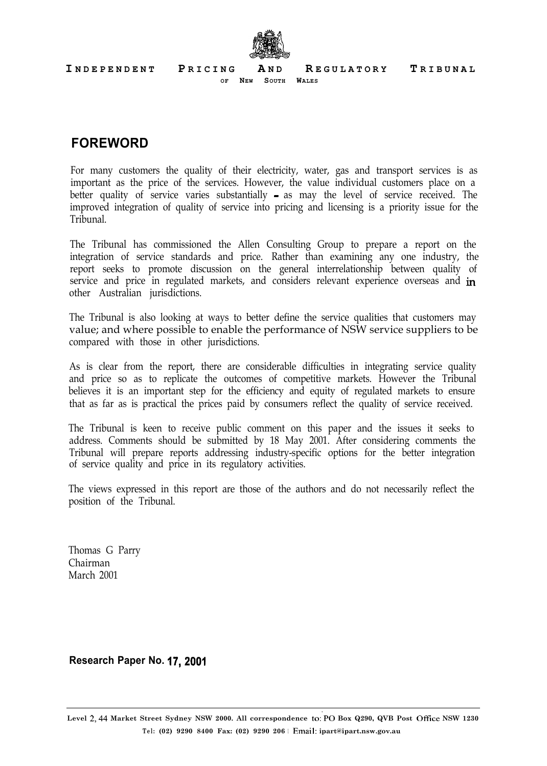INDEPENDENT PRICING AND REGULATORY TRIBUNAL
OF NEW SOUTH WALES

# FOREWORD

For many customers the quality of their electricity, water, gas and transport services is as important as the price of the services. However, the value individual customers place on a better quality of service varies substantially - as may the level of service received. The improved integration of quality of service into pricing and licensing is a priority issue for the Tribunal.

The Tribunal has commissioned the Allen Consulting Group to prepare a report on the integration of service standards and price. Rather than examining any one industry, the report seeks to promote discussion on the general interrelationship between quality of service and price in regulated markets, and considers relevant experience overseas and in other Australian jurisdictions.

The Tribunal is also looking at ways to better define the service qualities that customers may value; and where possible to enable the performance of NSW service suppliers to be compared with those in other jurisdictions.

As is clear from the report, there are considerable difficulties in integrating service quality and price so as to replicate the outcomes of competitive markets. However the Tribunal believes it is an important step for the efficiency and equity of regulated markets to ensure that as far as is practical the prices paid by consumers reflect the quality of service received.

The Tribunal is keen to receive public comment on this paper and the issues it seeks to address. Comments should be submitted by 18 May 2001. After considering comments the Tribunal will prepare reports addressing industry-specific options for the better integration of service quality and price in its regulatory activities.

The views expressed in this report are those of the authors and do not necessarily reflect the position of the Tribunal.

Thomas G Parry
Chairman
March 2001

**Research Paper No. 17, 2001**

Level 2, 44 Market Street Sydney NSW 2000. All correspondence to: PO Box Q290, QVB Post Office NSW 1230
Tel: (02) 9290 8400 Fax: (02) 9290 206 | Email: ipart@ipart.nsw.gov.au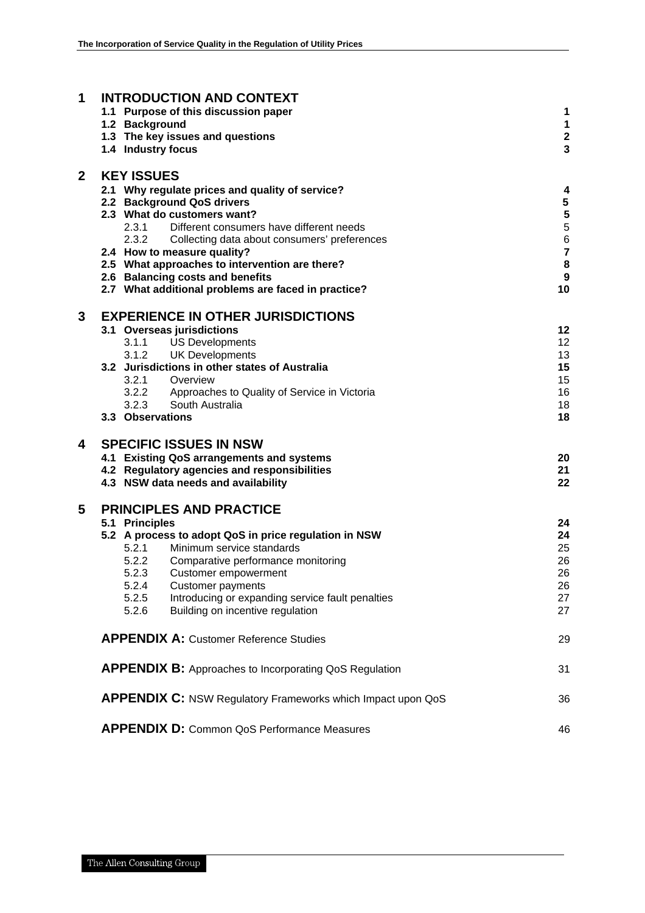| | | |
|---|---|---|
| **1** | **INTRODUCTION AND CONTEXT** | |
| | **1.1 Purpose of this discussion paper** | **1** |
| | **1.2 Background** | **1** |
| | **1.3 The key issues and questions** | **2** |
| | **1.4 Industry focus** | **3** |
| **2** | **KEY ISSUES** | |
| | **2.1 Why regulate prices and quality of service?** | **4** |
| | **2.2 Background QoS drivers** | **5** |
| | **2.3 What do customers want?** | **5** |
| | 2.3.1 Different consumers have different needs | 5 |
| | 2.3.2 Collecting data about consumers' preferences | 6 |
| | **2.4 How to measure quality?** | **7** |
| | **2.5 What approaches to intervention are there?** | **8** |
| | **2.6 Balancing costs and benefits** | **9** |
| | **2.7 What additional problems are faced in practice?** | **10** |
| **3** | **EXPERIENCE IN OTHER JURISDICTIONS** | |
| | **3.1 Overseas jurisdictions** | **12** |
| | 3.1.1 US Developments | 12 |
| | 3.1.2 UK Developments | 13 |
| | **3.2 Jurisdictions in other states of Australia** | **15** |
| | 3.2.1 Overview | 15 |
| | 3.2.2 Approaches to Quality of Service in Victoria | 16 |
| | 3.2.3 South Australia | 18 |
| | **3.3 Observations** | **18** |
| **4** | **SPECIFIC ISSUES IN NSW** | |
| | **4.1 Existing QoS arrangements and systems** | **20** |
| | **4.2 Regulatory agencies and responsibilities** | **21** |
| | **4.3 NSW data needs and availability** | **22** |
| **5** | **PRINCIPLES AND PRACTICE** | |
| | **5.1 Principles** | **24** |
| | **5.2 A process to adopt QoS in price regulation in NSW** | **24** |
| | 5.2.1 Minimum service standards | 25 |
| | 5.2.2 Comparative performance monitoring | 26 |
| | 5.2.3 Customer empowerment | 26 |
| | 5.2.4 Customer payments | 26 |
| | 5.2.5 Introducing or expanding service fault penalties | 27 |
| | 5.2.6 Building on incentive regulation | 27 |
| | **APPENDIX A:** Customer Reference Studies | 29 |
| | **APPENDIX B:** Approaches to Incorporating QoS Regulation | 31 |
| | **APPENDIX C:** NSW Regulatory Frameworks which Impact upon QoS | 36 |
| | **APPENDIX D:** Common QoS Performance Measures | 46 |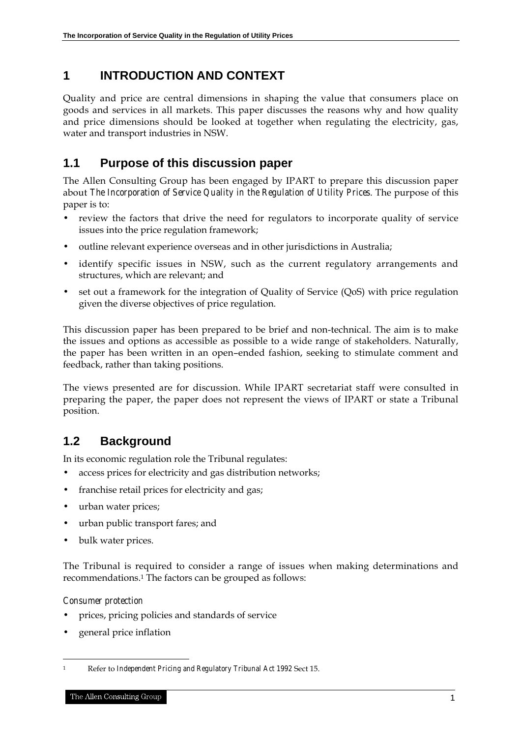# 1 INTRODUCTION AND CONTEXT

Quality and price are central dimensions in shaping the value that consumers place on goods and services in all markets. This paper discusses the reasons why and how quality and price dimensions should be looked at together when regulating the electricity, gas, water and transport industries in NSW.

## 1.1 Purpose of this discussion paper

The Allen Consulting Group has been engaged by IPART to prepare this discussion paper about *The Incorporation of Service Quality in the Regulation of Utility Prices*. The purpose of this paper is to:

- review the factors that drive the need for regulators to incorporate quality of service issues into the price regulation framework;
- outline relevant experience overseas and in other jurisdictions in Australia;
- identify specific issues in NSW, such as the current regulatory arrangements and structures, which are relevant; and
- set out a framework for the integration of Quality of Service (QoS) with price regulation given the diverse objectives of price regulation.

This discussion paper has been prepared to be brief and non-technical. The aim is to make the issues and options as accessible as possible to a wide range of stakeholders. Naturally, the paper has been written in an open–ended fashion, seeking to stimulate comment and feedback, rather than taking positions.

The views presented are for discussion. While IPART secretariat staff were consulted in preparing the paper, the paper does not represent the views of IPART or state a Tribunal position.

## 1.2 Background

In its economic regulation role the Tribunal regulates:

- access prices for electricity and gas distribution networks;
- franchise retail prices for electricity and gas;
- urban water prices;
- urban public transport fares; and
- bulk water prices.

The Tribunal is required to consider a range of issues when making determinations and recommendations.[1] The factors can be grouped as follows:

*Consumer protection*

- prices, pricing policies and standards of service
- general price inflation

[1] Refer to *Independent Pricing and Regulatory Tribunal Act 1992* Sect 15.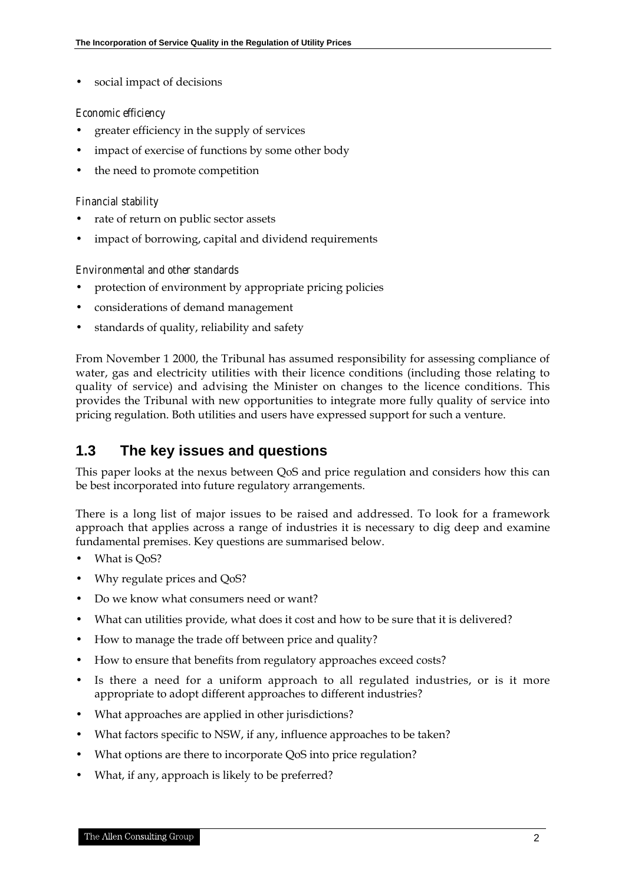- social impact of decisions

*Economic efficiency*

- greater efficiency in the supply of services
- impact of exercise of functions by some other body
- the need to promote competition

*Financial stability*

- rate of return on public sector assets
- impact of borrowing, capital and dividend requirements

*Environmental and other standards*

- protection of environment by appropriate pricing policies
- considerations of demand management
- standards of quality, reliability and safety

From November 1 2000, the Tribunal has assumed responsibility for assessing compliance of water, gas and electricity utilities with their licence conditions (including those relating to quality of service) and advising the Minister on changes to the licence conditions. This provides the Tribunal with new opportunities to integrate more fully quality of service into pricing regulation. Both utilities and users have expressed support for such a venture.

## 1.3 The key issues and questions

This paper looks at the nexus between QoS and price regulation and considers how this can be best incorporated into future regulatory arrangements.

There is a long list of major issues to be raised and addressed. To look for a framework approach that applies across a range of industries it is necessary to dig deep and examine fundamental premises. Key questions are summarised below.

- What is QoS?
- Why regulate prices and QoS?
- Do we know what consumers need or want?
- What can utilities provide, what does it cost and how to be sure that it is delivered?
- How to manage the trade off between price and quality?
- How to ensure that benefits from regulatory approaches exceed costs?
- Is there a need for a uniform approach to all regulated industries, or is it more appropriate to adopt different approaches to different industries?
- What approaches are applied in other jurisdictions?
- What factors specific to NSW, if any, influence approaches to be taken?
- What options are there to incorporate QoS into price regulation?
- What, if any, approach is likely to be preferred?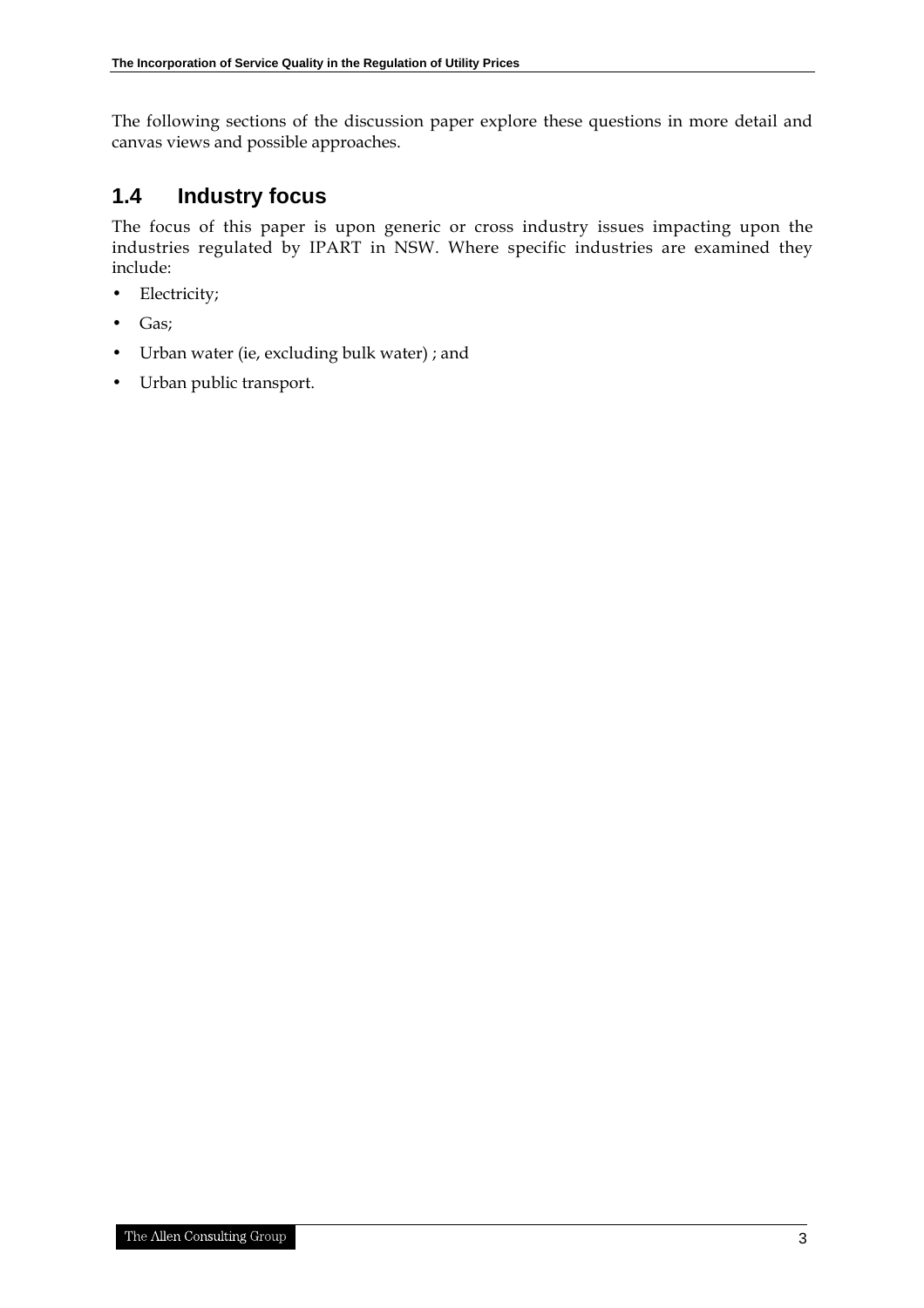The following sections of the discussion paper explore these questions in more detail and canvas views and possible approaches.

## 1.4 Industry focus

The focus of this paper is upon generic or cross industry issues impacting upon the industries regulated by IPART in NSW. Where specific industries are examined they include:

- Electricity;
- Gas;
- Urban water (ie, excluding bulk water) ; and
- Urban public transport.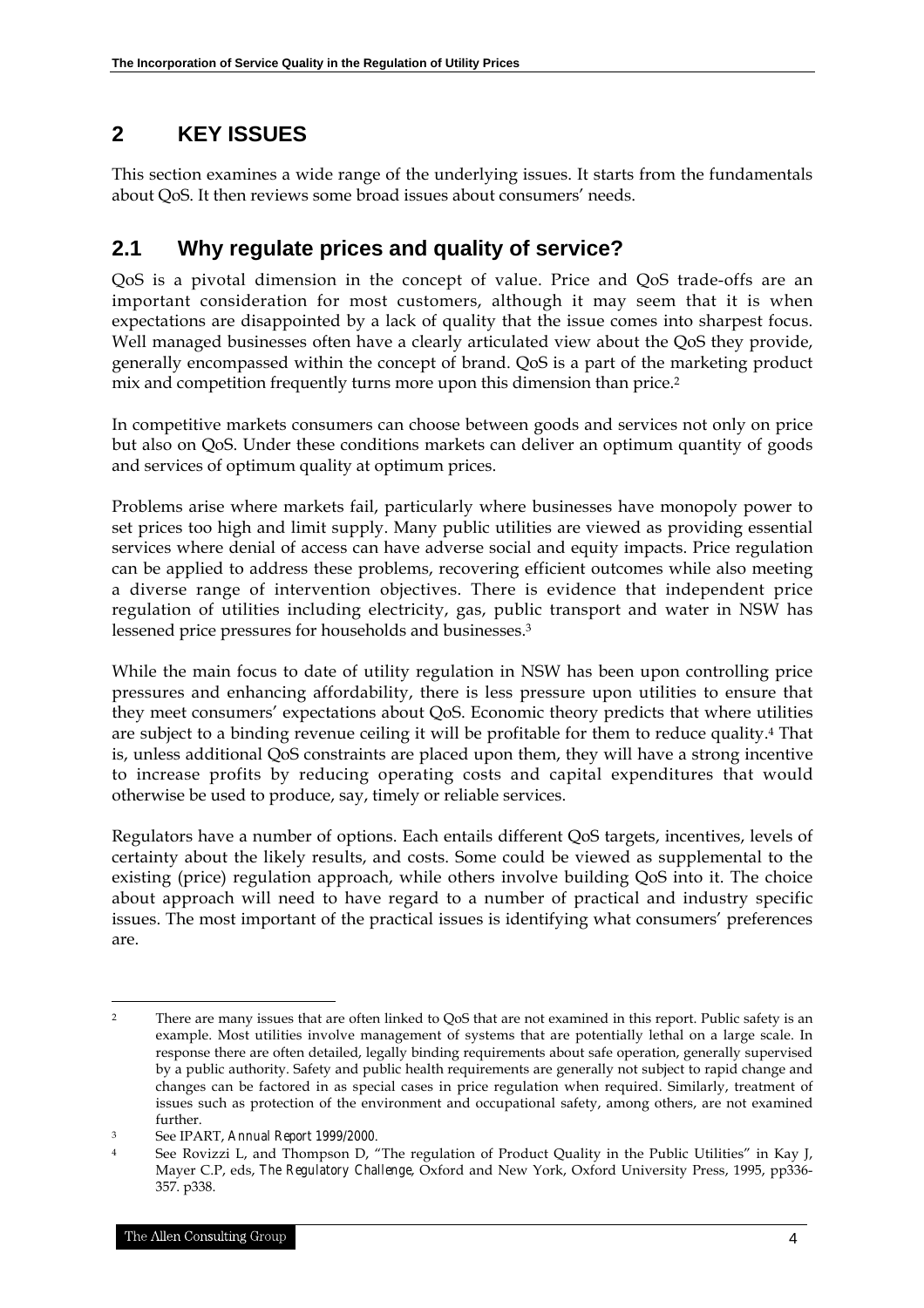## 2 KEY ISSUES

This section examines a wide range of the underlying issues. It starts from the fundamentals about QoS. It then reviews some broad issues about consumers' needs.

### 2.1 Why regulate prices and quality of service?

QoS is a pivotal dimension in the concept of value. Price and QoS trade-offs are an important consideration for most customers, although it may seem that it is when expectations are disappointed by a lack of quality that the issue comes into sharpest focus. Well managed businesses often have a clearly articulated view about the QoS they provide, generally encompassed within the concept of brand. QoS is a part of the marketing product mix and competition frequently turns more upon this dimension than price.[2]

In competitive markets consumers can choose between goods and services not only on price but also on QoS. Under these conditions markets can deliver an optimum quantity of goods and services of optimum quality at optimum prices.

Problems arise where markets fail, particularly where businesses have monopoly power to set prices too high and limit supply. Many public utilities are viewed as providing essential services where denial of access can have adverse social and equity impacts. Price regulation can be applied to address these problems, recovering efficient outcomes while also meeting a diverse range of intervention objectives. There is evidence that independent price regulation of utilities including electricity, gas, public transport and water in NSW has lessened price pressures for households and businesses.[3]

While the main focus to date of utility regulation in NSW has been upon controlling price pressures and enhancing affordability, there is less pressure upon utilities to ensure that they meet consumers' expectations about QoS. Economic theory predicts that where utilities are subject to a binding revenue ceiling it will be profitable for them to reduce quality.[4] That is, unless additional QoS constraints are placed upon them, they will have a strong incentive to increase profits by reducing operating costs and capital expenditures that would otherwise be used to produce, say, timely or reliable services.

Regulators have a number of options. Each entails different QoS targets, incentives, levels of certainty about the likely results, and costs. Some could be viewed as supplemental to the existing (price) regulation approach, while others involve building QoS into it. The choice about approach will need to have regard to a number of practical and industry specific issues. The most important of the practical issues is identifying what consumers' preferences are.

---

[2] There are many issues that are often linked to QoS that are not examined in this report. Public safety is an example. Most utilities involve management of systems that are potentially lethal on a large scale. In response there are often detailed, legally binding requirements about safe operation, generally supervised by a public authority. Safety and public health requirements are generally not subject to rapid change and changes can be factored in as special cases in price regulation when required. Similarly, treatment of issues such as protection of the environment and occupational safety, among others, are not examined further.

[3] See IPART, *Annual Report 1999/2000*.

[4] See Rovizzi L, and Thompson D, "The regulation of Product Quality in the Public Utilities" in Kay J, Mayer C.P, eds, *The Regulatory Challenge*, Oxford and New York, Oxford University Press, 1995, pp336-357. p338.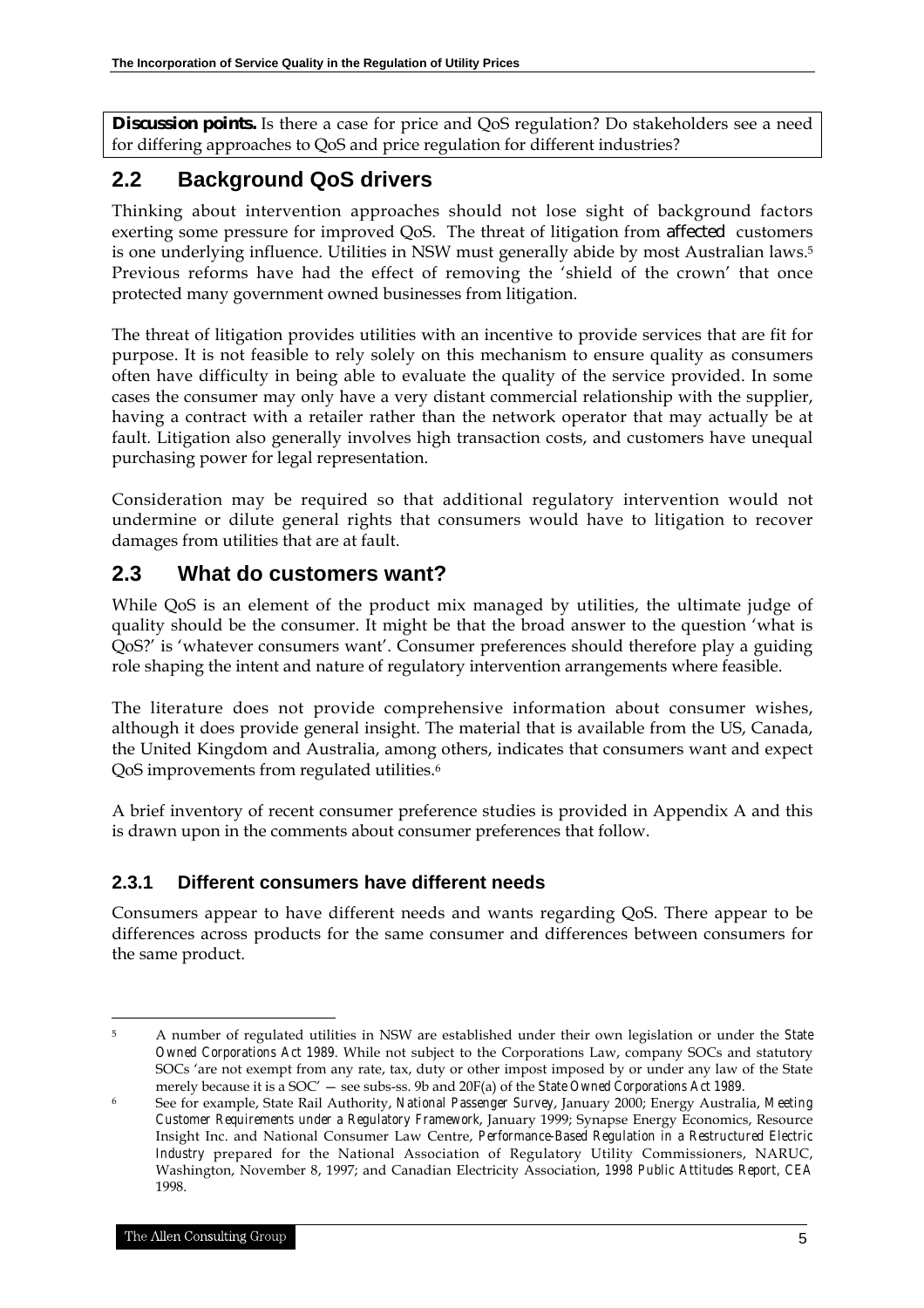**Discussion points.** Is there a case for price and QoS regulation? Do stakeholders see a need for differing approaches to QoS and price regulation for different industries?

## 2.2 Background QoS drivers

Thinking about intervention approaches should not lose sight of background factors exerting some pressure for improved QoS. The threat of litigation from affected customers is one underlying influence. Utilities in NSW must generally abide by most Australian laws.[5] Previous reforms have had the effect of removing the 'shield of the crown' that once protected many government owned businesses from litigation.

The threat of litigation provides utilities with an incentive to provide services that are fit for purpose. It is not feasible to rely solely on this mechanism to ensure quality as consumers often have difficulty in being able to evaluate the quality of the service provided. In some cases the consumer may only have a very distant commercial relationship with the supplier, having a contract with a retailer rather than the network operator that may actually be at fault. Litigation also generally involves high transaction costs, and customers have unequal purchasing power for legal representation.

Consideration may be required so that additional regulatory intervention would not undermine or dilute general rights that consumers would have to litigation to recover damages from utilities that are at fault.

## 2.3 What do customers want?

While QoS is an element of the product mix managed by utilities, the ultimate judge of quality should be the consumer. It might be that the broad answer to the question 'what is QoS?' is 'whatever consumers want'. Consumer preferences should therefore play a guiding role shaping the intent and nature of regulatory intervention arrangements where feasible.

The literature does not provide comprehensive information about consumer wishes, although it does provide general insight. The material that is available from the US, Canada, the United Kingdom and Australia, among others, indicates that consumers want and expect QoS improvements from regulated utilities.[6]

A brief inventory of recent consumer preference studies is provided in Appendix A and this is drawn upon in the comments about consumer preferences that follow.

### 2.3.1 Different consumers have different needs

Consumers appear to have different needs and wants regarding QoS. There appear to be differences across products for the same consumer and differences between consumers for the same product.

---

[5] A number of regulated utilities in NSW are established under their own legislation or under the *State Owned Corporations Act 1989*. While not subject to the Corporations Law, company SOCs and statutory SOCs 'are not exempt from any rate, tax, duty or other impost imposed by or under any law of the State merely because it is a SOC' — see subs-ss. 9b and 20F(a) of the *State Owned Corporations Act 1989*.

[6] See for example, State Rail Authority, *National Passenger Survey*, January 2000; Energy Australia, *Meeting Customer Requirements under a Regulatory Framework*, January 1999; Synapse Energy Economics, Resource Insight Inc. and National Consumer Law Centre, *Performance-Based Regulation in a Restructured Electric Industry* prepared for the National Association of Regulatory Utility Commissioners, NARUC, Washington, November 8, 1997; and Canadian Electricity Association, *1998 Public Attitudes Report*, *CEA* 1998.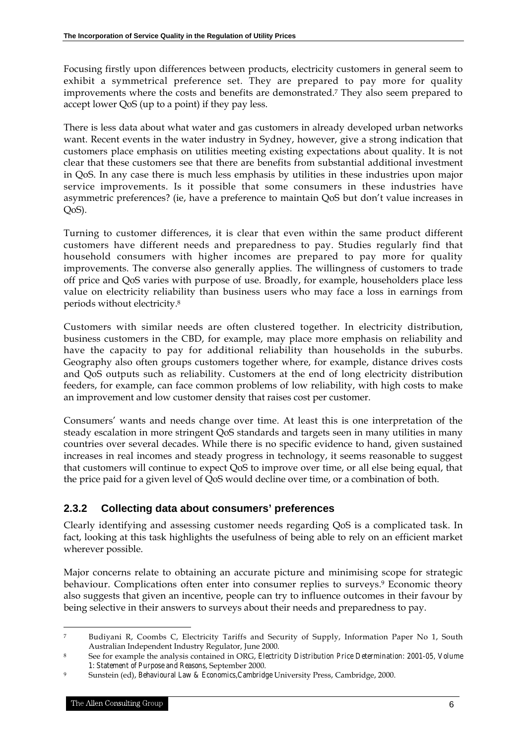Focusing firstly upon differences between products, electricity customers in general seem to exhibit a symmetrical preference set. They are prepared to pay more for quality improvements where the costs and benefits are demonstrated.[7] They also seem prepared to accept lower QoS (up to a point) if they pay less.

There is less data about what water and gas customers in already developed urban networks want. Recent events in the water industry in Sydney, however, give a strong indication that customers place emphasis on utilities meeting existing expectations about quality. It is not clear that these customers see that there are benefits from substantial additional investment in QoS. In any case there is much less emphasis by utilities in these industries upon major service improvements. Is it possible that some consumers in these industries have asymmetric preferences? (ie, have a preference to maintain QoS but don't value increases in QoS).

Turning to customer differences, it is clear that even within the same product different customers have different needs and preparedness to pay. Studies regularly find that household consumers with higher incomes are prepared to pay more for quality improvements. The converse also generally applies. The willingness of customers to trade off price and QoS varies with purpose of use. Broadly, for example, householders place less value on electricity reliability than business users who may face a loss in earnings from periods without electricity.[8]

Customers with similar needs are often clustered together. In electricity distribution, business customers in the CBD, for example, may place more emphasis on reliability and have the capacity to pay for additional reliability than households in the suburbs. Geography also often groups customers together where, for example, distance drives costs and QoS outputs such as reliability. Customers at the end of long electricity distribution feeders, for example, can face common problems of low reliability, with high costs to make an improvement and low customer density that raises cost per customer.

Consumers' wants and needs change over time. At least this is one interpretation of the steady escalation in more stringent QoS standards and targets seen in many utilities in many countries over several decades. While there is no specific evidence to hand, given sustained increases in real incomes and steady progress in technology, it seems reasonable to suggest that customers will continue to expect QoS to improve over time, or all else being equal, that the price paid for a given level of QoS would decline over time, or a combination of both.

### 2.3.2 Collecting data about consumers' preferences

Clearly identifying and assessing customer needs regarding QoS is a complicated task. In fact, looking at this task highlights the usefulness of being able to rely on an efficient market wherever possible.

Major concerns relate to obtaining an accurate picture and minimising scope for strategic behaviour. Complications often enter into consumer replies to surveys.[9] Economic theory also suggests that given an incentive, people can try to influence outcomes in their favour by being selective in their answers to surveys about their needs and preparedness to pay.

---

[7] Budiyani R, Coombs C, Electricity Tariffs and Security of Supply, Information Paper No 1, South Australian Independent Industry Regulator, June 2000.

[8] See for example the analysis contained in ORG, *Electricity Distribution Price Determination: 2001-05, Volume 1: Statement of Purpose and Reasons*, September 2000.

[9] Sunstein (ed), *Behavioural Law & Economics,Cambridge* University Press, Cambridge, 2000.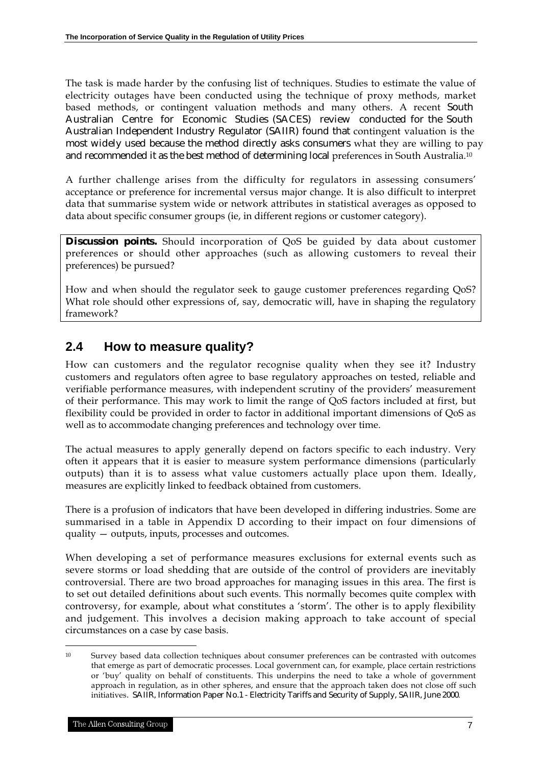The task is made harder by the confusing list of techniques. Studies to estimate the value of electricity outages have been conducted using the technique of proxy methods, market based methods, or contingent valuation methods and many others. A recent South Australian Centre for Economic Studies (SACES) review conducted for the South Australian Independent Industry Regulator (SAIIR) found that contingent valuation is the most widely used because the method directly asks consumers what they are willing to pay and recommended it as the best method of determining local preferences in South Australia.[10]

A further challenge arises from the difficulty for regulators in assessing consumers' acceptance or preference for incremental versus major change. It is also difficult to interpret data that summarise system wide or network attributes in statistical averages as opposed to data about specific consumer groups (ie, in different regions or customer category).

> **Discussion points.** Should incorporation of QoS be guided by data about customer preferences or should other approaches (such as allowing customers to reveal their preferences) be pursued?
>
> How and when should the regulator seek to gauge customer preferences regarding QoS? What role should other expressions of, say, democratic will, have in shaping the regulatory framework?

## 2.4 How to measure quality?

How can customers and the regulator recognise quality when they see it? Industry customers and regulators often agree to base regulatory approaches on tested, reliable and verifiable performance measures, with independent scrutiny of the providers' measurement of their performance. This may work to limit the range of QoS factors included at first, but flexibility could be provided in order to factor in additional important dimensions of QoS as well as to accommodate changing preferences and technology over time.

The actual measures to apply generally depend on factors specific to each industry. Very often it appears that it is easier to measure system performance dimensions (particularly outputs) than it is to assess what value customers actually place upon them. Ideally, measures are explicitly linked to feedback obtained from customers.

There is a profusion of indicators that have been developed in differing industries. Some are summarised in a table in Appendix D according to their impact on four dimensions of quality — outputs, inputs, processes and outcomes.

When developing a set of performance measures exclusions for external events such as severe storms or load shedding that are outside of the control of providers are inevitably controversial. There are two broad approaches for managing issues in this area. The first is to set out detailed definitions about such events. This normally becomes quite complex with controversy, for example, about what constitutes a 'storm'. The other is to apply flexibility and judgement. This involves a decision making approach to take account of special circumstances on a case by case basis.

---

[10] Survey based data collection techniques about consumer preferences can be contrasted with outcomes that emerge as part of democratic processes. Local government can, for example, place certain restrictions or 'buy' quality on behalf of constituents. This underpins the need to take a whole of government approach in regulation, as in other spheres, and ensure that the approach taken does not close off such initiatives. SAIIR, Information Paper No.1 - Electricity Tariffs and Security of Supply, SAIIR, June 2000.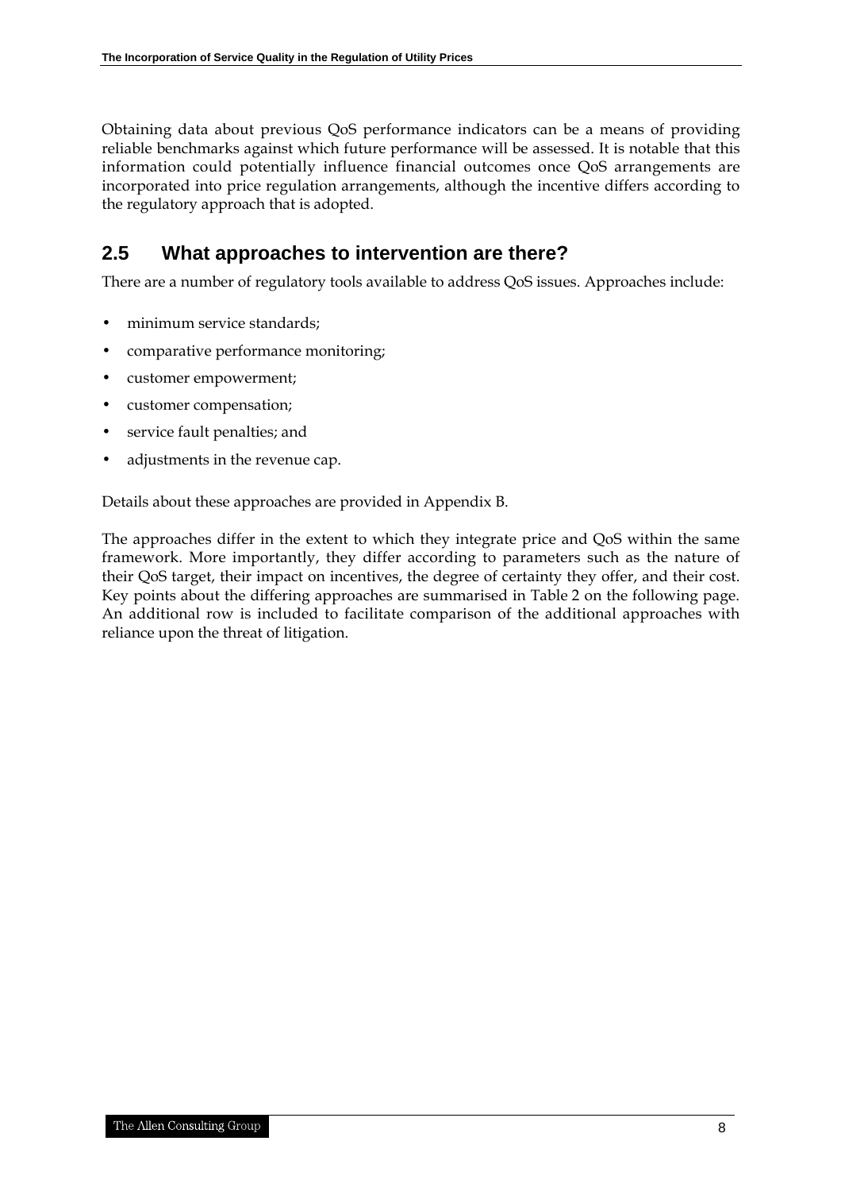Obtaining data about previous QoS performance indicators can be a means of providing reliable benchmarks against which future performance will be assessed. It is notable that this information could potentially influence financial outcomes once QoS arrangements are incorporated into price regulation arrangements, although the incentive differs according to the regulatory approach that is adopted.

## 2.5 What approaches to intervention are there?

There are a number of regulatory tools available to address QoS issues. Approaches include:

- minimum service standards;
- comparative performance monitoring;
- customer empowerment;
- customer compensation;
- service fault penalties; and
- adjustments in the revenue cap.

Details about these approaches are provided in Appendix B.

The approaches differ in the extent to which they integrate price and QoS within the same framework. More importantly, they differ according to parameters such as the nature of their QoS target, their impact on incentives, the degree of certainty they offer, and their cost. Key points about the differing approaches are summarised in Table 2 on the following page. An additional row is included to facilitate comparison of the additional approaches with reliance upon the threat of litigation.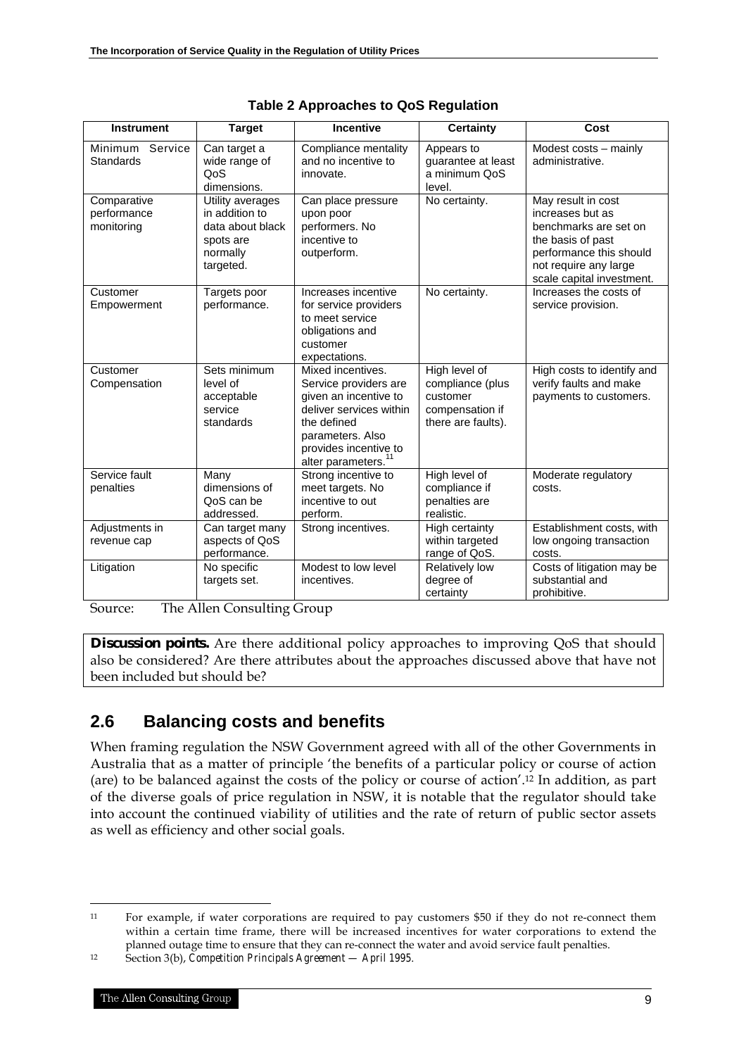**Table 2 Approaches to QoS Regulation**

| Instrument | Target | Incentive | Certainty | Cost |
|---|---|---|---|---|
| Minimum Service Standards | Can target a wide range of QoS dimensions. | Compliance mentality and no incentive to innovate. | Appears to guarantee at least a minimum QoS level. | Modest costs – mainly administrative. |
| Comparative performance monitoring | Utility averages in addition to data about black spots are normally targeted. | Can place pressure upon poor performers. No incentive to outperform. | No certainty. | May result in cost increases but as benchmarks are set on the basis of past performance this should not require any large scale capital investment. |
| Customer Empowerment | Targets poor performance. | Increases incentive for service providers to meet service obligations and customer expectations. | No certainty. | Increases the costs of service provision. |
| Customer Compensation | Sets minimum level of acceptable service standards | Mixed incentives. Service providers are given an incentive to deliver services within the defined parameters. Also provides incentive to alter parameters.[11] | High level of compliance (plus customer compensation if there are faults). | High costs to identify and verify faults and make payments to customers. |
| Service fault penalties | Many dimensions of QoS can be addressed. | Strong incentive to meet targets. No incentive to out perform. | High level of compliance if penalties are realistic. | Moderate regulatory costs. |
| Adjustments in revenue cap | Can target many aspects of QoS performance. | Strong incentives. | High certainty within targeted range of QoS. | Establishment costs, with low ongoing transaction costs. |
| Litigation | No specific targets set. | Modest to low level incentives. | Relatively low degree of certainty | Costs of litigation may be substantial and prohibitive. |

Source: The Allen Consulting Group

**Discussion points.** Are there additional policy approaches to improving QoS that should also be considered? Are there attributes about the approaches discussed above that have not been included but should be?

## 2.6 Balancing costs and benefits

When framing regulation the NSW Government agreed with all of the other Governments in Australia that as a matter of principle 'the benefits of a particular policy or course of action (are) to be balanced against the costs of the policy or course of action'.[12] In addition, as part of the diverse goals of price regulation in NSW, it is notable that the regulator should take into account the continued viability of utilities and the rate of return of public sector assets as well as efficiency and other social goals.

---

[11] For example, if water corporations are required to pay customers $50 if they do not re-connect them within a certain time frame, there will be increased incentives for water corporations to extend the planned outage time to ensure that they can re-connect the water and avoid service fault penalties.

[12] Section 3(b), *Competition Principals Agreement — April 1995*.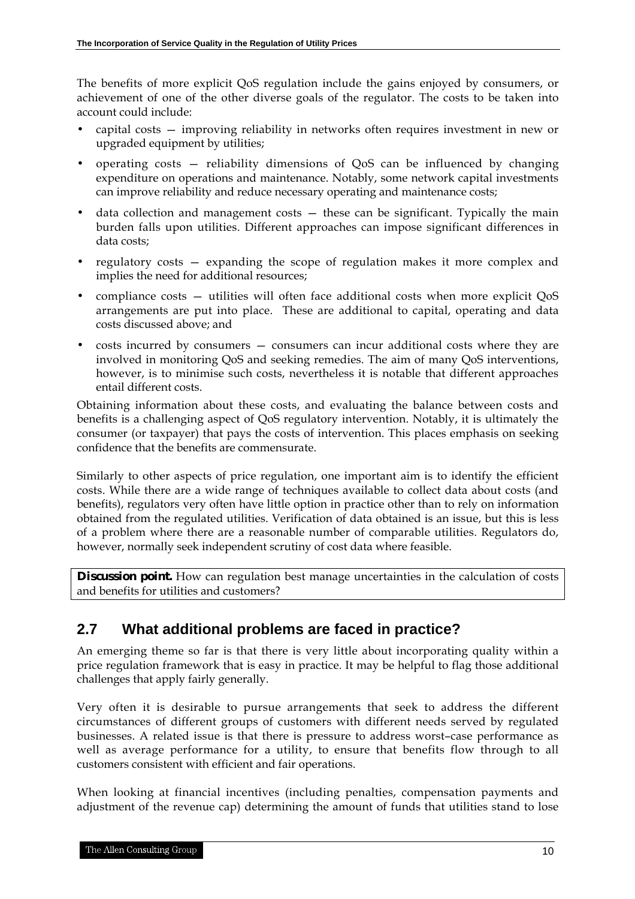The benefits of more explicit QoS regulation include the gains enjoyed by consumers, or achievement of one of the other diverse goals of the regulator. The costs to be taken into account could include:

- capital costs — improving reliability in networks often requires investment in new or upgraded equipment by utilities;
- operating costs — reliability dimensions of QoS can be influenced by changing expenditure on operations and maintenance. Notably, some network capital investments can improve reliability and reduce necessary operating and maintenance costs;
- data collection and management costs — these can be significant. Typically the main burden falls upon utilities. Different approaches can impose significant differences in data costs;
- regulatory costs — expanding the scope of regulation makes it more complex and implies the need for additional resources;
- compliance costs — utilities will often face additional costs when more explicit QoS arrangements are put into place. These are additional to capital, operating and data costs discussed above; and
- costs incurred by consumers — consumers can incur additional costs where they are involved in monitoring QoS and seeking remedies. The aim of many QoS interventions, however, is to minimise such costs, nevertheless it is notable that different approaches entail different costs.

Obtaining information about these costs, and evaluating the balance between costs and benefits is a challenging aspect of QoS regulatory intervention. Notably, it is ultimately the consumer (or taxpayer) that pays the costs of intervention. This places emphasis on seeking confidence that the benefits are commensurate.

Similarly to other aspects of price regulation, one important aim is to identify the efficient costs. While there are a wide range of techniques available to collect data about costs (and benefits), regulators very often have little option in practice other than to rely on information obtained from the regulated utilities. Verification of data obtained is an issue, but this is less of a problem where there are a reasonable number of comparable utilities. Regulators do, however, normally seek independent scrutiny of cost data where feasible.

> ***Discussion point.*** How can regulation best manage uncertainties in the calculation of costs and benefits for utilities and customers?

## 2.7 What additional problems are faced in practice?

An emerging theme so far is that there is very little about incorporating quality within a price regulation framework that is easy in practice. It may be helpful to flag those additional challenges that apply fairly generally.

Very often it is desirable to pursue arrangements that seek to address the different circumstances of different groups of customers with different needs served by regulated businesses. A related issue is that there is pressure to address worst–case performance as well as average performance for a utility, to ensure that benefits flow through to all customers consistent with efficient and fair operations.

When looking at financial incentives (including penalties, compensation payments and adjustment of the revenue cap) determining the amount of funds that utilities stand to lose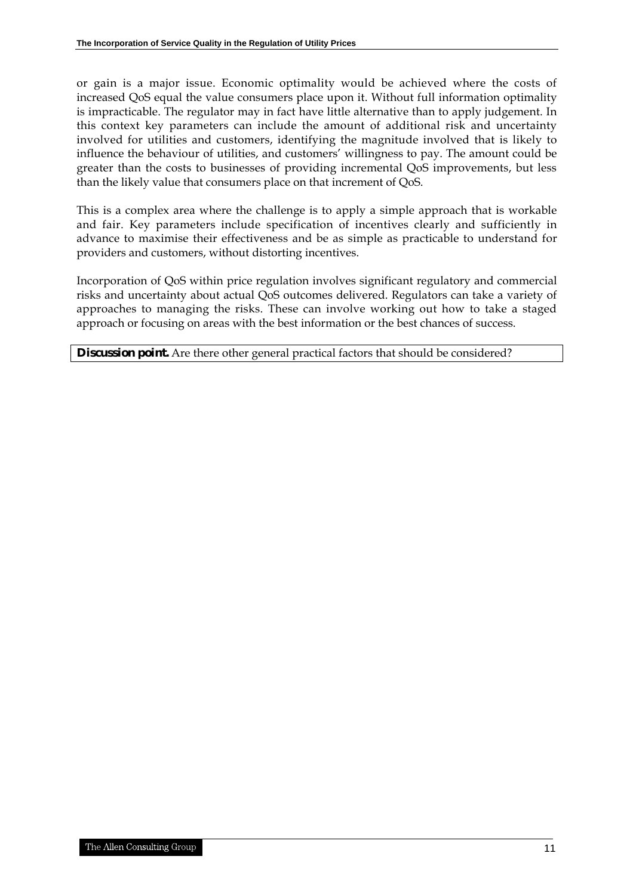or gain is a major issue. Economic optimality would be achieved where the costs of increased QoS equal the value consumers place upon it. Without full information optimality is impracticable. The regulator may in fact have little alternative than to apply judgement. In this context key parameters can include the amount of additional risk and uncertainty involved for utilities and customers, identifying the magnitude involved that is likely to influence the behaviour of utilities, and customers' willingness to pay. The amount could be greater than the costs to businesses of providing incremental QoS improvements, but less than the likely value that consumers place on that increment of QoS.

This is a complex area where the challenge is to apply a simple approach that is workable and fair. Key parameters include specification of incentives clearly and sufficiently in advance to maximise their effectiveness and be as simple as practicable to understand for providers and customers, without distorting incentives.

Incorporation of QoS within price regulation involves significant regulatory and commercial risks and uncertainty about actual QoS outcomes delivered. Regulators can take a variety of approaches to managing the risks. These can involve working out how to take a staged approach or focusing on areas with the best information or the best chances of success.

**Discussion point.** Are there other general practical factors that should be considered?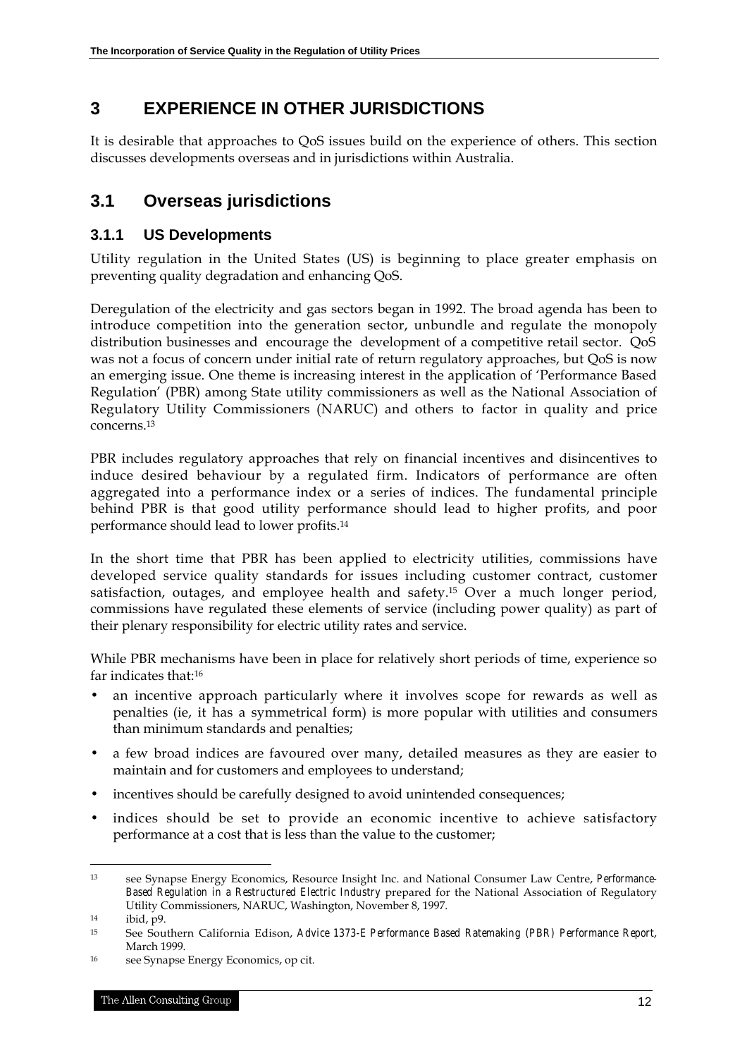# 3 EXPERIENCE IN OTHER JURISDICTIONS

It is desirable that approaches to QoS issues build on the experience of others. This section discusses developments overseas and in jurisdictions within Australia.

## 3.1 Overseas jurisdictions

### 3.1.1 US Developments

Utility regulation in the United States (US) is beginning to place greater emphasis on preventing quality degradation and enhancing QoS.

Deregulation of the electricity and gas sectors began in 1992. The broad agenda has been to introduce competition into the generation sector, unbundle and regulate the monopoly distribution businesses and encourage the development of a competitive retail sector. QoS was not a focus of concern under initial rate of return regulatory approaches, but QoS is now an emerging issue. One theme is increasing interest in the application of 'Performance Based Regulation' (PBR) among State utility commissioners as well as the National Association of Regulatory Utility Commissioners (NARUC) and others to factor in quality and price concerns.[13]

PBR includes regulatory approaches that rely on financial incentives and disincentives to induce desired behaviour by a regulated firm. Indicators of performance are often aggregated into a performance index or a series of indices. The fundamental principle behind PBR is that good utility performance should lead to higher profits, and poor performance should lead to lower profits.[14]

In the short time that PBR has been applied to electricity utilities, commissions have developed service quality standards for issues including customer contract, customer satisfaction, outages, and employee health and safety.[15] Over a much longer period, commissions have regulated these elements of service (including power quality) as part of their plenary responsibility for electric utility rates and service.

While PBR mechanisms have been in place for relatively short periods of time, experience so far indicates that:[16]

- an incentive approach particularly where it involves scope for rewards as well as penalties (ie, it has a symmetrical form) is more popular with utilities and consumers than minimum standards and penalties;
- a few broad indices are favoured over many, detailed measures as they are easier to maintain and for customers and employees to understand;
- incentives should be carefully designed to avoid unintended consequences;
- indices should be set to provide an economic incentive to achieve satisfactory performance at a cost that is less than the value to the customer;

---

[13] see Synapse Energy Economics, Resource Insight Inc. and National Consumer Law Centre, *Performance-Based Regulation in a Restructured Electric Industry* prepared for the National Association of Regulatory Utility Commissioners, NARUC, Washington, November 8, 1997.

[14] ibid, p9.

[15] See Southern California Edison, *Advice 1373-E Performance Based Ratemaking (PBR) Performance Report*, March 1999.

[16] see Synapse Energy Economics, op cit.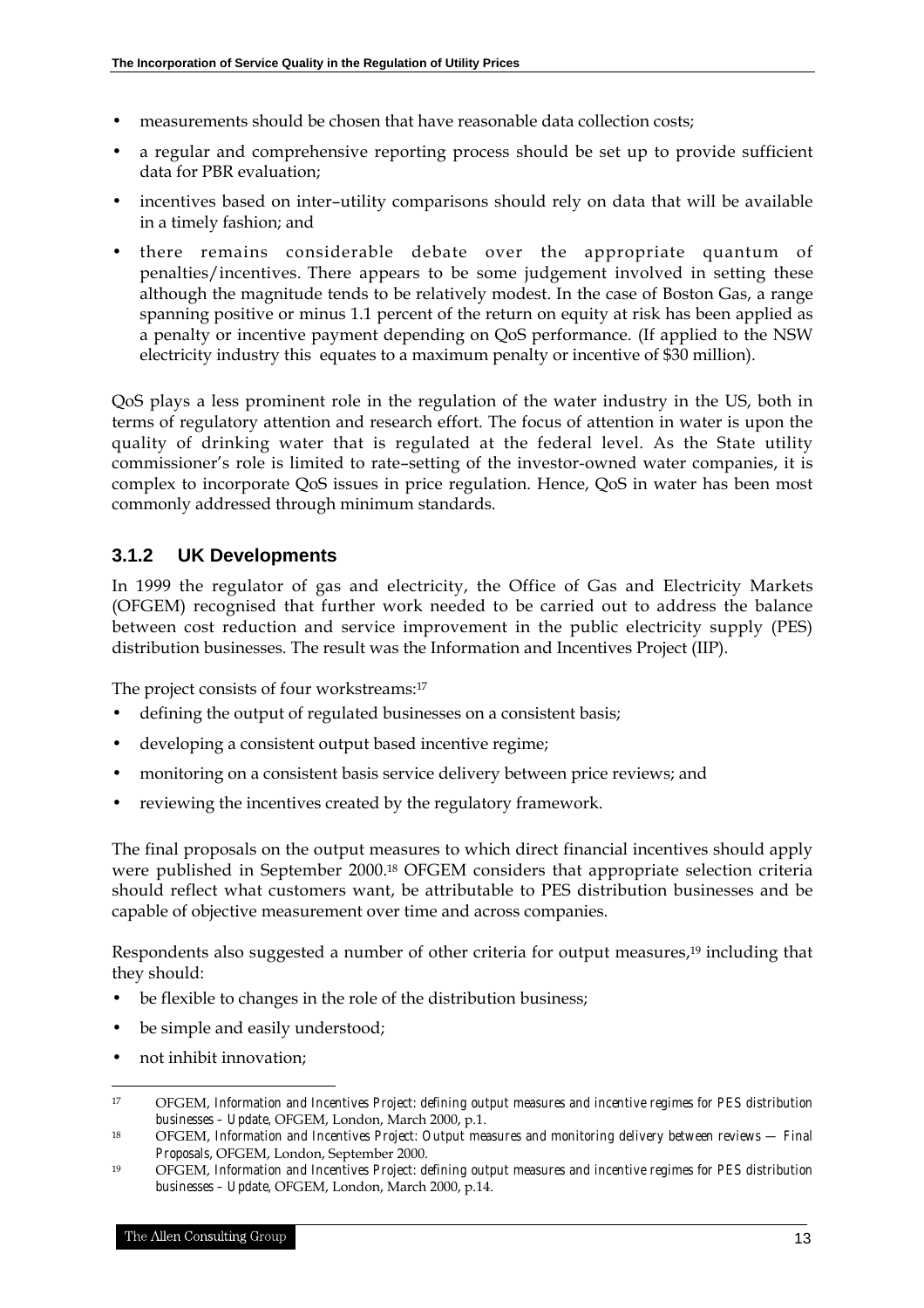- measurements should be chosen that have reasonable data collection costs;
- a regular and comprehensive reporting process should be set up to provide sufficient data for PBR evaluation;
- incentives based on inter–utility comparisons should rely on data that will be available in a timely fashion; and
- there remains considerable debate over the appropriate quantum of penalties/incentives. There appears to be some judgement involved in setting these although the magnitude tends to be relatively modest. In the case of Boston Gas, a range spanning positive or minus 1.1 percent of the return on equity at risk has been applied as a penalty or incentive payment depending on QoS performance. (If applied to the NSW electricity industry this equates to a maximum penalty or incentive of $30 million).

QoS plays a less prominent role in the regulation of the water industry in the US, both in terms of regulatory attention and research effort. The focus of attention in water is upon the quality of drinking water that is regulated at the federal level. As the State utility commissioner's role is limited to rate–setting of the investor-owned water companies, it is complex to incorporate QoS issues in price regulation. Hence, QoS in water has been most commonly addressed through minimum standards.

### 3.1.2 UK Developments

In 1999 the regulator of gas and electricity, the Office of Gas and Electricity Markets (OFGEM) recognised that further work needed to be carried out to address the balance between cost reduction and service improvement in the public electricity supply (PES) distribution businesses. The result was the Information and Incentives Project (IIP).

The project consists of four workstreams:[17]

- defining the output of regulated businesses on a consistent basis;
- developing a consistent output based incentive regime;
- monitoring on a consistent basis service delivery between price reviews; and
- reviewing the incentives created by the regulatory framework.

The final proposals on the output measures to which direct financial incentives should apply were published in September 2000.[18] OFGEM considers that appropriate selection criteria should reflect what customers want, be attributable to PES distribution businesses and be capable of objective measurement over time and across companies.

Respondents also suggested a number of other criteria for output measures,[19] including that they should:

- be flexible to changes in the role of the distribution business;
- be simple and easily understood;
- not inhibit innovation;

---

[17] OFGEM, *Information and Incentives Project: defining output measures and incentive regimes for PES distribution businesses – Update*, OFGEM, London, March 2000, p.1.

[18] OFGEM, *Information and Incentives Project: Output measures and monitoring delivery between reviews — Final Proposals*, OFGEM, London, September 2000.

[19] OFGEM, *Information and Incentives Project: defining output measures and incentive regimes for PES distribution businesses – Update*, OFGEM, London, March 2000, p.14.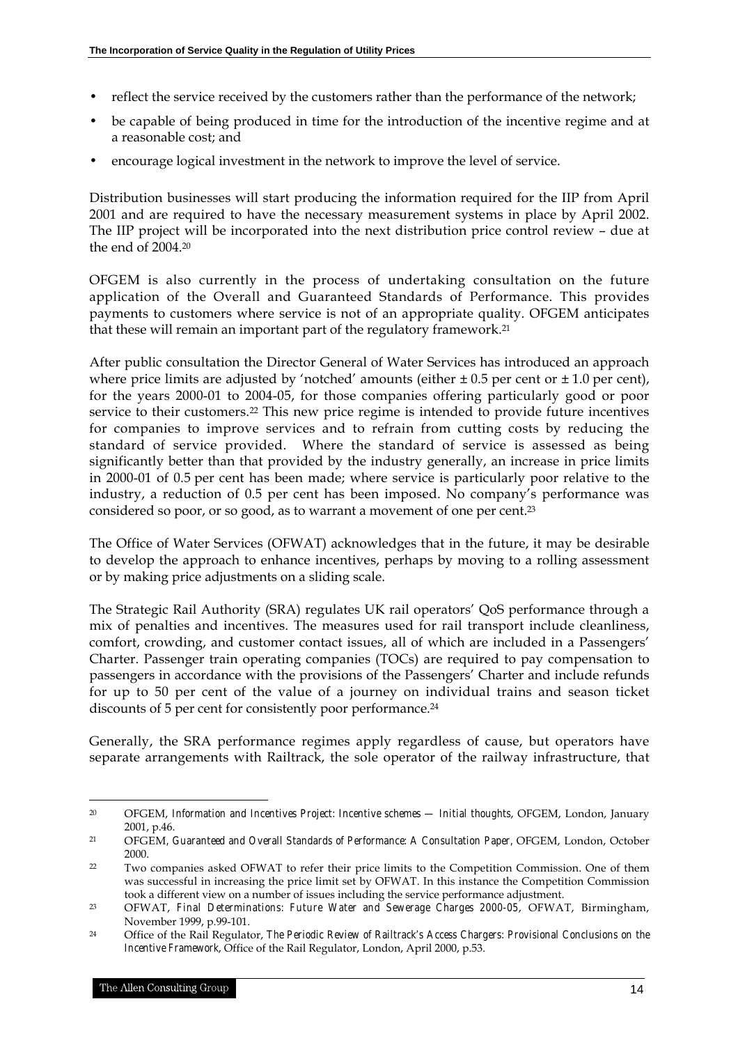- reflect the service received by the customers rather than the performance of the network;
- be capable of being produced in time for the introduction of the incentive regime and at a reasonable cost; and
- encourage logical investment in the network to improve the level of service.

Distribution businesses will start producing the information required for the IIP from April 2001 and are required to have the necessary measurement systems in place by April 2002. The IIP project will be incorporated into the next distribution price control review – due at the end of 2004.[20]

OFGEM is also currently in the process of undertaking consultation on the future application of the Overall and Guaranteed Standards of Performance. This provides payments to customers where service is not of an appropriate quality. OFGEM anticipates that these will remain an important part of the regulatory framework.[21]

After public consultation the Director General of Water Services has introduced an approach where price limits are adjusted by 'notched' amounts (either ± 0.5 per cent or ± 1.0 per cent), for the years 2000-01 to 2004-05, for those companies offering particularly good or poor service to their customers.[22] This new price regime is intended to provide future incentives for companies to improve services and to refrain from cutting costs by reducing the standard of service provided. Where the standard of service is assessed as being significantly better than that provided by the industry generally, an increase in price limits in 2000-01 of 0.5 per cent has been made; where service is particularly poor relative to the industry, a reduction of 0.5 per cent has been imposed. No company's performance was considered so poor, or so good, as to warrant a movement of one per cent.[23]

The Office of Water Services (OFWAT) acknowledges that in the future, it may be desirable to develop the approach to enhance incentives, perhaps by moving to a rolling assessment or by making price adjustments on a sliding scale.

The Strategic Rail Authority (SRA) regulates UK rail operators' QoS performance through a mix of penalties and incentives. The measures used for rail transport include cleanliness, comfort, crowding, and customer contact issues, all of which are included in a Passengers' Charter. Passenger train operating companies (TOCs) are required to pay compensation to passengers in accordance with the provisions of the Passengers' Charter and include refunds for up to 50 per cent of the value of a journey on individual trains and season ticket discounts of 5 per cent for consistently poor performance.[24]

Generally, the SRA performance regimes apply regardless of cause, but operators have separate arrangements with Railtrack, the sole operator of the railway infrastructure, that

---

[20] OFGEM, *Information and Incentives Project: Incentive schemes — Initial thoughts*, OFGEM, London, January 2001, p.46.

[21] OFGEM, *Guaranteed and Overall Standards of Performance: A Consultation Paper*, OFGEM, London, October 2000.

[22] Two companies asked OFWAT to refer their price limits to the Competition Commission. One of them was successful in increasing the price limit set by OFWAT. In this instance the Competition Commission took a different view on a number of issues including the service performance adjustment.

[23] OFWAT, *Final Determinations: Future Water and Sewerage Charges 2000-05*, OFWAT, Birmingham, November 1999, p.99-101.

[24] Office of the Rail Regulator, *The Periodic Review of Railtrack's Access Chargers: Provisional Conclusions on the Incentive Framework*, Office of the Rail Regulator, London, April 2000, p.53.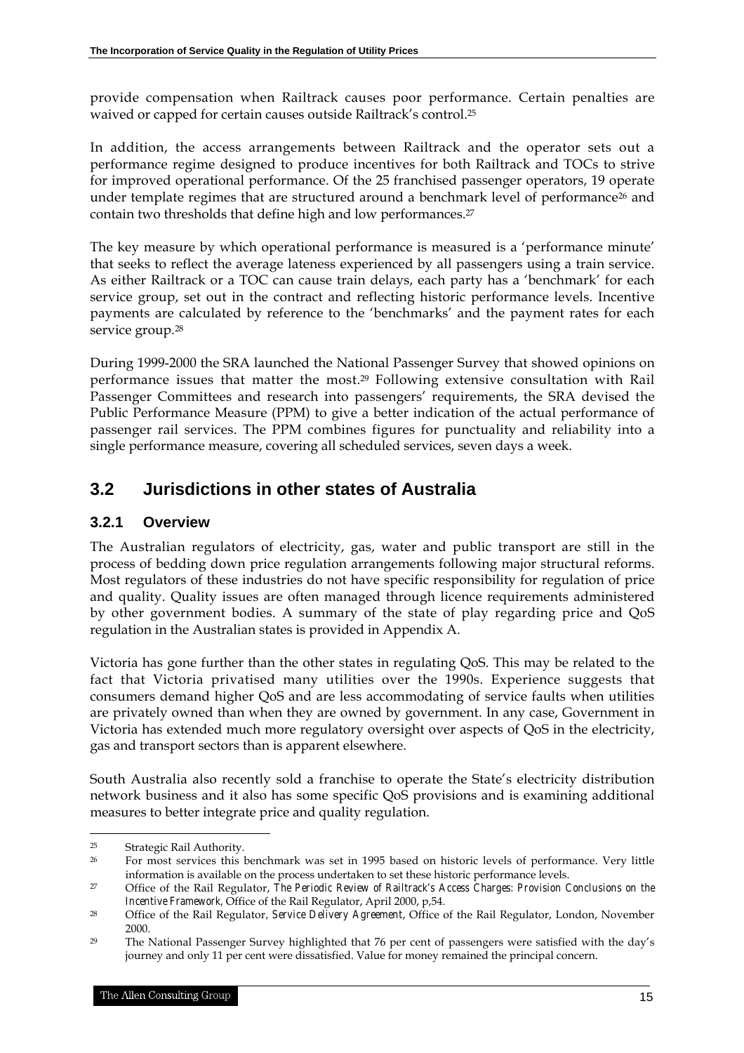provide compensation when Railtrack causes poor performance. Certain penalties are waived or capped for certain causes outside Railtrack's control.[25]

In addition, the access arrangements between Railtrack and the operator sets out a performance regime designed to produce incentives for both Railtrack and TOCs to strive for improved operational performance. Of the 25 franchised passenger operators, 19 operate under template regimes that are structured around a benchmark level of performance[26] and contain two thresholds that define high and low performances.[27]

The key measure by which operational performance is measured is a 'performance minute' that seeks to reflect the average lateness experienced by all passengers using a train service. As either Railtrack or a TOC can cause train delays, each party has a 'benchmark' for each service group, set out in the contract and reflecting historic performance levels. Incentive payments are calculated by reference to the 'benchmarks' and the payment rates for each service group.[28]

During 1999-2000 the SRA launched the National Passenger Survey that showed opinions on performance issues that matter the most.[29] Following extensive consultation with Rail Passenger Committees and research into passengers' requirements, the SRA devised the Public Performance Measure (PPM) to give a better indication of the actual performance of passenger rail services. The PPM combines figures for punctuality and reliability into a single performance measure, covering all scheduled services, seven days a week.

## 3.2 Jurisdictions in other states of Australia

### 3.2.1 Overview

The Australian regulators of electricity, gas, water and public transport are still in the process of bedding down price regulation arrangements following major structural reforms. Most regulators of these industries do not have specific responsibility for regulation of price and quality. Quality issues are often managed through licence requirements administered by other government bodies. A summary of the state of play regarding price and QoS regulation in the Australian states is provided in Appendix A.

Victoria has gone further than the other states in regulating QoS. This may be related to the fact that Victoria privatised many utilities over the 1990s. Experience suggests that consumers demand higher QoS and are less accommodating of service faults when utilities are privately owned than when they are owned by government. In any case, Government in Victoria has extended much more regulatory oversight over aspects of QoS in the electricity, gas and transport sectors than is apparent elsewhere.

South Australia also recently sold a franchise to operate the State's electricity distribution network business and it also has some specific QoS provisions and is examining additional measures to better integrate price and quality regulation.

---

[25] Strategic Rail Authority.

[26] For most services this benchmark was set in 1995 based on historic levels of performance. Very little information is available on the process undertaken to set these historic performance levels.

[27] Office of the Rail Regulator, *The Periodic Review of Railtrack's Access Charges: Provision Conclusions on the Incentive Framework*, Office of the Rail Regulator, April 2000, p,54.

[28] Office of the Rail Regulator, *Service Delivery Agreement*, Office of the Rail Regulator, London, November 2000.

[29] The National Passenger Survey highlighted that 76 per cent of passengers were satisfied with the day's journey and only 11 per cent were dissatisfied. Value for money remained the principal concern.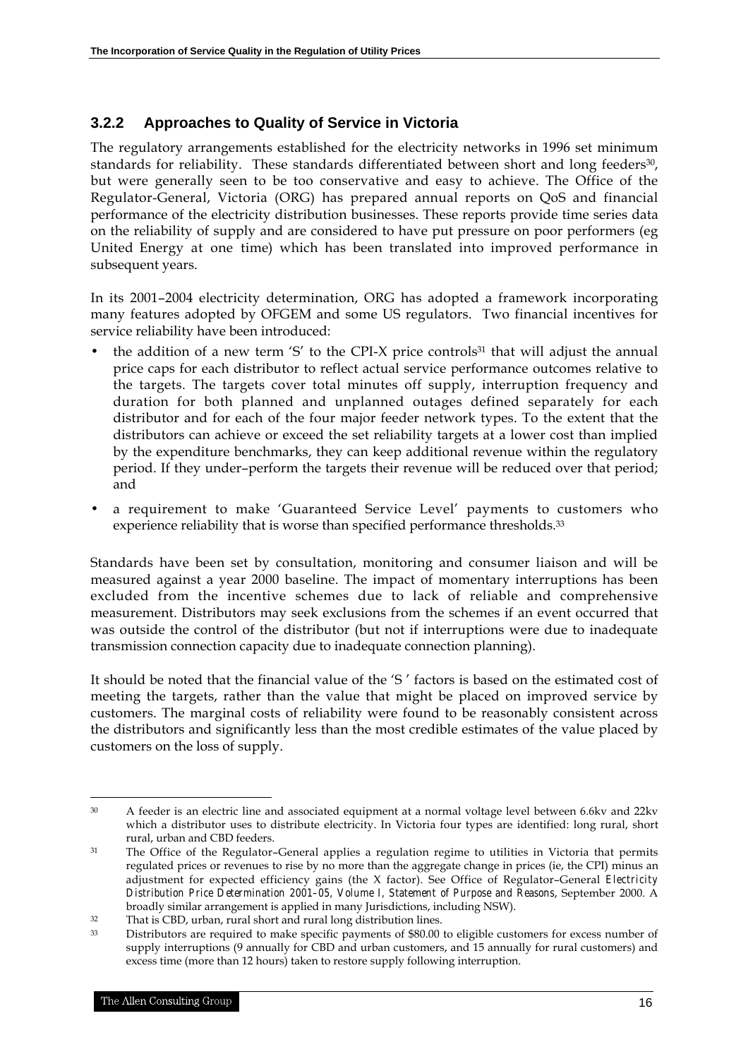### 3.2.2 Approaches to Quality of Service in Victoria

The regulatory arrangements established for the electricity networks in 1996 set minimum standards for reliability. These standards differentiated between short and long feeders[30], but were generally seen to be too conservative and easy to achieve. The Office of the Regulator-General, Victoria (ORG) has prepared annual reports on QoS and financial performance of the electricity distribution businesses. These reports provide time series data on the reliability of supply and are considered to have put pressure on poor performers (eg United Energy at one time) which has been translated into improved performance in subsequent years.

In its 2001–2004 electricity determination, ORG has adopted a framework incorporating many features adopted by OFGEM and some US regulators. Two financial incentives for service reliability have been introduced:

- the addition of a new term 'S' to the CPI-X price controls[31] that will adjust the annual price caps for each distributor to reflect actual service performance outcomes relative to the targets. The targets cover total minutes off supply, interruption frequency and duration for both planned and unplanned outages defined separately for each distributor and for each of the four major feeder network types. To the extent that the distributors can achieve or exceed the set reliability targets at a lower cost than implied by the expenditure benchmarks, they can keep additional revenue within the regulatory period. If they under–perform the targets their revenue will be reduced over that period; and
- a requirement to make 'Guaranteed Service Level' payments to customers who experience reliability that is worse than specified performance thresholds.[33]

Standards have been set by consultation, monitoring and consumer liaison and will be measured against a year 2000 baseline. The impact of momentary interruptions has been excluded from the incentive schemes due to lack of reliable and comprehensive measurement. Distributors may seek exclusions from the schemes if an event occurred that was outside the control of the distributor (but not if interruptions were due to inadequate transmission connection capacity due to inadequate connection planning).

It should be noted that the financial value of the 'S ' factors is based on the estimated cost of meeting the targets, rather than the value that might be placed on improved service by customers. The marginal costs of reliability were found to be reasonably consistent across the distributors and significantly less than the most credible estimates of the value placed by customers on the loss of supply.

---

[30] A feeder is an electric line and associated equipment at a normal voltage level between 6.6kv and 22kv which a distributor uses to distribute electricity. In Victoria four types are identified: long rural, short rural, urban and CBD feeders.

[31] The Office of the Regulator–General applies a regulation regime to utilities in Victoria that permits regulated prices or revenues to rise by no more than the aggregate change in prices (ie, the CPI) minus an adjustment for expected efficiency gains (the X factor). See Office of Regulator–General *Electricity Distribution Price Determination 2001–05, Volume I, Statement of Purpose and Reasons*, September 2000. A broadly similar arrangement is applied in many Jurisdictions, including NSW).

[32] That is CBD, urban, rural short and rural long distribution lines.

[33] Distributors are required to make specific payments of $80.00 to eligible customers for excess number of supply interruptions (9 annually for CBD and urban customers, and 15 annually for rural customers) and excess time (more than 12 hours) taken to restore supply following interruption.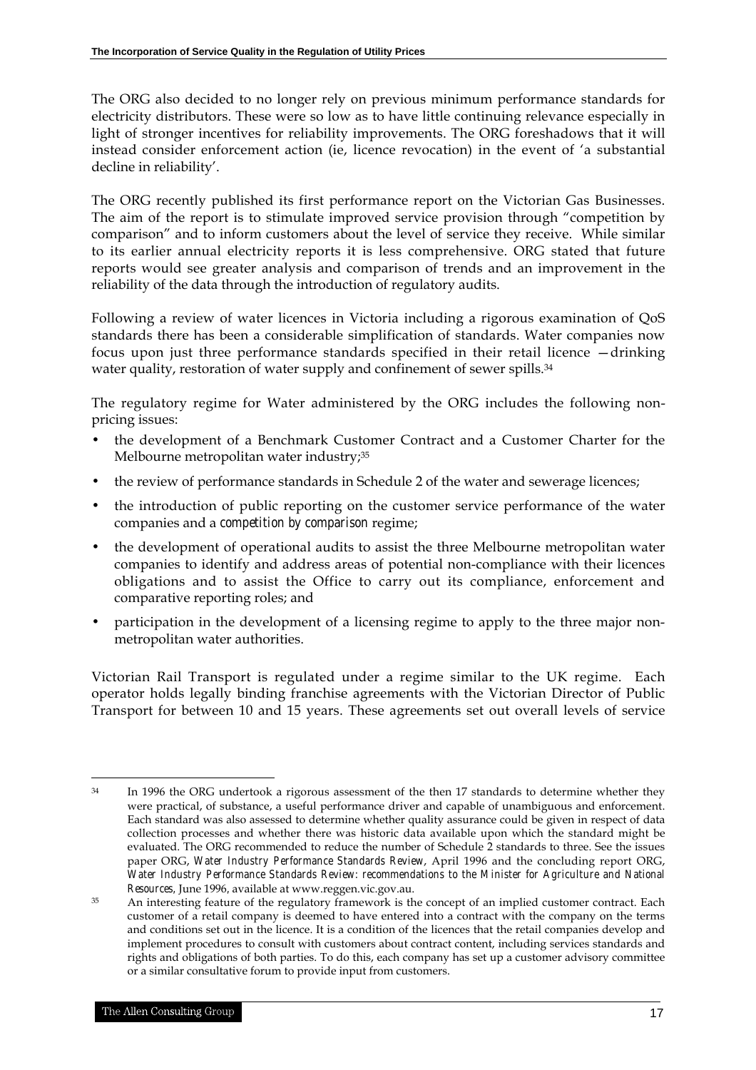The ORG also decided to no longer rely on previous minimum performance standards for electricity distributors. These were so low as to have little continuing relevance especially in light of stronger incentives for reliability improvements. The ORG foreshadows that it will instead consider enforcement action (ie, licence revocation) in the event of 'a substantial decline in reliability'.

The ORG recently published its first performance report on the Victorian Gas Businesses. The aim of the report is to stimulate improved service provision through "competition by comparison" and to inform customers about the level of service they receive. While similar to its earlier annual electricity reports it is less comprehensive. ORG stated that future reports would see greater analysis and comparison of trends and an improvement in the reliability of the data through the introduction of regulatory audits.

Following a review of water licences in Victoria including a rigorous examination of QoS standards there has been a considerable simplification of standards. Water companies now focus upon just three performance standards specified in their retail licence —drinking water quality, restoration of water supply and confinement of sewer spills.[34]

The regulatory regime for Water administered by the ORG includes the following non-pricing issues:

- the development of a Benchmark Customer Contract and a Customer Charter for the Melbourne metropolitan water industry;[35]
- the review of performance standards in Schedule 2 of the water and sewerage licences;
- the introduction of public reporting on the customer service performance of the water companies and a *competition by comparison* regime;
- the development of operational audits to assist the three Melbourne metropolitan water companies to identify and address areas of potential non-compliance with their licences obligations and to assist the Office to carry out its compliance, enforcement and comparative reporting roles; and
- participation in the development of a licensing regime to apply to the three major non-metropolitan water authorities.

Victorian Rail Transport is regulated under a regime similar to the UK regime. Each operator holds legally binding franchise agreements with the Victorian Director of Public Transport for between 10 and 15 years. These agreements set out overall levels of service

---

[34] In 1996 the ORG undertook a rigorous assessment of the then 17 standards to determine whether they were practical, of substance, a useful performance driver and capable of unambiguous and enforcement. Each standard was also assessed to determine whether quality assurance could be given in respect of data collection processes and whether there was historic data available upon which the standard might be evaluated. The ORG recommended to reduce the number of Schedule 2 standards to three. See the issues paper ORG, *Water Industry Performance Standards Review*, April 1996 and the concluding report ORG, *Water Industry Performance Standards Review: recommendations to the Minister for Agriculture and National Resources*, June 1996, available at www.reggen.vic.gov.au.

[35] An interesting feature of the regulatory framework is the concept of an implied customer contract. Each customer of a retail company is deemed to have entered into a contract with the company on the terms and conditions set out in the licence. It is a condition of the licences that the retail companies develop and implement procedures to consult with customers about contract content, including services standards and rights and obligations of both parties. To do this, each company has set up a customer advisory committee or a similar consultative forum to provide input from customers.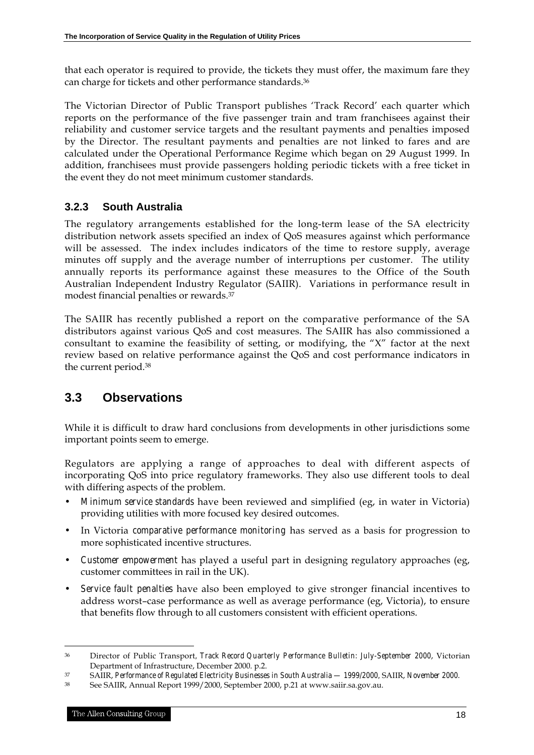that each operator is required to provide, the tickets they must offer, the maximum fare they can charge for tickets and other performance standards.[36]

The Victorian Director of Public Transport publishes 'Track Record' each quarter which reports on the performance of the five passenger train and tram franchisees against their reliability and customer service targets and the resultant payments and penalties imposed by the Director. The resultant payments and penalties are not linked to fares and are calculated under the Operational Performance Regime which began on 29 August 1999. In addition, franchisees must provide passengers holding periodic tickets with a free ticket in the event they do not meet minimum customer standards.

### 3.2.3 South Australia

The regulatory arrangements established for the long-term lease of the SA electricity distribution network assets specified an index of QoS measures against which performance will be assessed. The index includes indicators of the time to restore supply, average minutes off supply and the average number of interruptions per customer. The utility annually reports its performance against these measures to the Office of the South Australian Independent Industry Regulator (SAIIR). Variations in performance result in modest financial penalties or rewards.[37]

The SAIIR has recently published a report on the comparative performance of the SA distributors against various QoS and cost measures. The SAIIR has also commissioned a consultant to examine the feasibility of setting, or modifying, the "X" factor at the next review based on relative performance against the QoS and cost performance indicators in the current period.[38]

## 3.3 Observations

While it is difficult to draw hard conclusions from developments in other jurisdictions some important points seem to emerge.

Regulators are applying a range of approaches to deal with different aspects of incorporating QoS into price regulatory frameworks. They also use different tools to deal with differing aspects of the problem.

- *Minimum service standards* have been reviewed and simplified (eg, in water in Victoria) providing utilities with more focused key desired outcomes.
- In Victoria *comparative performance monitoring* has served as a basis for progression to more sophisticated incentive structures.
- *Customer empowerment* has played a useful part in designing regulatory approaches (eg, customer committees in rail in the UK).
- *Service fault penalties* have also been employed to give stronger financial incentives to address worst–case performance as well as average performance (eg, Victoria), to ensure that benefits flow through to all customers consistent with efficient operations.

---

[36] Director of Public Transport, *Track Record Quarterly Performance Bulletin: July-September 2000*, Victorian Department of Infrastructure, December 2000. p.2.

[37] SAIIR, *Performance of Regulated Electricity Businesses in South Australia — 1999/2000*, SAIIR, *November 2000.*

[38] See SAIIR, Annual Report 1999/2000, September 2000, p.21 at www.saiir.sa.gov.au.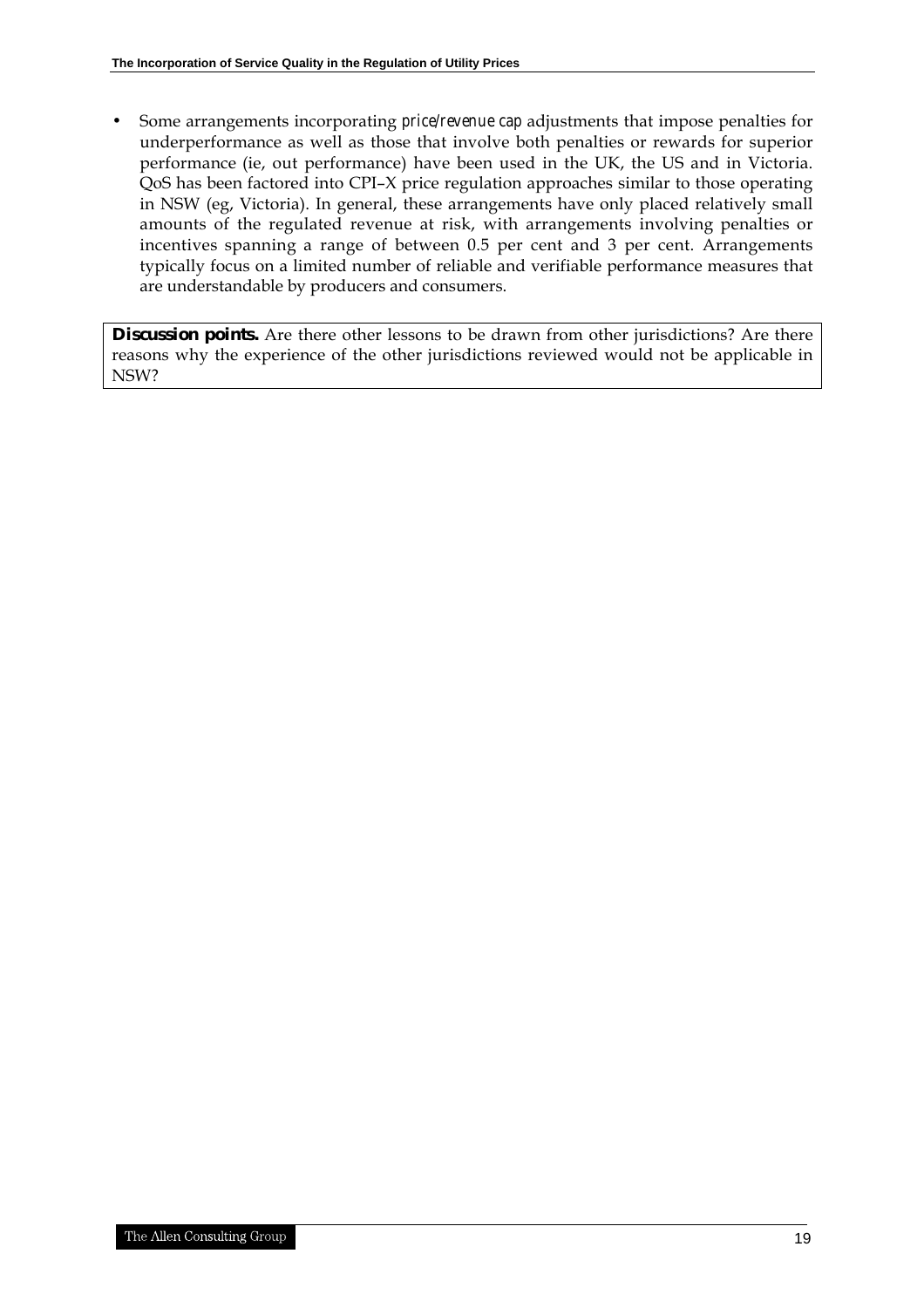- Some arrangements incorporating *price/revenue cap* adjustments that impose penalties for underperformance as well as those that involve both penalties or rewards for superior performance (ie, out performance) have been used in the UK, the US and in Victoria. QoS has been factored into CPI–X price regulation approaches similar to those operating in NSW (eg, Victoria). In general, these arrangements have only placed relatively small amounts of the regulated revenue at risk, with arrangements involving penalties or incentives spanning a range of between 0.5 per cent and 3 per cent. Arrangements typically focus on a limited number of reliable and verifiable performance measures that are understandable by producers and consumers.

**Discussion points.** Are there other lessons to be drawn from other jurisdictions? Are there reasons why the experience of the other jurisdictions reviewed would not be applicable in NSW?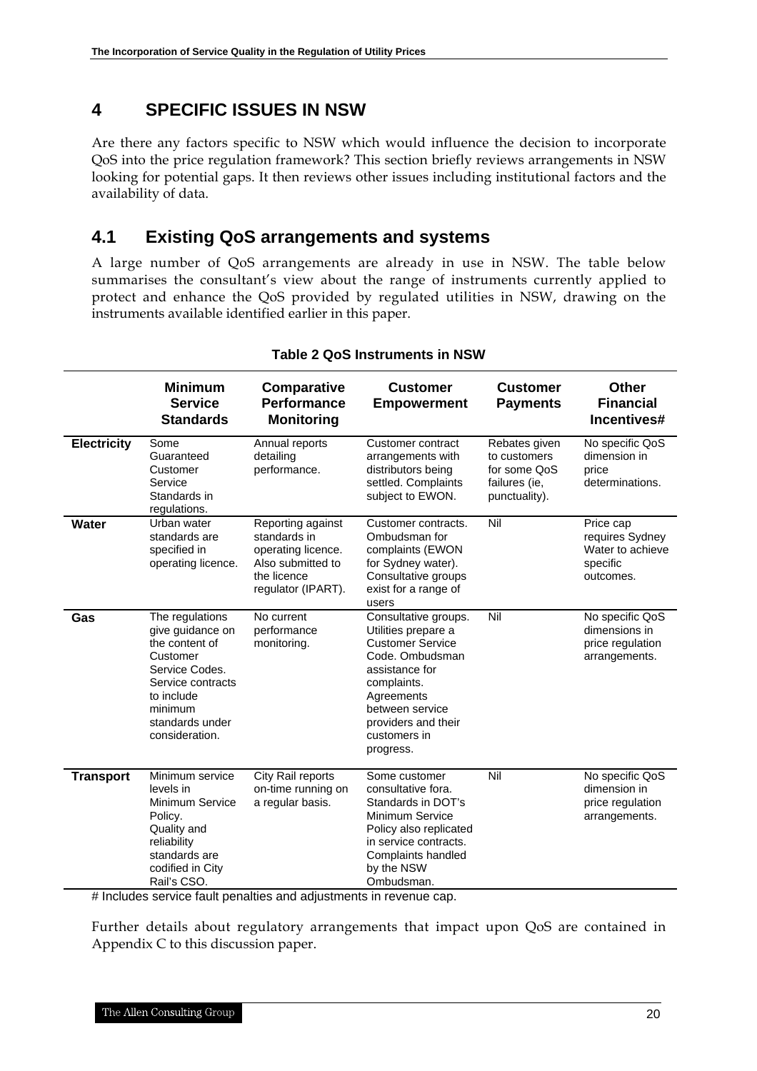# 4 SPECIFIC ISSUES IN NSW

Are there any factors specific to NSW which would influence the decision to incorporate QoS into the price regulation framework? This section briefly reviews arrangements in NSW looking for potential gaps. It then reviews other issues including institutional factors and the availability of data.

## 4.1 Existing QoS arrangements and systems

A large number of QoS arrangements are already in use in NSW. The table below summarises the consultant's view about the range of instruments currently applied to protect and enhance the QoS provided by regulated utilities in NSW, drawing on the instruments available identified earlier in this paper.

**Table 2 QoS Instruments in NSW**

| | Minimum Service Standards | Comparative Performance Monitoring | Customer Empowerment | Customer Payments | Other Financial Incentives# |
|---|---|---|---|---|---|
| **Electricity** | Some Guaranteed Customer Service Standards in regulations. | Annual reports detailing performance. | Customer contract arrangements with distributors being settled. Complaints subject to EWON. | Rebates given to customers for some QoS failures (ie, punctuality). | No specific QoS dimension in price determinations. |
| **Water** | Urban water standards are specified in operating licence. | Reporting against standards in operating licence. Also submitted to the licence regulator (IPART). | Customer contracts. Ombudsman for complaints (EWON for Sydney water). Consultative groups exist for a range of users | Nil | Price cap requires Sydney Water to achieve specific outcomes. |
| **Gas** | The regulations give guidance on the content of Customer Service Codes. Service contracts to include minimum standards under consideration. | No current performance monitoring. | Consultative groups. Utilities prepare a Customer Service Code. Ombudsman assistance for complaints. Agreements between service providers and their customers in progress. | Nil | No specific QoS dimensions in price regulation arrangements. |
| **Transport** | Minimum service levels in Minimum Service Policy. Quality and reliability standards are codified in City Rail's CSO. | City Rail reports on-time running on a regular basis. | Some customer consultative fora. Standards in DOT's Minimum Service Policy also replicated in service contracts. Complaints handled by the NSW Ombudsman. | Nil | No specific QoS dimension in price regulation arrangements. |

# Includes service fault penalties and adjustments in revenue cap.

Further details about regulatory arrangements that impact upon QoS are contained in Appendix C to this discussion paper.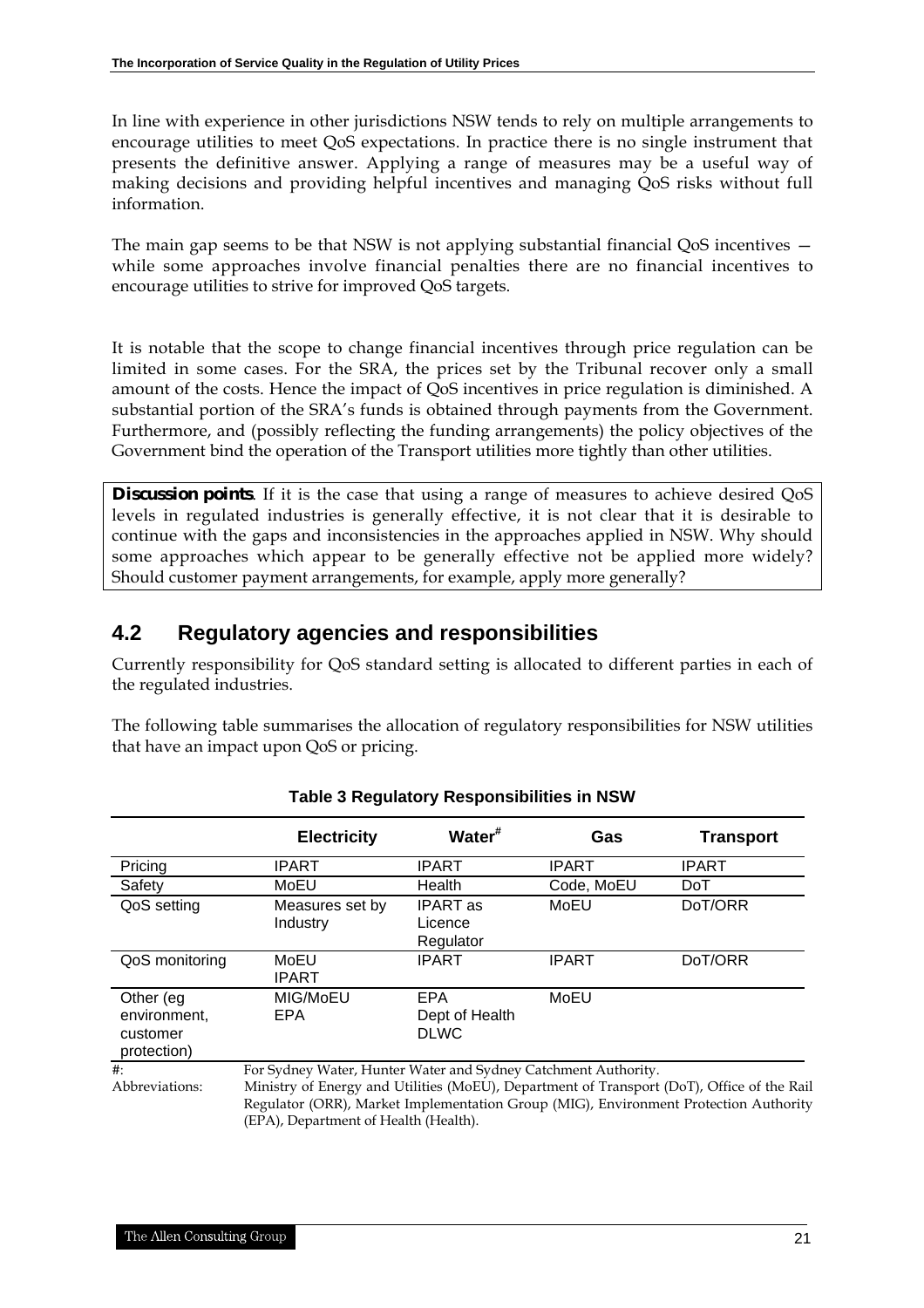In line with experience in other jurisdictions NSW tends to rely on multiple arrangements to encourage utilities to meet QoS expectations. In practice there is no single instrument that presents the definitive answer. Applying a range of measures may be a useful way of making decisions and providing helpful incentives and managing QoS risks without full information.

The main gap seems to be that NSW is not applying substantial financial QoS incentives — while some approaches involve financial penalties there are no financial incentives to encourage utilities to strive for improved QoS targets.

It is notable that the scope to change financial incentives through price regulation can be limited in some cases. For the SRA, the prices set by the Tribunal recover only a small amount of the costs. Hence the impact of QoS incentives in price regulation is diminished. A substantial portion of the SRA's funds is obtained through payments from the Government. Furthermore, and (possibly reflecting the funding arrangements) the policy objectives of the Government bind the operation of the Transport utilities more tightly than other utilities.

**Discussion points**. If it is the case that using a range of measures to achieve desired QoS levels in regulated industries is generally effective, it is not clear that it is desirable to continue with the gaps and inconsistencies in the approaches applied in NSW. Why should some approaches which appear to be generally effective not be applied more widely? Should customer payment arrangements, for example, apply more generally?

## 4.2 Regulatory agencies and responsibilities

Currently responsibility for QoS standard setting is allocated to different parties in each of the regulated industries.

The following table summarises the allocation of regulatory responsibilities for NSW utilities that have an impact upon QoS or pricing.

**Table 3 Regulatory Responsibilities in NSW**

| | Electricity | Water[#] | Gas | Transport |
|---|---|---|---|---|
| Pricing | IPART | IPART | IPART | IPART |
| Safety | MoEU | Health | Code, MoEU | DoT |
| QoS setting | Measures set by Industry | IPART as Licence Regulator | MoEU | DoT/ORR |
| QoS monitoring | MoEU IPART | IPART | IPART | DoT/ORR |
| Other (eg environment, customer protection) | MIG/MoEU EPA | EPA Dept of Health DLWC | MoEU | |

#: For Sydney Water, Hunter Water and Sydney Catchment Authority.

Abbreviations: Ministry of Energy and Utilities (MoEU), Department of Transport (DoT), Office of the Rail Regulator (ORR), Market Implementation Group (MIG), Environment Protection Authority (EPA), Department of Health (Health).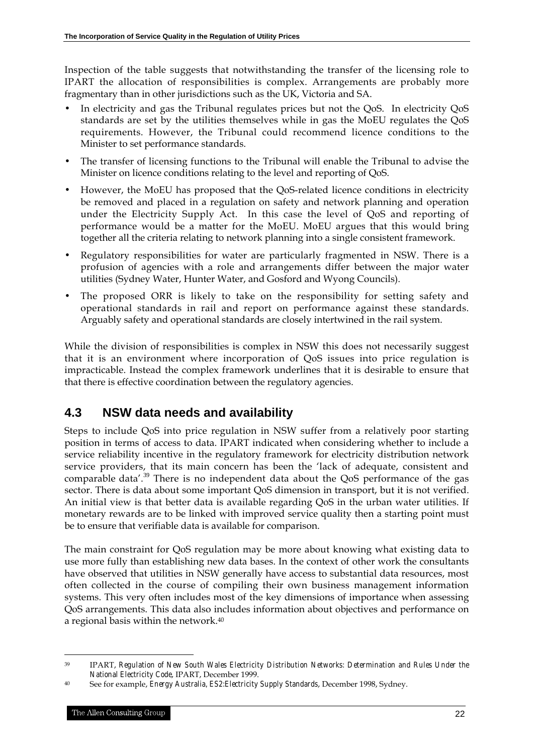Inspection of the table suggests that notwithstanding the transfer of the licensing role to IPART the allocation of responsibilities is complex. Arrangements are probably more fragmentary than in other jurisdictions such as the UK, Victoria and SA.

- In electricity and gas the Tribunal regulates prices but not the QoS. In electricity QoS standards are set by the utilities themselves while in gas the MoEU regulates the QoS requirements. However, the Tribunal could recommend licence conditions to the Minister to set performance standards.
- The transfer of licensing functions to the Tribunal will enable the Tribunal to advise the Minister on licence conditions relating to the level and reporting of QoS.
- However, the MoEU has proposed that the QoS-related licence conditions in electricity be removed and placed in a regulation on safety and network planning and operation under the Electricity Supply Act. In this case the level of QoS and reporting of performance would be a matter for the MoEU. MoEU argues that this would bring together all the criteria relating to network planning into a single consistent framework.
- Regulatory responsibilities for water are particularly fragmented in NSW. There is a profusion of agencies with a role and arrangements differ between the major water utilities (Sydney Water, Hunter Water, and Gosford and Wyong Councils).
- The proposed ORR is likely to take on the responsibility for setting safety and operational standards in rail and report on performance against these standards. Arguably safety and operational standards are closely intertwined in the rail system.

While the division of responsibilities is complex in NSW this does not necessarily suggest that it is an environment where incorporation of QoS issues into price regulation is impracticable. Instead the complex framework underlines that it is desirable to ensure that that there is effective coordination between the regulatory agencies.

## 4.3 NSW data needs and availability

Steps to include QoS into price regulation in NSW suffer from a relatively poor starting position in terms of access to data. IPART indicated when considering whether to include a service reliability incentive in the regulatory framework for electricity distribution network service providers, that its main concern has been the 'lack of adequate, consistent and comparable data'.[39] There is no independent data about the QoS performance of the gas sector. There is data about some important QoS dimension in transport, but it is not verified. An initial view is that better data is available regarding QoS in the urban water utilities. If monetary rewards are to be linked with improved service quality then a starting point must be to ensure that verifiable data is available for comparison.

The main constraint for QoS regulation may be more about knowing what existing data to use more fully than establishing new data bases. In the context of other work the consultants have observed that utilities in NSW generally have access to substantial data resources, most often collected in the course of compiling their own business management information systems. This very often includes most of the key dimensions of importance when assessing QoS arrangements. This data also includes information about objectives and performance on a regional basis within the network.[40]

---

[39] IPART, *Regulation of New South Wales Electricity Distribution Networks: Determination and Rules Under the National Electricity Code*, IPART, December 1999.

[40] See for example, *Energy Australia, ES2:Electricity Supply Standards*, December 1998, Sydney.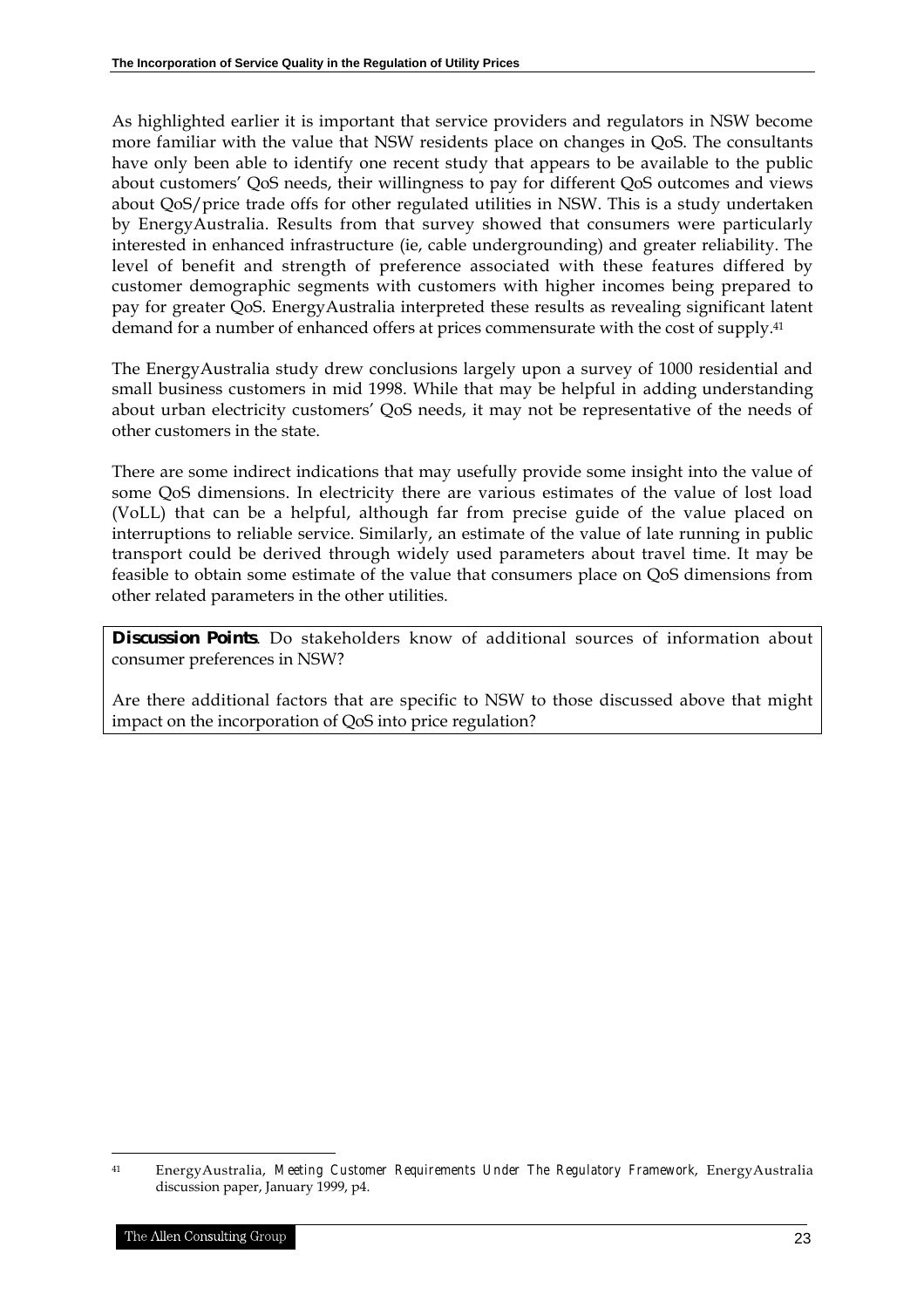As highlighted earlier it is important that service providers and regulators in NSW become more familiar with the value that NSW residents place on changes in QoS. The consultants have only been able to identify one recent study that appears to be available to the public about customers' QoS needs, their willingness to pay for different QoS outcomes and views about QoS/price trade offs for other regulated utilities in NSW. This is a study undertaken by EnergyAustralia. Results from that survey showed that consumers were particularly interested in enhanced infrastructure (ie, cable undergrounding) and greater reliability. The level of benefit and strength of preference associated with these features differed by customer demographic segments with customers with higher incomes being prepared to pay for greater QoS. EnergyAustralia interpreted these results as revealing significant latent demand for a number of enhanced offers at prices commensurate with the cost of supply.[41]

The EnergyAustralia study drew conclusions largely upon a survey of 1000 residential and small business customers in mid 1998. While that may be helpful in adding understanding about urban electricity customers' QoS needs, it may not be representative of the needs of other customers in the state.

There are some indirect indications that may usefully provide some insight into the value of some QoS dimensions. In electricity there are various estimates of the value of lost load (VoLL) that can be a helpful, although far from precise guide of the value placed on interruptions to reliable service. Similarly, an estimate of the value of late running in public transport could be derived through widely used parameters about travel time. It may be feasible to obtain some estimate of the value that consumers place on QoS dimensions from other related parameters in the other utilities.

**Discussion Points**. Do stakeholders know of additional sources of information about consumer preferences in NSW?

Are there additional factors that are specific to NSW to those discussed above that might impact on the incorporation of QoS into price regulation?

---

[41] EnergyAustralia, *Meeting Customer Requirements Under The Regulatory Framework*, EnergyAustralia discussion paper, January 1999, p4.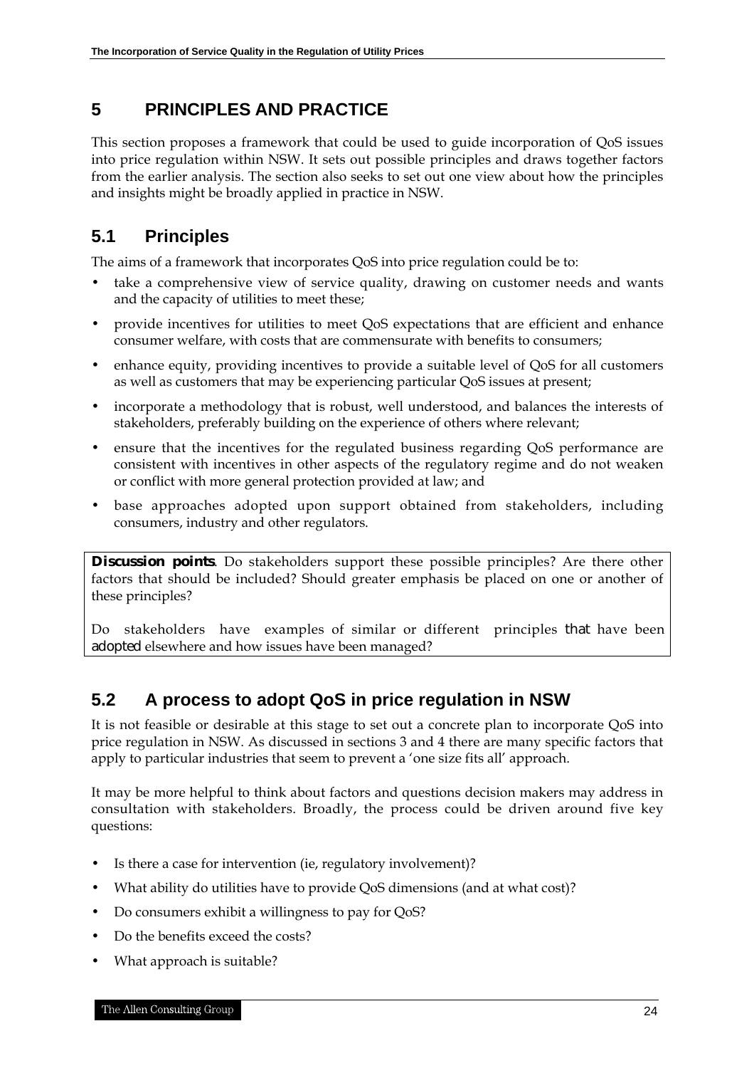# 5 PRINCIPLES AND PRACTICE

This section proposes a framework that could be used to guide incorporation of QoS issues into price regulation within NSW. It sets out possible principles and draws together factors from the earlier analysis. The section also seeks to set out one view about how the principles and insights might be broadly applied in practice in NSW.

## 5.1 Principles

The aims of a framework that incorporates QoS into price regulation could be to:

- take a comprehensive view of service quality, drawing on customer needs and wants and the capacity of utilities to meet these;
- provide incentives for utilities to meet QoS expectations that are efficient and enhance consumer welfare, with costs that are commensurate with benefits to consumers;
- enhance equity, providing incentives to provide a suitable level of QoS for all customers as well as customers that may be experiencing particular QoS issues at present;
- incorporate a methodology that is robust, well understood, and balances the interests of stakeholders, preferably building on the experience of others where relevant;
- ensure that the incentives for the regulated business regarding QoS performance are consistent with incentives in other aspects of the regulatory regime and do not weaken or conflict with more general protection provided at law; and
- base approaches adopted upon support obtained from stakeholders, including consumers, industry and other regulators.

**Discussion points**. Do stakeholders support these possible principles? Are there other factors that should be included? Should greater emphasis be placed on one or another of these principles?

Do stakeholders have examples of similar or different principles that have been adopted elsewhere and how issues have been managed?

## 5.2 A process to adopt QoS in price regulation in NSW

It is not feasible or desirable at this stage to set out a concrete plan to incorporate QoS into price regulation in NSW. As discussed in sections 3 and 4 there are many specific factors that apply to particular industries that seem to prevent a 'one size fits all' approach.

It may be more helpful to think about factors and questions decision makers may address in consultation with stakeholders. Broadly, the process could be driven around five key questions:

- Is there a case for intervention (ie, regulatory involvement)?
- What ability do utilities have to provide QoS dimensions (and at what cost)?
- Do consumers exhibit a willingness to pay for QoS?
- Do the benefits exceed the costs?
- What approach is suitable?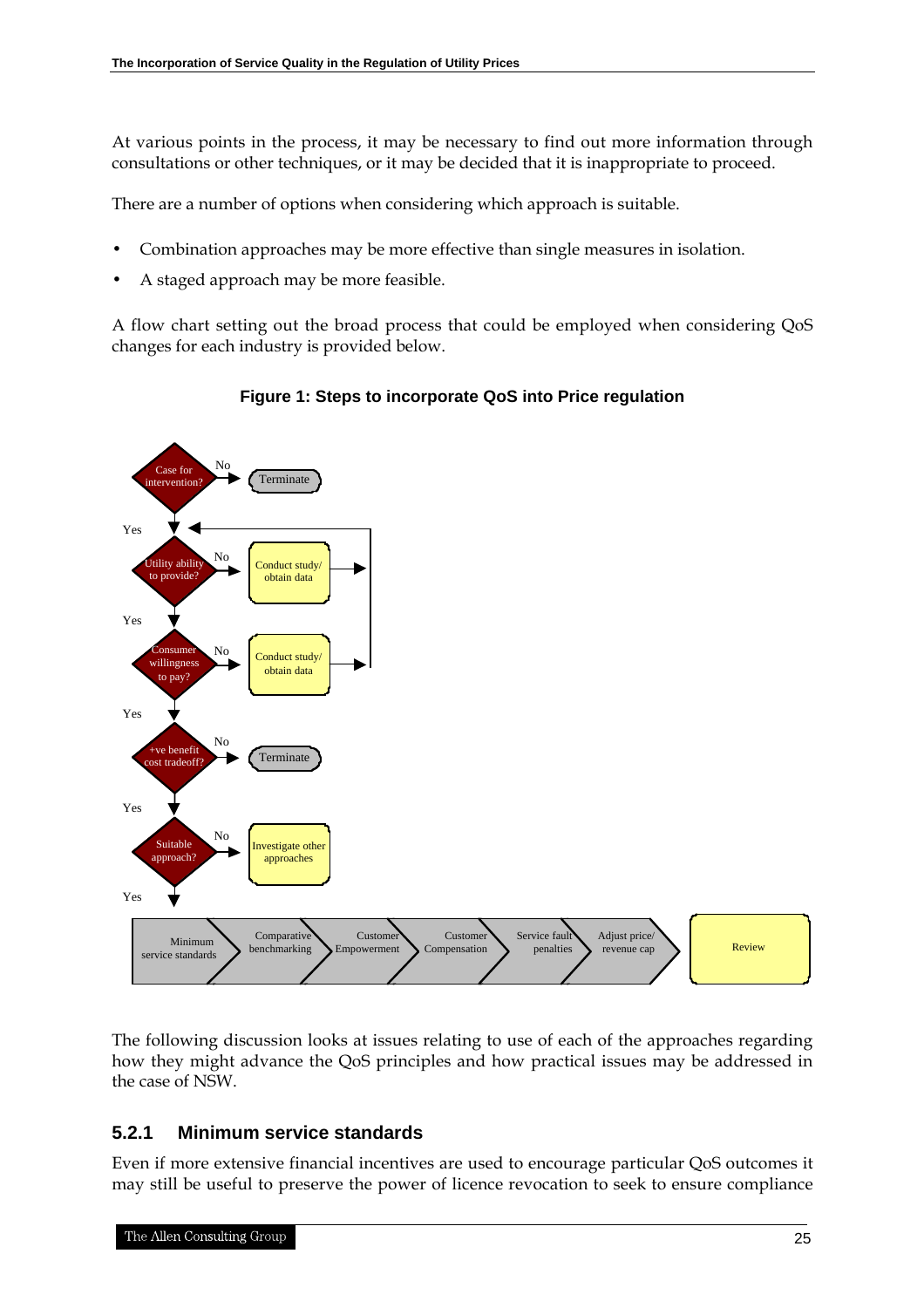At various points in the process, it may be necessary to find out more information through consultations or other techniques, or it may be decided that it is inappropriate to proceed.

There are a number of options when considering which approach is suitable.

- Combination approaches may be more effective than single measures in isolation.
- A staged approach may be more feasible.

A flow chart setting out the broad process that could be employed when considering QoS changes for each industry is provided below.

**Figure 1: Steps to incorporate QoS into Price regulation**

- Case for intervention? — No → Terminate; Yes ↓
- Utility ability to provide? — No → Conduct study/ obtain data (loops back); Yes ↓
- Consumer willingness to pay? — No → Conduct study/ obtain data (loops back); Yes ↓
- +ve benefit cost tradeoff? — No → Terminate; Yes ↓
- Suitable approach? — No → Investigate other approaches; Yes ↓

Minimum service standards → Comparative benchmarking → Customer Empowerment → Customer Compensation → Service fault penalties → Adjust price/ revenue cap → Review

The following discussion looks at issues relating to use of each of the approaches regarding how they might advance the QoS principles and how practical issues may be addressed in the case of NSW.

### 5.2.1 Minimum service standards

Even if more extensive financial incentives are used to encourage particular QoS outcomes it may still be useful to preserve the power of licence revocation to seek to ensure compliance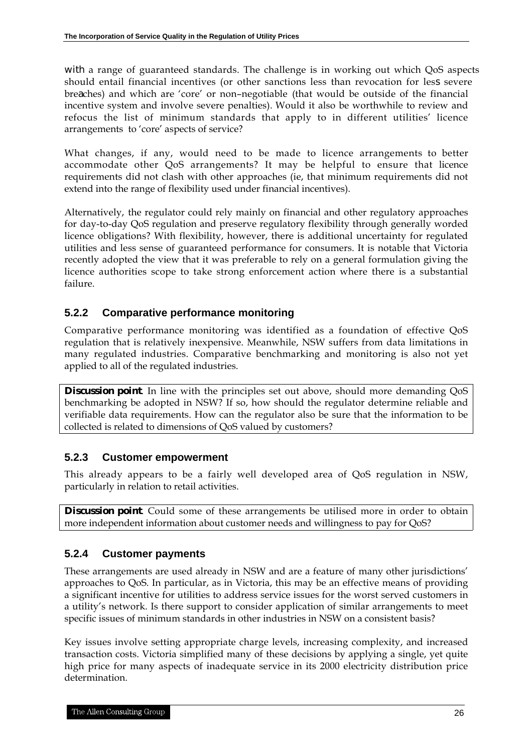with a range of guaranteed standards. The challenge is in working out which QoS aspects should entail financial incentives (or other sanctions less than revocation for less severe breaches) and which are 'core' or non–negotiable (that would be outside of the financial incentive system and involve severe penalties). Would it also be worthwhile to review and refocus the list of minimum standards that apply to in different utilities' licence arrangements to 'core' aspects of service?

What changes, if any, would need to be made to licence arrangements to better accommodate other QoS arrangements? It may be helpful to ensure that licence requirements did not clash with other approaches (ie, that minimum requirements did not extend into the range of flexibility used under financial incentives).

Alternatively, the regulator could rely mainly on financial and other regulatory approaches for day-to-day QoS regulation and preserve regulatory flexibility through generally worded licence obligations? With flexibility, however, there is additional uncertainty for regulated utilities and less sense of guaranteed performance for consumers. It is notable that Victoria recently adopted the view that it was preferable to rely on a general formulation giving the licence authorities scope to take strong enforcement action where there is a substantial failure.

### 5.2.2 Comparative performance monitoring

Comparative performance monitoring was identified as a foundation of effective QoS regulation that is relatively inexpensive. Meanwhile, NSW suffers from data limitations in many regulated industries. Comparative benchmarking and monitoring is also not yet applied to all of the regulated industries.

**Discussion point**. In line with the principles set out above, should more demanding QoS benchmarking be adopted in NSW? If so, how should the regulator determine reliable and verifiable data requirements. How can the regulator also be sure that the information to be collected is related to dimensions of QoS valued by customers?

### 5.2.3 Customer empowerment

This already appears to be a fairly well developed area of QoS regulation in NSW, particularly in relation to retail activities.

**Discussion point**. Could some of these arrangements be utilised more in order to obtain more independent information about customer needs and willingness to pay for QoS?

### 5.2.4 Customer payments

These arrangements are used already in NSW and are a feature of many other jurisdictions' approaches to QoS. In particular, as in Victoria, this may be an effective means of providing a significant incentive for utilities to address service issues for the worst served customers in a utility's network. Is there support to consider application of similar arrangements to meet specific issues of minimum standards in other industries in NSW on a consistent basis?

Key issues involve setting appropriate charge levels, increasing complexity, and increased transaction costs. Victoria simplified many of these decisions by applying a single, yet quite high price for many aspects of inadequate service in its 2000 electricity distribution price determination.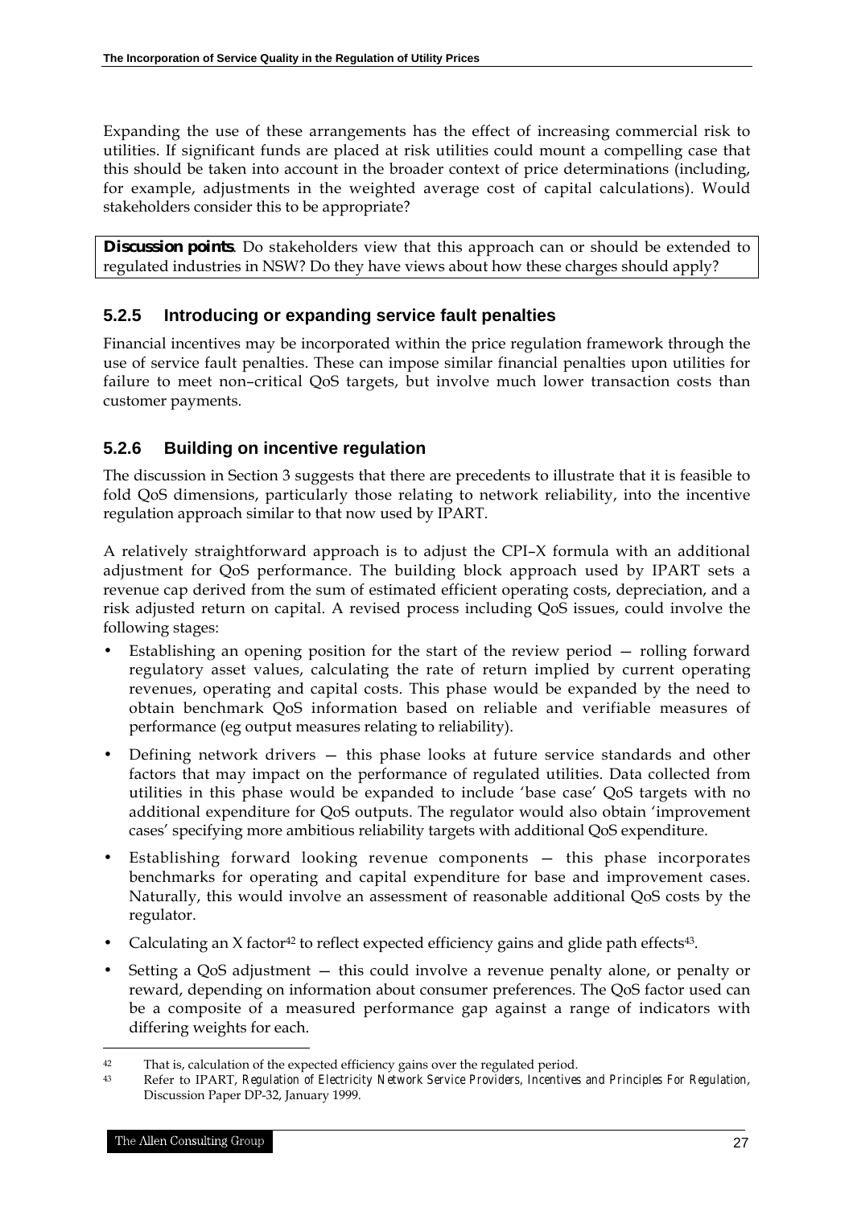Expanding the use of these arrangements has the effect of increasing commercial risk to utilities. If significant funds are placed at risk utilities could mount a compelling case that this should be taken into account in the broader context of price determinations (including, for example, adjustments in the weighted average cost of capital calculations). Would stakeholders consider this to be appropriate?

**Discussion points**. Do stakeholders view that this approach can or should be extended to regulated industries in NSW? Do they have views about how these charges should apply?

### 5.2.5 Introducing or expanding service fault penalties

Financial incentives may be incorporated within the price regulation framework through the use of service fault penalties. These can impose similar financial penalties upon utilities for failure to meet non–critical QoS targets, but involve much lower transaction costs than customer payments.

### 5.2.6 Building on incentive regulation

The discussion in Section 3 suggests that there are precedents to illustrate that it is feasible to fold QoS dimensions, particularly those relating to network reliability, into the incentive regulation approach similar to that now used by IPART.

A relatively straightforward approach is to adjust the CPI–X formula with an additional adjustment for QoS performance. The building block approach used by IPART sets a revenue cap derived from the sum of estimated efficient operating costs, depreciation, and a risk adjusted return on capital. A revised process including QoS issues, could involve the following stages:

- Establishing an opening position for the start of the review period — rolling forward regulatory asset values, calculating the rate of return implied by current operating revenues, operating and capital costs. This phase would be expanded by the need to obtain benchmark QoS information based on reliable and verifiable measures of performance (eg output measures relating to reliability).
- Defining network drivers — this phase looks at future service standards and other factors that may impact on the performance of regulated utilities. Data collected from utilities in this phase would be expanded to include 'base case' QoS targets with no additional expenditure for QoS outputs. The regulator would also obtain 'improvement cases' specifying more ambitious reliability targets with additional QoS expenditure.
- Establishing forward looking revenue components — this phase incorporates benchmarks for operating and capital expenditure for base and improvement cases. Naturally, this would involve an assessment of reasonable additional QoS costs by the regulator.
- Calculating an X factor[42] to reflect expected efficiency gains and glide path effects[43].
- Setting a QoS adjustment — this could involve a revenue penalty alone, or penalty or reward, depending on information about consumer preferences. The QoS factor used can be a composite of a measured performance gap against a range of indicators with differing weights for each.

---

[42] That is, calculation of the expected efficiency gains over the regulated period.

[43] Refer to IPART, *Regulation of Electricity Network Service Providers, Incentives and Principles For Regulation*, Discussion Paper DP-32, January 1999.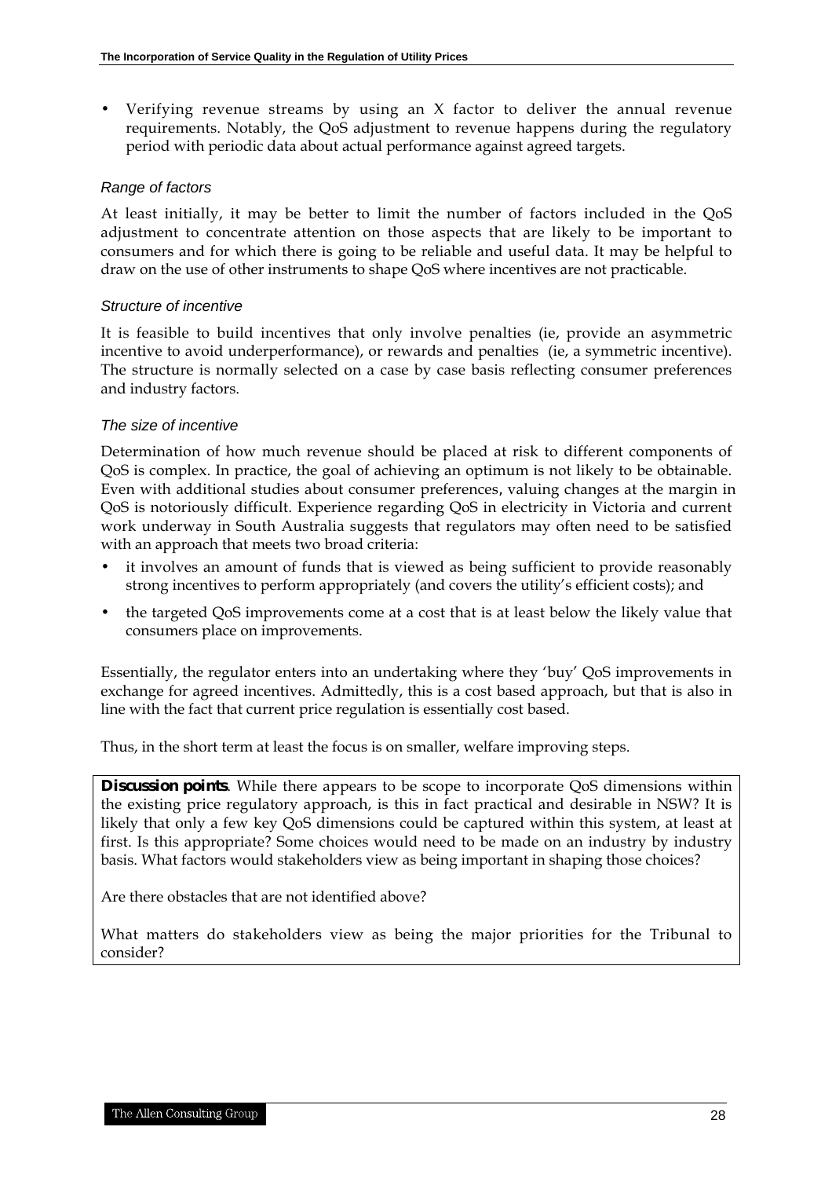- Verifying revenue streams by using an X factor to deliver the annual revenue requirements. Notably, the QoS adjustment to revenue happens during the regulatory period with periodic data about actual performance against agreed targets.

### *Range of factors*

At least initially, it may be better to limit the number of factors included in the QoS adjustment to concentrate attention on those aspects that are likely to be important to consumers and for which there is going to be reliable and useful data. It may be helpful to draw on the use of other instruments to shape QoS where incentives are not practicable.

### *Structure of incentive*

It is feasible to build incentives that only involve penalties (ie, provide an asymmetric incentive to avoid underperformance), or rewards and penalties (ie, a symmetric incentive). The structure is normally selected on a case by case basis reflecting consumer preferences and industry factors.

### *The size of incentive*

Determination of how much revenue should be placed at risk to different components of QoS is complex. In practice, the goal of achieving an optimum is not likely to be obtainable. Even with additional studies about consumer preferences, valuing changes at the margin in QoS is notoriously difficult. Experience regarding QoS in electricity in Victoria and current work underway in South Australia suggests that regulators may often need to be satisfied with an approach that meets two broad criteria:

- it involves an amount of funds that is viewed as being sufficient to provide reasonably strong incentives to perform appropriately (and covers the utility's efficient costs); and
- the targeted QoS improvements come at a cost that is at least below the likely value that consumers place on improvements.

Essentially, the regulator enters into an undertaking where they 'buy' QoS improvements in exchange for agreed incentives. Admittedly, this is a cost based approach, but that is also in line with the fact that current price regulation is essentially cost based.

Thus, in the short term at least the focus is on smaller, welfare improving steps.

**Discussion points**. While there appears to be scope to incorporate QoS dimensions within the existing price regulatory approach, is this in fact practical and desirable in NSW? It is likely that only a few key QoS dimensions could be captured within this system, at least at first. Is this appropriate? Some choices would need to be made on an industry by industry basis. What factors would stakeholders view as being important in shaping those choices?

Are there obstacles that are not identified above?

What matters do stakeholders view as being the major priorities for the Tribunal to consider?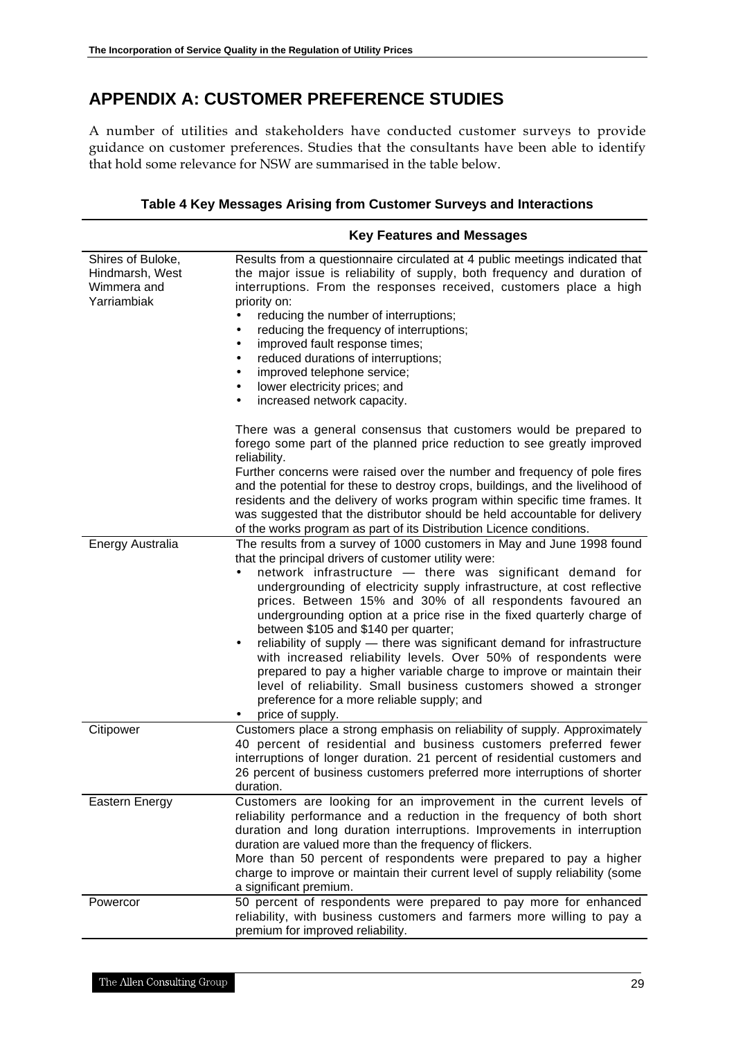## APPENDIX A: CUSTOMER PREFERENCE STUDIES

A number of utilities and stakeholders have conducted customer surveys to provide guidance on customer preferences. Studies that the consultants have been able to identify that hold some relevance for NSW are summarised in the table below.

**Table 4 Key Messages Arising from Customer Surveys and Interactions**

| | Key Features and Messages |
|---|---|
| Shires of Buloke, Hindmarsh, West Wimmera and Yarriambiak | Results from a questionnaire circulated at 4 public meetings indicated that the major issue is reliability of supply, both frequency and duration of interruptions. From the responses received, customers place a high priority on:<br>• reducing the number of interruptions;<br>• reducing the frequency of interruptions;<br>• improved fault response times;<br>• reduced durations of interruptions;<br>• improved telephone service;<br>• lower electricity prices; and<br>• increased network capacity.<br><br>There was a general consensus that customers would be prepared to forego some part of the planned price reduction to see greatly improved reliability.<br>Further concerns were raised over the number and frequency of pole fires and the potential for these to destroy crops, buildings, and the livelihood of residents and the delivery of works program within specific time frames. It was suggested that the distributor should be held accountable for delivery of the works program as part of its Distribution Licence conditions. |
| Energy Australia | The results from a survey of 1000 customers in May and June 1998 found that the principal drivers of customer utility were:<br>• network infrastructure — there was significant demand for undergrounding of electricity supply infrastructure, at cost reflective prices. Between 15% and 30% of all respondents favoured an undergrounding option at a price rise in the fixed quarterly charge of between $105 and $140 per quarter;<br>• reliability of supply — there was significant demand for infrastructure with increased reliability levels. Over 50% of respondents were prepared to pay a higher variable charge to improve or maintain their level of reliability. Small business customers showed a stronger preference for a more reliable supply; and<br>• price of supply. |
| Citipower | Customers place a strong emphasis on reliability of supply. Approximately 40 percent of residential and business customers preferred fewer interruptions of longer duration. 21 percent of residential customers and 26 percent of business customers preferred more interruptions of shorter duration. |
| Eastern Energy | Customers are looking for an improvement in the current levels of reliability performance and a reduction in the frequency of both short duration and long duration interruptions. Improvements in interruption duration are valued more than the frequency of flickers.<br>More than 50 percent of respondents were prepared to pay a higher charge to improve or maintain their current level of supply reliability (some a significant premium. |
| Powercor | 50 percent of respondents were prepared to pay more for enhanced reliability, with business customers and farmers more willing to pay a premium for improved reliability. |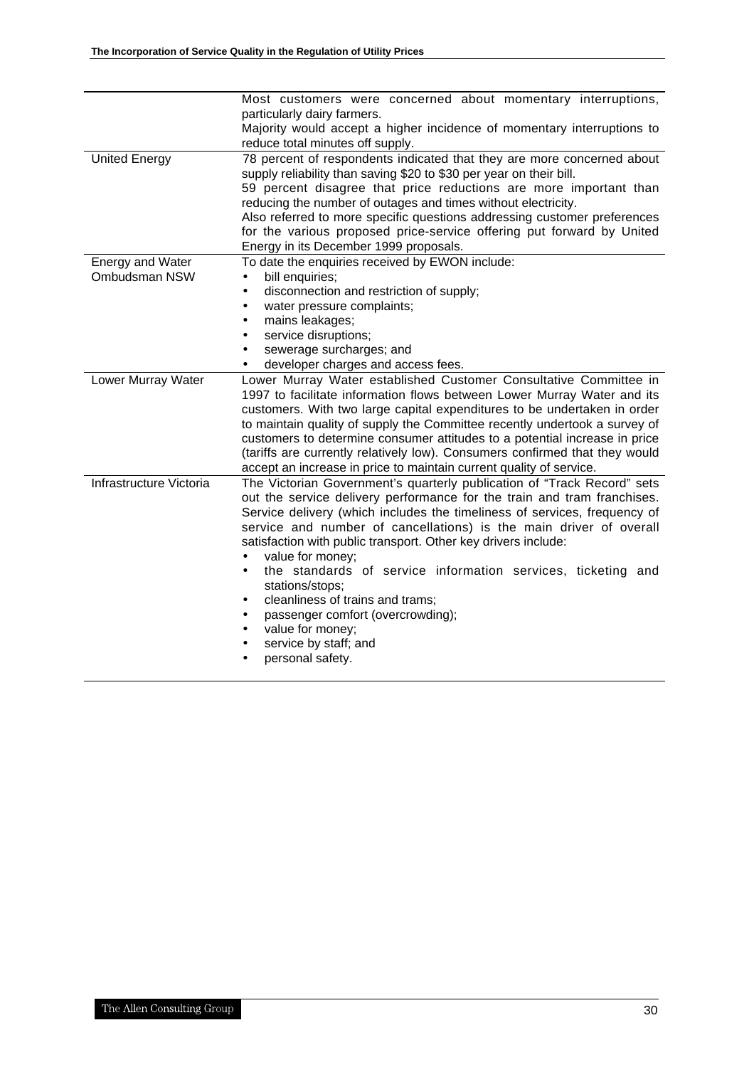|  |  |
|---|---|
|  | Most customers were concerned about momentary interruptions, particularly dairy farmers.<br>Majority would accept a higher incidence of momentary interruptions to reduce total minutes off supply. |
| United Energy | 78 percent of respondents indicated that they are more concerned about supply reliability than saving $20 to $30 per year on their bill.<br>59 percent disagree that price reductions are more important than reducing the number of outages and times without electricity.<br>Also referred to more specific questions addressing customer preferences for the various proposed price-service offering put forward by United Energy in its December 1999 proposals. |
| Energy and Water Ombudsman NSW | To date the enquiries received by EWON include:<br>• bill enquiries;<br>• disconnection and restriction of supply;<br>• water pressure complaints;<br>• mains leakages;<br>• service disruptions;<br>• sewerage surcharges; and<br>• developer charges and access fees. |
| Lower Murray Water | Lower Murray Water established Customer Consultative Committee in 1997 to facilitate information flows between Lower Murray Water and its customers. With two large capital expenditures to be undertaken in order to maintain quality of supply the Committee recently undertook a survey of customers to determine consumer attitudes to a potential increase in price (tariffs are currently relatively low). Consumers confirmed that they would accept an increase in price to maintain current quality of service. |
| Infrastructure Victoria | The Victorian Government's quarterly publication of "Track Record" sets out the service delivery performance for the train and tram franchises. Service delivery (which includes the timeliness of services, frequency of service and number of cancellations) is the main driver of overall satisfaction with public transport. Other key drivers include:<br>• value for money;<br>• the standards of service information services, ticketing and stations/stops;<br>• cleanliness of trains and trams;<br>• passenger comfort (overcrowding);<br>• value for money;<br>• service by staff; and<br>• personal safety. |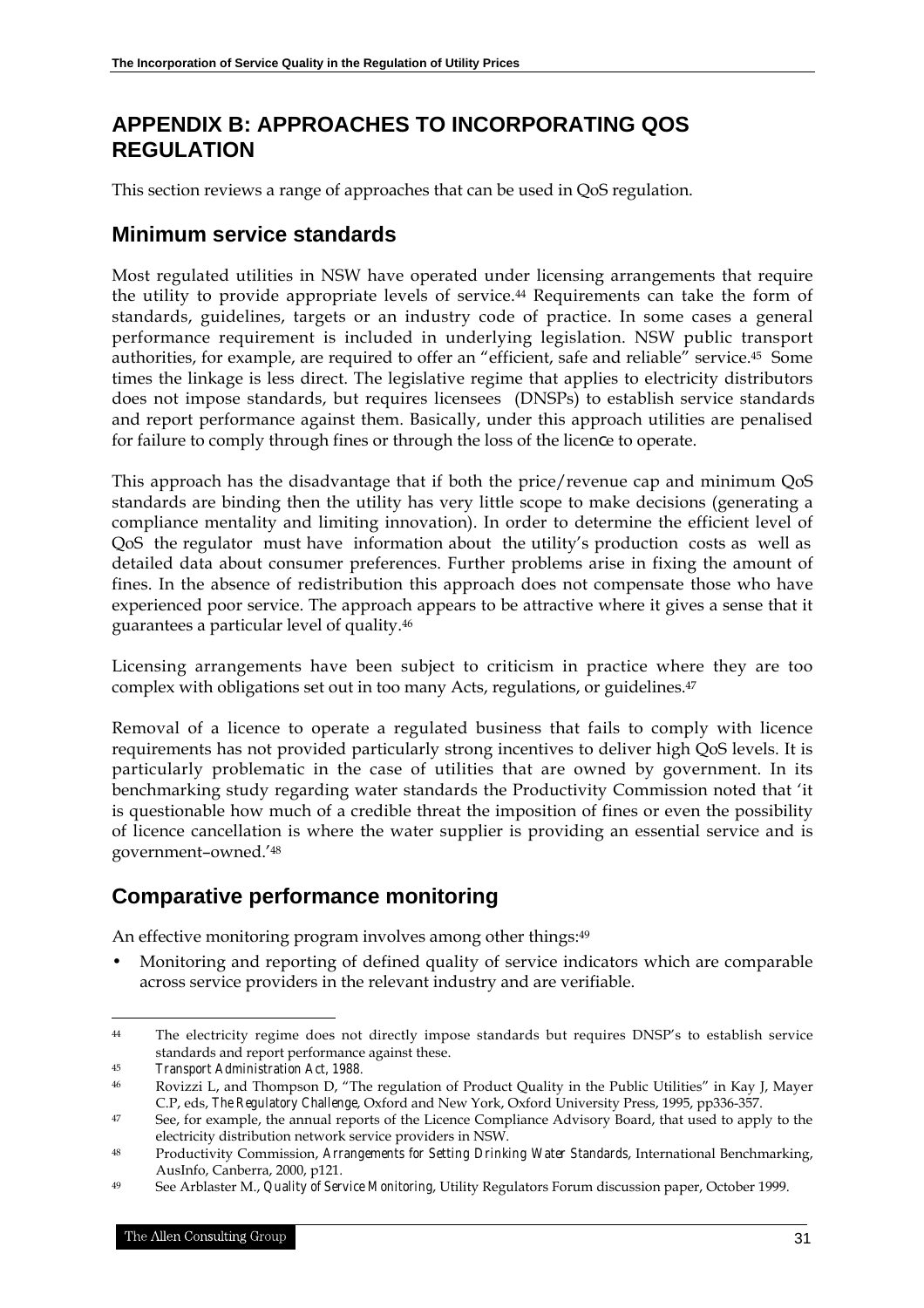# APPENDIX B: APPROACHES TO INCORPORATING QOS REGULATION

This section reviews a range of approaches that can be used in QoS regulation.

## Minimum service standards

Most regulated utilities in NSW have operated under licensing arrangements that require the utility to provide appropriate levels of service.[44] Requirements can take the form of standards, guidelines, targets or an industry code of practice. In some cases a general performance requirement is included in underlying legislation. NSW public transport authorities, for example, are required to offer an "efficient, safe and reliable" service.[45] Some times the linkage is less direct. The legislative regime that applies to electricity distributors does not impose standards, but requires licensees (DNSPs) to establish service standards and report performance against them. Basically, under this approach utilities are penalised for failure to comply through fines or through the loss of the licence to operate.

This approach has the disadvantage that if both the price/revenue cap and minimum QoS standards are binding then the utility has very little scope to make decisions (generating a compliance mentality and limiting innovation). In order to determine the efficient level of QoS the regulator must have information about the utility's production costs as well as detailed data about consumer preferences. Further problems arise in fixing the amount of fines. In the absence of redistribution this approach does not compensate those who have experienced poor service. The approach appears to be attractive where it gives a sense that it guarantees a particular level of quality.[46]

Licensing arrangements have been subject to criticism in practice where they are too complex with obligations set out in too many Acts, regulations, or guidelines.[47]

Removal of a licence to operate a regulated business that fails to comply with licence requirements has not provided particularly strong incentives to deliver high QoS levels. It is particularly problematic in the case of utilities that are owned by government. In its benchmarking study regarding water standards the Productivity Commission noted that 'it is questionable how much of a credible threat the imposition of fines or even the possibility of licence cancellation is where the water supplier is providing an essential service and is government–owned.'[48]

## Comparative performance monitoring

An effective monitoring program involves among other things:[49]

- Monitoring and reporting of defined quality of service indicators which are comparable across service providers in the relevant industry and are verifiable.

---

[44] The electricity regime does not directly impose standards but requires DNSP's to establish service standards and report performance against these.

[45] *Transport Administration Act*, 1988.

[46] Rovizzi L, and Thompson D, "The regulation of Product Quality in the Public Utilities" in Kay J, Mayer C.P, eds, *The Regulatory Challenge*, Oxford and New York, Oxford University Press, 1995, pp336-357.

[47] See, for example, the annual reports of the Licence Compliance Advisory Board, that used to apply to the electricity distribution network service providers in NSW.

[48] Productivity Commission, *Arrangements for Setting Drinking Water Standards*, International Benchmarking, AusInfo, Canberra, 2000, p121.

[49] See Arblaster M., *Quality of Service Monitoring*, Utility Regulators Forum discussion paper, October 1999.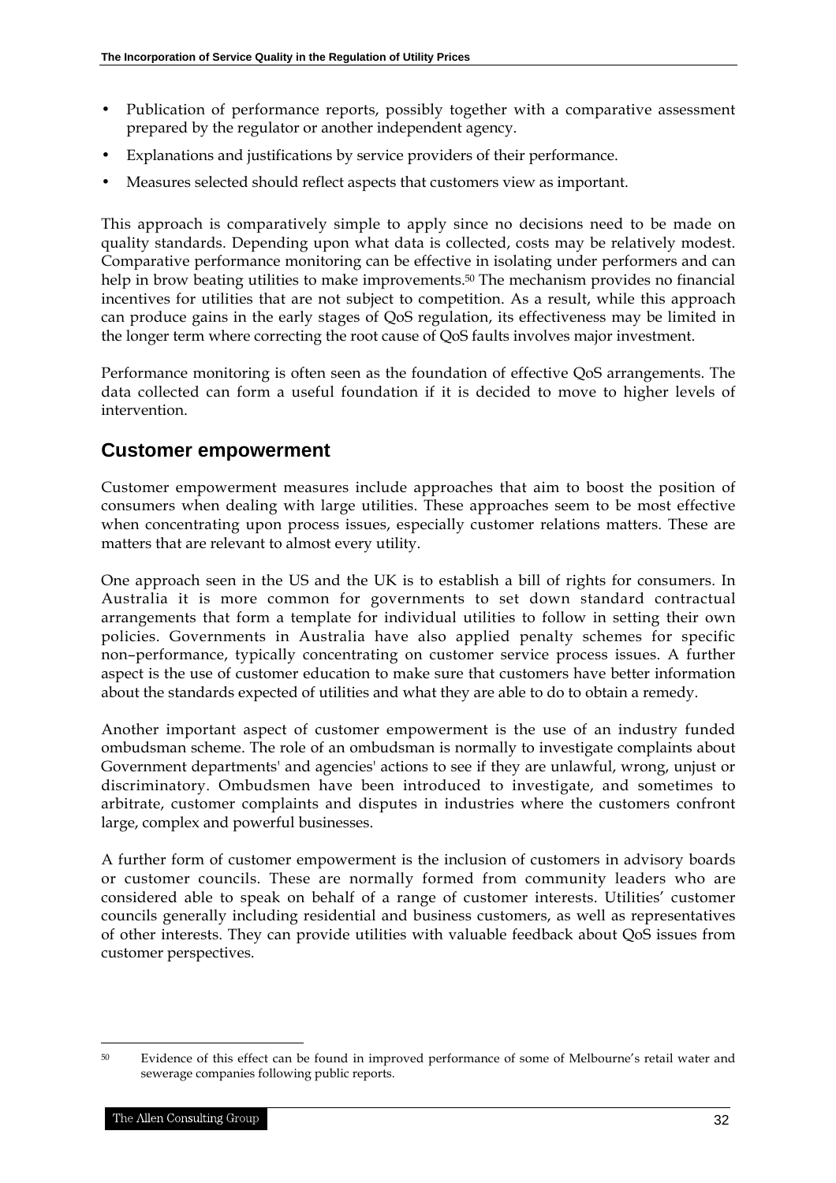- Publication of performance reports, possibly together with a comparative assessment prepared by the regulator or another independent agency.
- Explanations and justifications by service providers of their performance.
- Measures selected should reflect aspects that customers view as important.

This approach is comparatively simple to apply since no decisions need to be made on quality standards. Depending upon what data is collected, costs may be relatively modest. Comparative performance monitoring can be effective in isolating under performers and can help in brow beating utilities to make improvements.[50] The mechanism provides no financial incentives for utilities that are not subject to competition. As a result, while this approach can produce gains in the early stages of QoS regulation, its effectiveness may be limited in the longer term where correcting the root cause of QoS faults involves major investment.

Performance monitoring is often seen as the foundation of effective QoS arrangements. The data collected can form a useful foundation if it is decided to move to higher levels of intervention.

## Customer empowerment

Customer empowerment measures include approaches that aim to boost the position of consumers when dealing with large utilities. These approaches seem to be most effective when concentrating upon process issues, especially customer relations matters. These are matters that are relevant to almost every utility.

One approach seen in the US and the UK is to establish a bill of rights for consumers. In Australia it is more common for governments to set down standard contractual arrangements that form a template for individual utilities to follow in setting their own policies. Governments in Australia have also applied penalty schemes for specific non–performance, typically concentrating on customer service process issues. A further aspect is the use of customer education to make sure that customers have better information about the standards expected of utilities and what they are able to do to obtain a remedy.

Another important aspect of customer empowerment is the use of an industry funded ombudsman scheme. The role of an ombudsman is normally to investigate complaints about Government departments' and agencies' actions to see if they are unlawful, wrong, unjust or discriminatory. Ombudsmen have been introduced to investigate, and sometimes to arbitrate, customer complaints and disputes in industries where the customers confront large, complex and powerful businesses.

A further form of customer empowerment is the inclusion of customers in advisory boards or customer councils. These are normally formed from community leaders who are considered able to speak on behalf of a range of customer interests. Utilities' customer councils generally including residential and business customers, as well as representatives of other interests. They can provide utilities with valuable feedback about QoS issues from customer perspectives.

---

[50] Evidence of this effect can be found in improved performance of some of Melbourne's retail water and sewerage companies following public reports.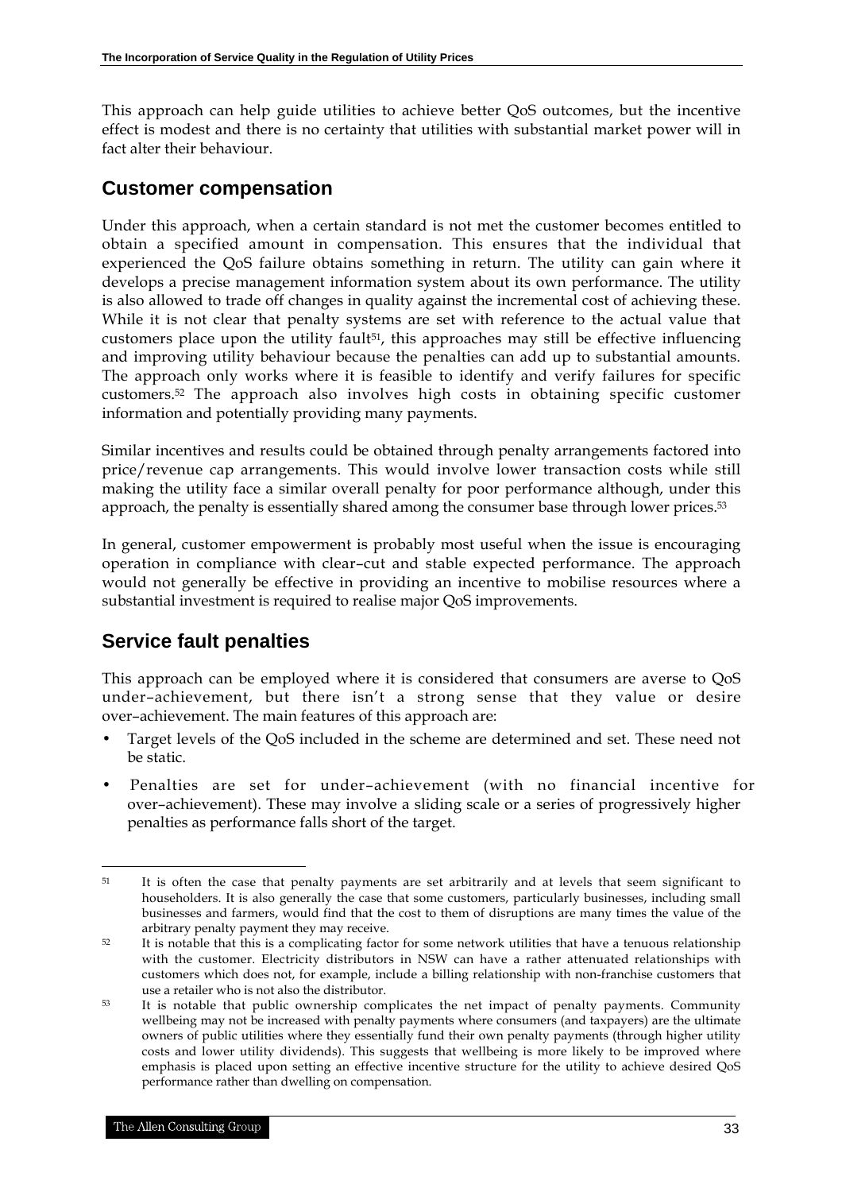This approach can help guide utilities to achieve better QoS outcomes, but the incentive effect is modest and there is no certainty that utilities with substantial market power will in fact alter their behaviour.

## Customer compensation

Under this approach, when a certain standard is not met the customer becomes entitled to obtain a specified amount in compensation. This ensures that the individual that experienced the QoS failure obtains something in return. The utility can gain where it develops a precise management information system about its own performance. The utility is also allowed to trade off changes in quality against the incremental cost of achieving these. While it is not clear that penalty systems are set with reference to the actual value that customers place upon the utility fault[51], this approaches may still be effective influencing and improving utility behaviour because the penalties can add up to substantial amounts. The approach only works where it is feasible to identify and verify failures for specific customers.[52] The approach also involves high costs in obtaining specific customer information and potentially providing many payments.

Similar incentives and results could be obtained through penalty arrangements factored into price/revenue cap arrangements. This would involve lower transaction costs while still making the utility face a similar overall penalty for poor performance although, under this approach, the penalty is essentially shared among the consumer base through lower prices.[53]

In general, customer empowerment is probably most useful when the issue is encouraging operation in compliance with clear–cut and stable expected performance. The approach would not generally be effective in providing an incentive to mobilise resources where a substantial investment is required to realise major QoS improvements.

## Service fault penalties

This approach can be employed where it is considered that consumers are averse to QoS under–achievement, but there isn't a strong sense that they value or desire over–achievement. The main features of this approach are:

- Target levels of the QoS included in the scheme are determined and set. These need not be static.
- Penalties are set for under–achievement (with no financial incentive for over–achievement). These may involve a sliding scale or a series of progressively higher penalties as performance falls short of the target.

---

[51] It is often the case that penalty payments are set arbitrarily and at levels that seem significant to householders. It is also generally the case that some customers, particularly businesses, including small businesses and farmers, would find that the cost to them of disruptions are many times the value of the arbitrary penalty payment they may receive.

[52] It is notable that this is a complicating factor for some network utilities that have a tenuous relationship with the customer. Electricity distributors in NSW can have a rather attenuated relationships with customers which does not, for example, include a billing relationship with non-franchise customers that use a retailer who is not also the distributor.

[53] It is notable that public ownership complicates the net impact of penalty payments. Community wellbeing may not be increased with penalty payments where consumers (and taxpayers) are the ultimate owners of public utilities where they essentially fund their own penalty payments (through higher utility costs and lower utility dividends). This suggests that wellbeing is more likely to be improved where emphasis is placed upon setting an effective incentive structure for the utility to achieve desired QoS performance rather than dwelling on compensation.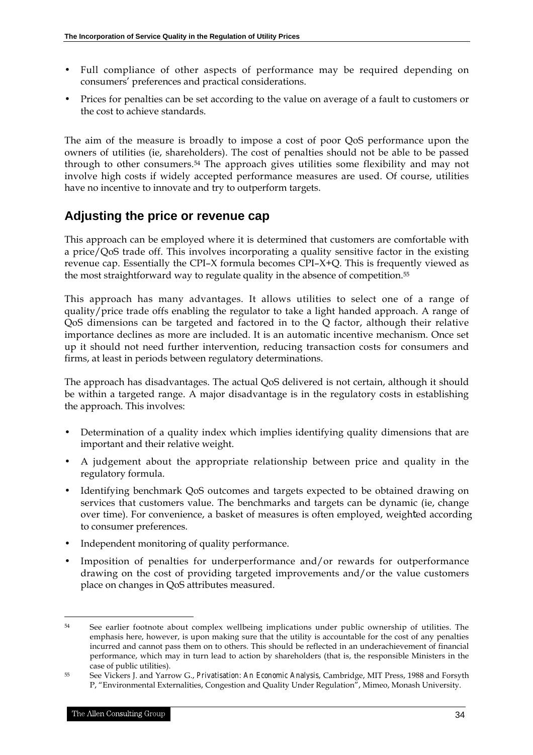- Full compliance of other aspects of performance may be required depending on consumers' preferences and practical considerations.
- Prices for penalties can be set according to the value on average of a fault to customers or the cost to achieve standards.

The aim of the measure is broadly to impose a cost of poor QoS performance upon the owners of utilities (ie, shareholders). The cost of penalties should not be able to be passed through to other consumers.[54] The approach gives utilities some flexibility and may not involve high costs if widely accepted performance measures are used. Of course, utilities have no incentive to innovate and try to outperform targets.

## Adjusting the price or revenue cap

This approach can be employed where it is determined that customers are comfortable with a price/QoS trade off. This involves incorporating a quality sensitive factor in the existing revenue cap. Essentially the CPI–X formula becomes CPI–X+Q. This is frequently viewed as the most straightforward way to regulate quality in the absence of competition.[55]

This approach has many advantages. It allows utilities to select one of a range of quality/price trade offs enabling the regulator to take a light handed approach. A range of QoS dimensions can be targeted and factored in to the Q factor, although their relative importance declines as more are included. It is an automatic incentive mechanism. Once set up it should not need further intervention, reducing transaction costs for consumers and firms, at least in periods between regulatory determinations.

The approach has disadvantages. The actual QoS delivered is not certain, although it should be within a targeted range. A major disadvantage is in the regulatory costs in establishing the approach. This involves:

- Determination of a quality index which implies identifying quality dimensions that are important and their relative weight.
- A judgement about the appropriate relationship between price and quality in the regulatory formula.
- Identifying benchmark QoS outcomes and targets expected to be obtained drawing on services that customers value. The benchmarks and targets can be dynamic (ie, change over time). For convenience, a basket of measures is often employed, weighted according to consumer preferences.
- Independent monitoring of quality performance.
- Imposition of penalties for underperformance and/or rewards for outperformance drawing on the cost of providing targeted improvements and/or the value customers place on changes in QoS attributes measured.

---

[54] See earlier footnote about complex wellbeing implications under public ownership of utilities. The emphasis here, however, is upon making sure that the utility is accountable for the cost of any penalties incurred and cannot pass them on to others. This should be reflected in an underachievement of financial performance, which may in turn lead to action by shareholders (that is, the responsible Ministers in the case of public utilities).

[55] See Vickers J. and Yarrow G., *Privatisation: An Economic Analysis*, Cambridge, MIT Press, 1988 and Forsyth P, "Environmental Externalities, Congestion and Quality Under Regulation", Mimeo, Monash University.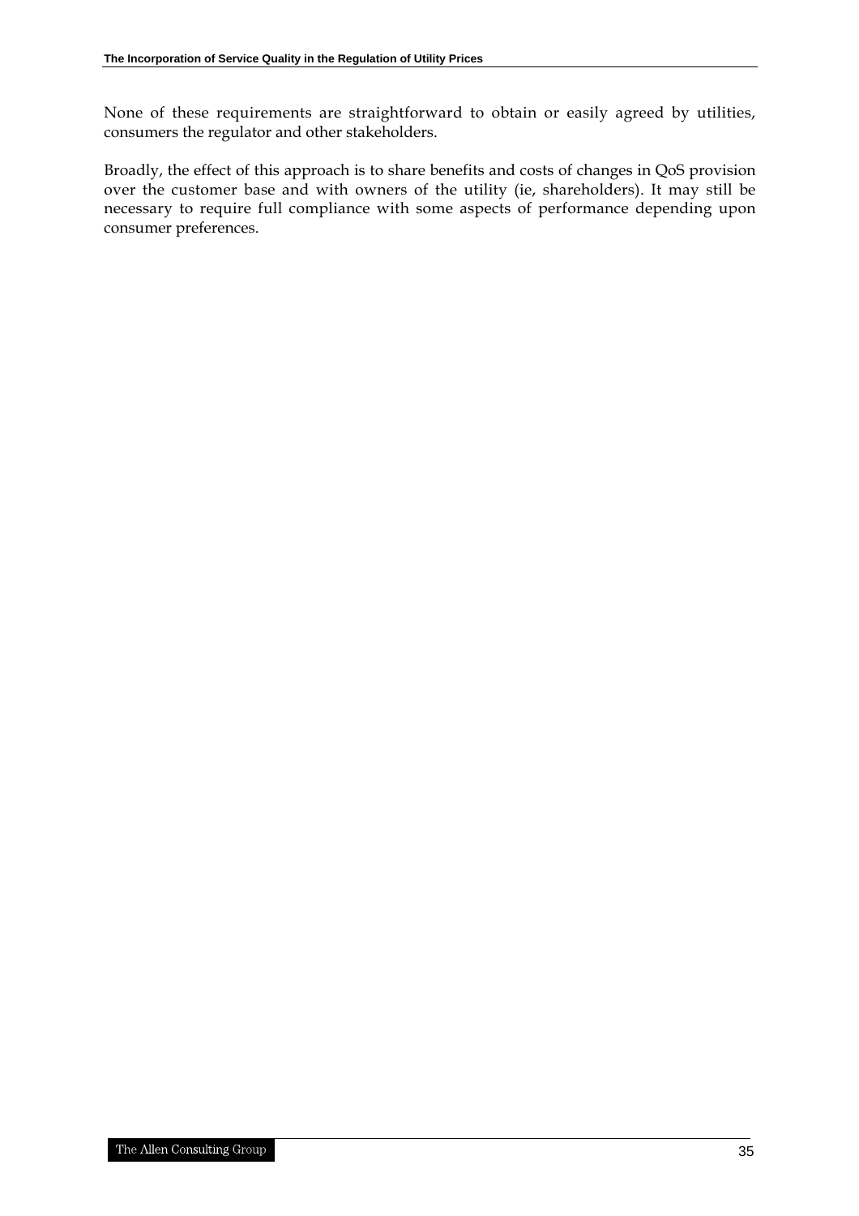None of these requirements are straightforward to obtain or easily agreed by utilities, consumers the regulator and other stakeholders.

Broadly, the effect of this approach is to share benefits and costs of changes in QoS provision over the customer base and with owners of the utility (ie, shareholders). It may still be necessary to require full compliance with some aspects of performance depending upon consumer preferences.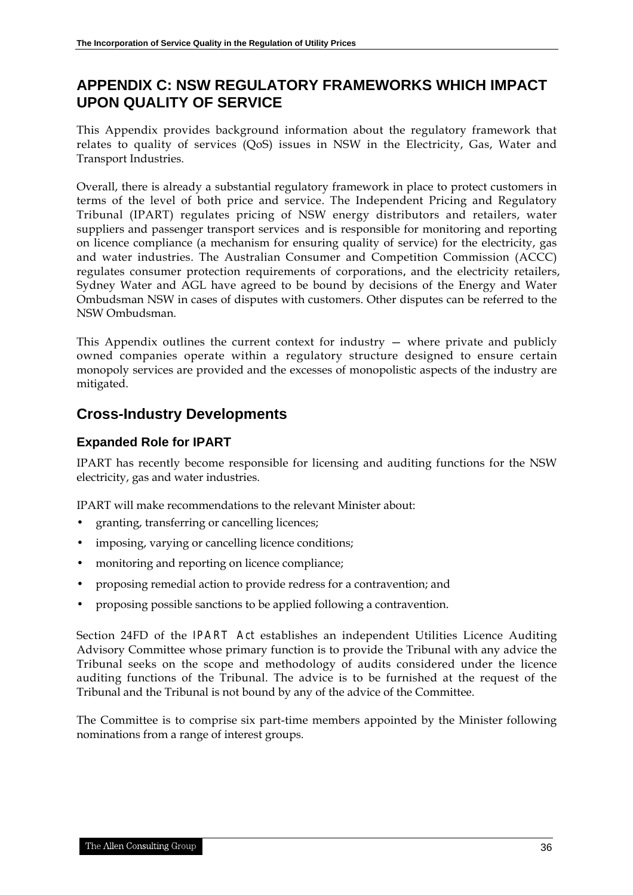# APPENDIX C: NSW REGULATORY FRAMEWORKS WHICH IMPACT UPON QUALITY OF SERVICE

This Appendix provides background information about the regulatory framework that relates to quality of services (QoS) issues in NSW in the Electricity, Gas, Water and Transport Industries.

Overall, there is already a substantial regulatory framework in place to protect customers in terms of the level of both price and service. The Independent Pricing and Regulatory Tribunal (IPART) regulates pricing of NSW energy distributors and retailers, water suppliers and passenger transport services and is responsible for monitoring and reporting on licence compliance (a mechanism for ensuring quality of service) for the electricity, gas and water industries. The Australian Consumer and Competition Commission (ACCC) regulates consumer protection requirements of corporations, and the electricity retailers, Sydney Water and AGL have agreed to be bound by decisions of the Energy and Water Ombudsman NSW in cases of disputes with customers. Other disputes can be referred to the NSW Ombudsman.

This Appendix outlines the current context for industry — where private and publicly owned companies operate within a regulatory structure designed to ensure certain monopoly services are provided and the excesses of monopolistic aspects of the industry are mitigated.

## Cross-Industry Developments

### Expanded Role for IPART

IPART has recently become responsible for licensing and auditing functions for the NSW electricity, gas and water industries.

IPART will make recommendations to the relevant Minister about:

- granting, transferring or cancelling licences;
- imposing, varying or cancelling licence conditions;
- monitoring and reporting on licence compliance;
- proposing remedial action to provide redress for a contravention; and
- proposing possible sanctions to be applied following a contravention.

Section 24FD of the *IPART Act* establishes an independent Utilities Licence Auditing Advisory Committee whose primary function is to provide the Tribunal with any advice the Tribunal seeks on the scope and methodology of audits considered under the licence auditing functions of the Tribunal. The advice is to be furnished at the request of the Tribunal and the Tribunal is not bound by any of the advice of the Committee.

The Committee is to comprise six part-time members appointed by the Minister following nominations from a range of interest groups.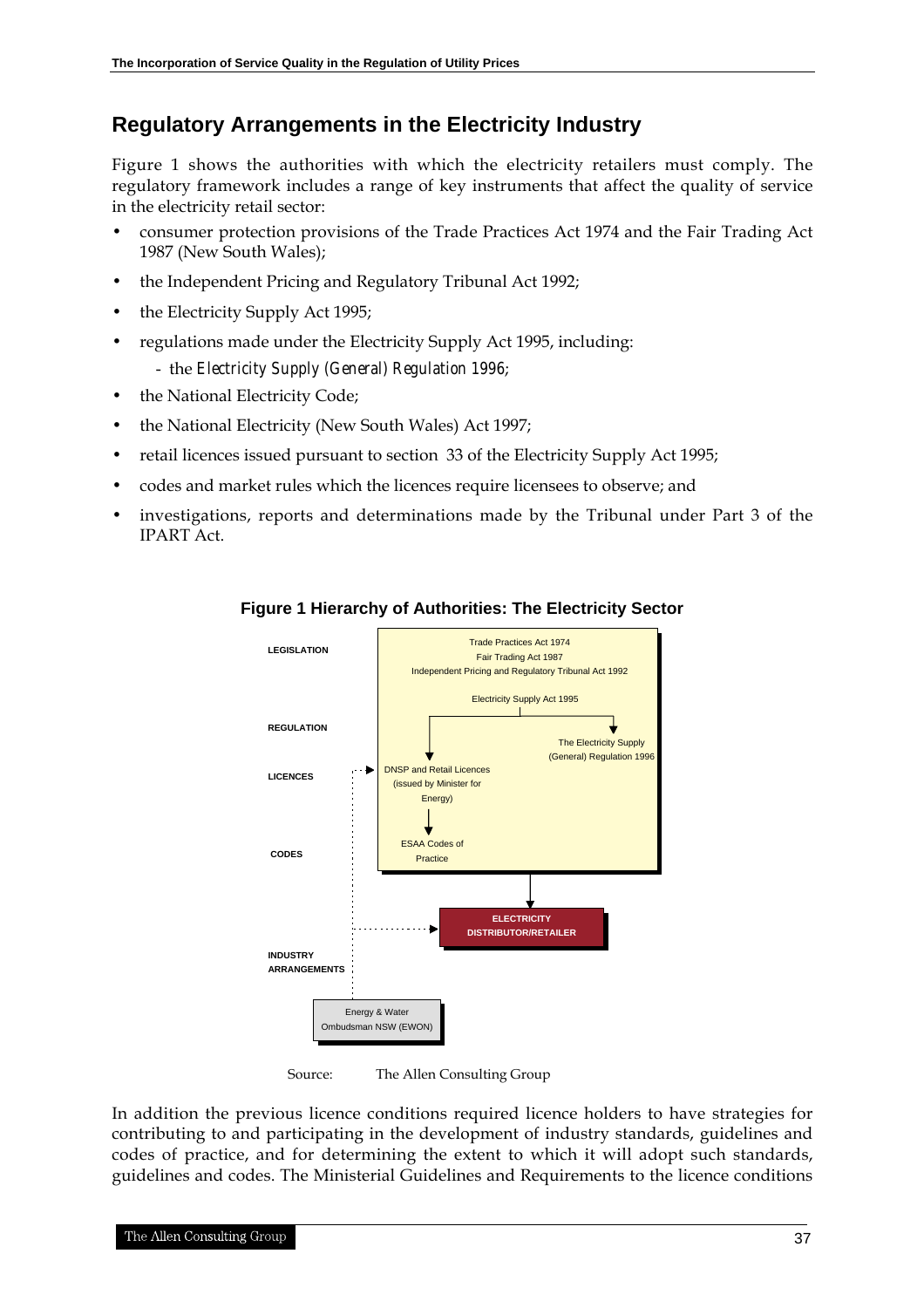## Regulatory Arrangements in the Electricity Industry

Figure 1 shows the authorities with which the electricity retailers must comply. The regulatory framework includes a range of key instruments that affect the quality of service in the electricity retail sector:

- consumer protection provisions of the Trade Practices Act 1974 and the Fair Trading Act 1987 (New South Wales);
- the Independent Pricing and Regulatory Tribunal Act 1992;
- the Electricity Supply Act 1995;
- regulations made under the Electricity Supply Act 1995, including:
  - the *Electricity Supply (General) Regulation 1996*;
- the National Electricity Code;
- the National Electricity (New South Wales) Act 1997;
- retail licences issued pursuant to section 33 of the Electricity Supply Act 1995;
- codes and market rules which the licences require licensees to observe; and
- investigations, reports and determinations made by the Tribunal under Part 3 of the IPART Act.

**Figure 1 Hierarchy of Authorities: The Electricity Sector**

Source: The Allen Consulting Group

In addition the previous licence conditions required licence holders to have strategies for contributing to and participating in the development of industry standards, guidelines and codes of practice, and for determining the extent to which it will adopt such standards, guidelines and codes. The Ministerial Guidelines and Requirements to the licence conditions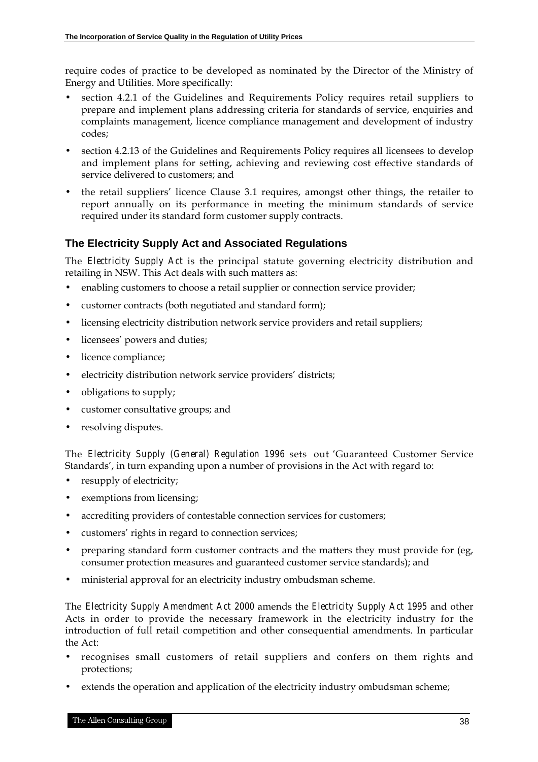require codes of practice to be developed as nominated by the Director of the Ministry of Energy and Utilities. More specifically:

- section 4.2.1 of the Guidelines and Requirements Policy requires retail suppliers to prepare and implement plans addressing criteria for standards of service, enquiries and complaints management, licence compliance management and development of industry codes;
- section 4.2.13 of the Guidelines and Requirements Policy requires all licensees to develop and implement plans for setting, achieving and reviewing cost effective standards of service delivered to customers; and
- the retail suppliers' licence Clause 3.1 requires, amongst other things, the retailer to report annually on its performance in meeting the minimum standards of service required under its standard form customer supply contracts.

### The Electricity Supply Act and Associated Regulations

The *Electricity Supply Act* is the principal statute governing electricity distribution and retailing in NSW. This Act deals with such matters as:

- enabling customers to choose a retail supplier or connection service provider;
- customer contracts (both negotiated and standard form);
- licensing electricity distribution network service providers and retail suppliers;
- licensees' powers and duties;
- licence compliance;
- electricity distribution network service providers' districts;
- obligations to supply;
- customer consultative groups; and
- resolving disputes.

The *Electricity Supply (General) Regulation 1996* sets out 'Guaranteed Customer Service Standards', in turn expanding upon a number of provisions in the Act with regard to:

- resupply of electricity;
- exemptions from licensing;
- accrediting providers of contestable connection services for customers;
- customers' rights in regard to connection services;
- preparing standard form customer contracts and the matters they must provide for (eg, consumer protection measures and guaranteed customer service standards); and
- ministerial approval for an electricity industry ombudsman scheme.

The *Electricity Supply Amendment Act 2000* amends the *Electricity Supply Act 1995* and other Acts in order to provide the necessary framework in the electricity industry for the introduction of full retail competition and other consequential amendments. In particular the Act:

- recognises small customers of retail suppliers and confers on them rights and protections;
- extends the operation and application of the electricity industry ombudsman scheme;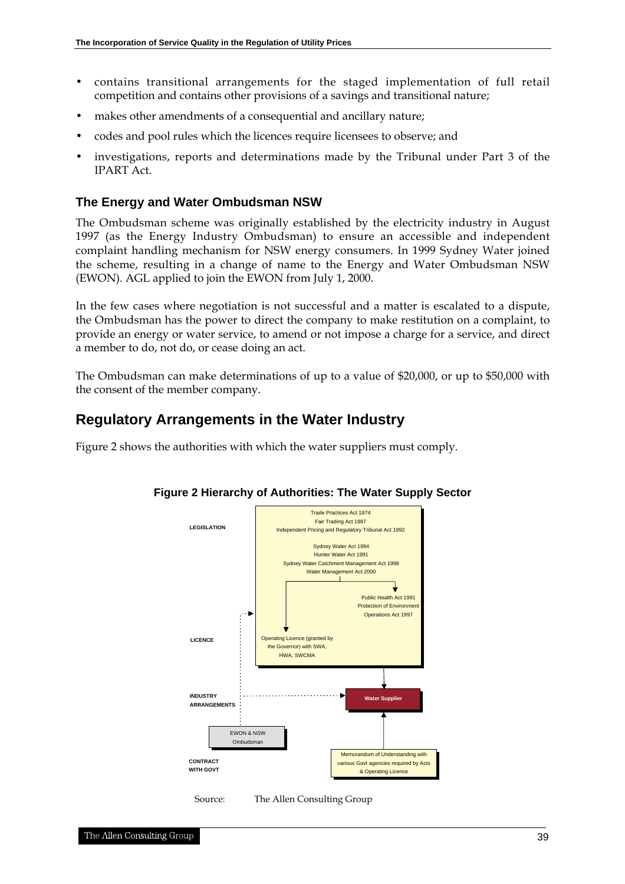- contains transitional arrangements for the staged implementation of full retail competition and contains other provisions of a savings and transitional nature;
- makes other amendments of a consequential and ancillary nature;
- codes and pool rules which the licences require licensees to observe; and
- investigations, reports and determinations made by the Tribunal under Part 3 of the IPART Act.

### The Energy and Water Ombudsman NSW

The Ombudsman scheme was originally established by the electricity industry in August 1997 (as the Energy Industry Ombudsman) to ensure an accessible and independent complaint handling mechanism for NSW energy consumers. In 1999 Sydney Water joined the scheme, resulting in a change of name to the Energy and Water Ombudsman NSW (EWON). AGL applied to join the EWON from July 1, 2000.

In the few cases where negotiation is not successful and a matter is escalated to a dispute, the Ombudsman has the power to direct the company to make restitution on a complaint, to provide an energy or water service, to amend or not impose a charge for a service, and direct a member to do, not do, or cease doing an act.

The Ombudsman can make determinations of up to a value of $20,000, or up to $50,000 with the consent of the member company.

## Regulatory Arrangements in the Water Industry

Figure 2 shows the authorities with which the water suppliers must comply.

**Figure 2 Hierarchy of Authorities: The Water Supply Sector**

LEGISLATION

Trade Practices Act 1974
Fair Trading Act 1987
Independent Pricing and Regulatory Tribunal Act 1992

Sydney Water Act 1994
Hunter Water Act 1991
Sydney Water Catchment Management Act 1998
Water Management Act 2000

Public Health Act 1991
Protection of Environment Operations Act 1997

LICENCE

Operating Licence (granted by the Governor) with SWA, HWA, SWCMA

INDUSTRY ARRANGEMENTS

Water Supplier

EWON & NSW Ombudsman

CONTRACT WITH GOVT

Memorandum of Understanding with various Govt agencies required by Acts & Operating Licence

Source: The Allen Consulting Group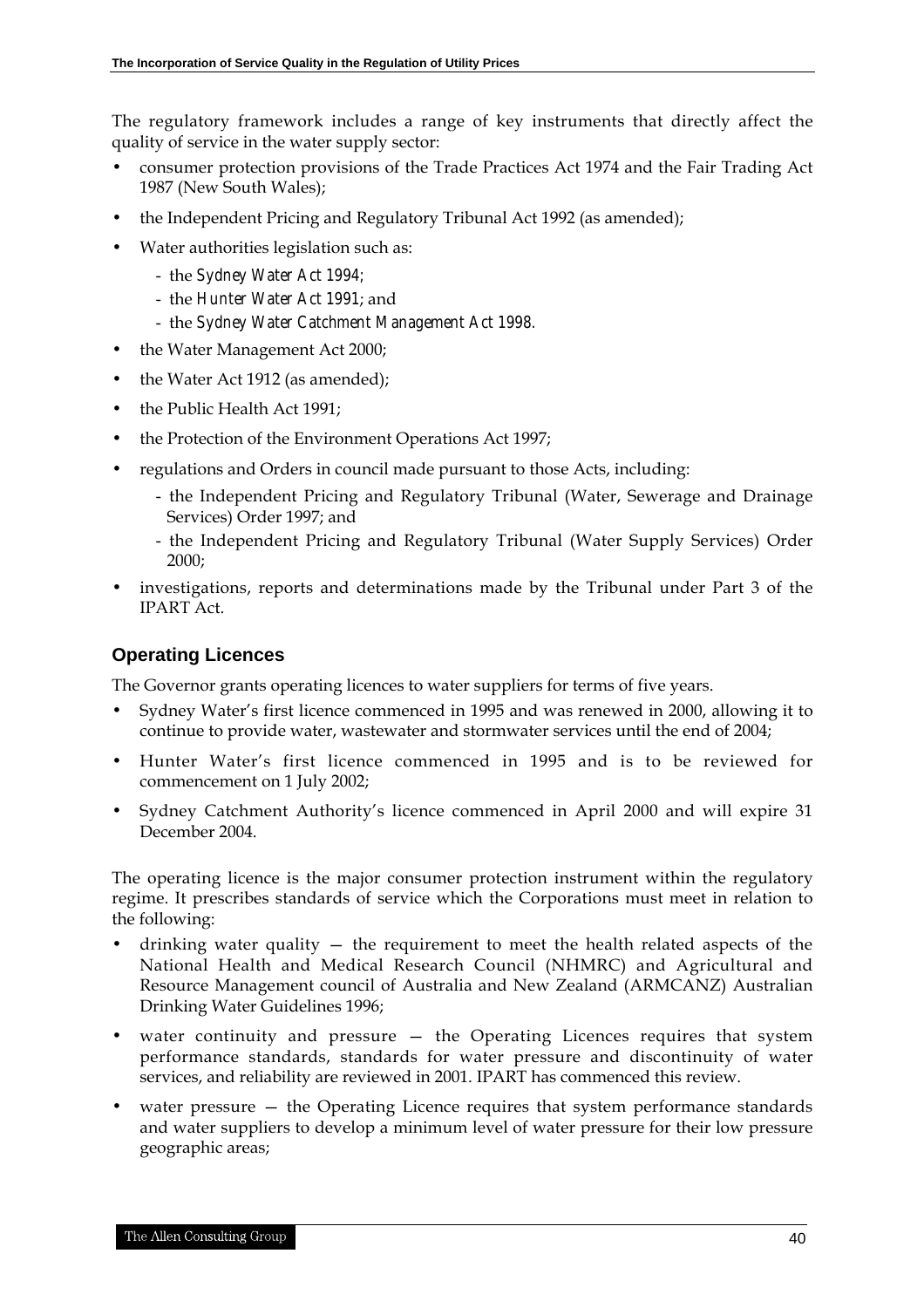The regulatory framework includes a range of key instruments that directly affect the quality of service in the water supply sector:

- consumer protection provisions of the Trade Practices Act 1974 and the Fair Trading Act 1987 (New South Wales);
- the Independent Pricing and Regulatory Tribunal Act 1992 (as amended);
- Water authorities legislation such as:
  - the *Sydney Water Act 1994*;
  - the *Hunter Water Act 1991*; and
  - the *Sydney Water Catchment Management Act 1998*.
- the Water Management Act 2000;
- the Water Act 1912 (as amended);
- the Public Health Act 1991;
- the Protection of the Environment Operations Act 1997;
- regulations and Orders in council made pursuant to those Acts, including:
  - the Independent Pricing and Regulatory Tribunal (Water, Sewerage and Drainage Services) Order 1997; and
  - the Independent Pricing and Regulatory Tribunal (Water Supply Services) Order 2000;
- investigations, reports and determinations made by the Tribunal under Part 3 of the IPART Act.

## Operating Licences

The Governor grants operating licences to water suppliers for terms of five years.

- Sydney Water's first licence commenced in 1995 and was renewed in 2000, allowing it to continue to provide water, wastewater and stormwater services until the end of 2004;
- Hunter Water's first licence commenced in 1995 and is to be reviewed for commencement on 1 July 2002;
- Sydney Catchment Authority's licence commenced in April 2000 and will expire 31 December 2004.

The operating licence is the major consumer protection instrument within the regulatory regime. It prescribes standards of service which the Corporations must meet in relation to the following:

- drinking water quality — the requirement to meet the health related aspects of the National Health and Medical Research Council (NHMRC) and Agricultural and Resource Management council of Australia and New Zealand (ARMCANZ) Australian Drinking Water Guidelines 1996;
- water continuity and pressure — the Operating Licences requires that system performance standards, standards for water pressure and discontinuity of water services, and reliability are reviewed in 2001. IPART has commenced this review.
- water pressure — the Operating Licence requires that system performance standards and water suppliers to develop a minimum level of water pressure for their low pressure geographic areas;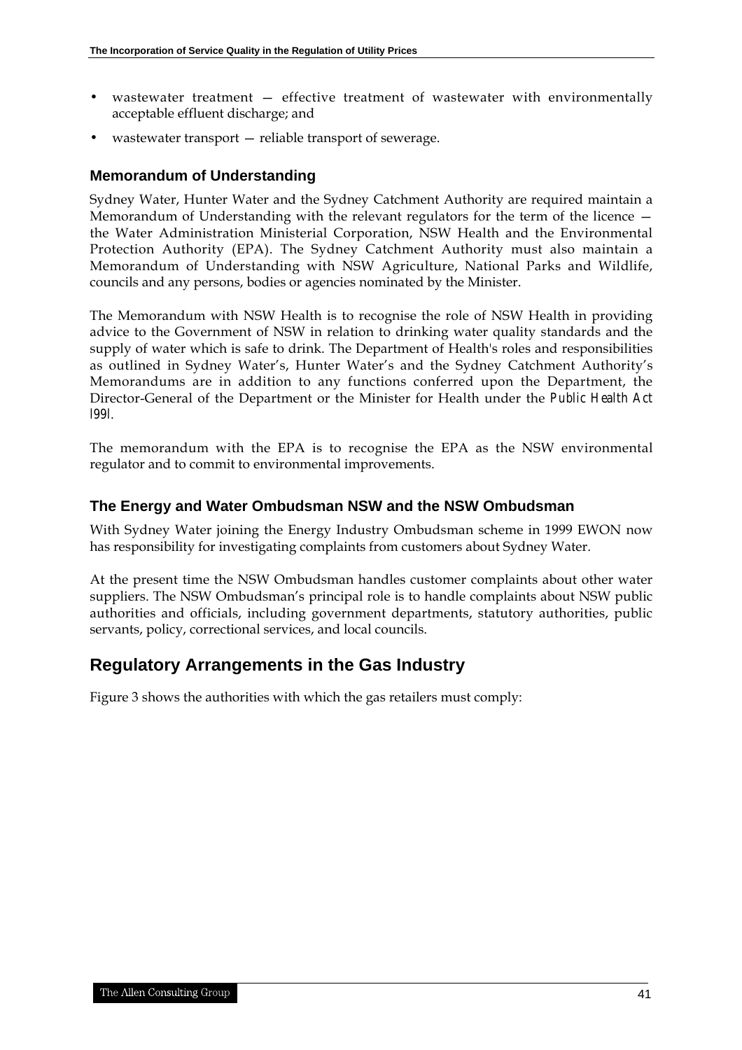- wastewater treatment — effective treatment of wastewater with environmentally acceptable effluent discharge; and
- wastewater transport — reliable transport of sewerage.

### Memorandum of Understanding

Sydney Water, Hunter Water and the Sydney Catchment Authority are required maintain a Memorandum of Understanding with the relevant regulators for the term of the licence — the Water Administration Ministerial Corporation, NSW Health and the Environmental Protection Authority (EPA). The Sydney Catchment Authority must also maintain a Memorandum of Understanding with NSW Agriculture, National Parks and Wildlife, councils and any persons, bodies or agencies nominated by the Minister.

The Memorandum with NSW Health is to recognise the role of NSW Health in providing advice to the Government of NSW in relation to drinking water quality standards and the supply of water which is safe to drink. The Department of Health's roles and responsibilities as outlined in Sydney Water's, Hunter Water's and the Sydney Catchment Authority's Memorandums are in addition to any functions conferred upon the Department, the Director-General of the Department or the Minister for Health under the *Public Health Act 1991*.

The memorandum with the EPA is to recognise the EPA as the NSW environmental regulator and to commit to environmental improvements.

### The Energy and Water Ombudsman NSW and the NSW Ombudsman

With Sydney Water joining the Energy Industry Ombudsman scheme in 1999 EWON now has responsibility for investigating complaints from customers about Sydney Water.

At the present time the NSW Ombudsman handles customer complaints about other water suppliers. The NSW Ombudsman's principal role is to handle complaints about NSW public authorities and officials, including government departments, statutory authorities, public servants, policy, correctional services, and local councils.

## Regulatory Arrangements in the Gas Industry

Figure 3 shows the authorities with which the gas retailers must comply: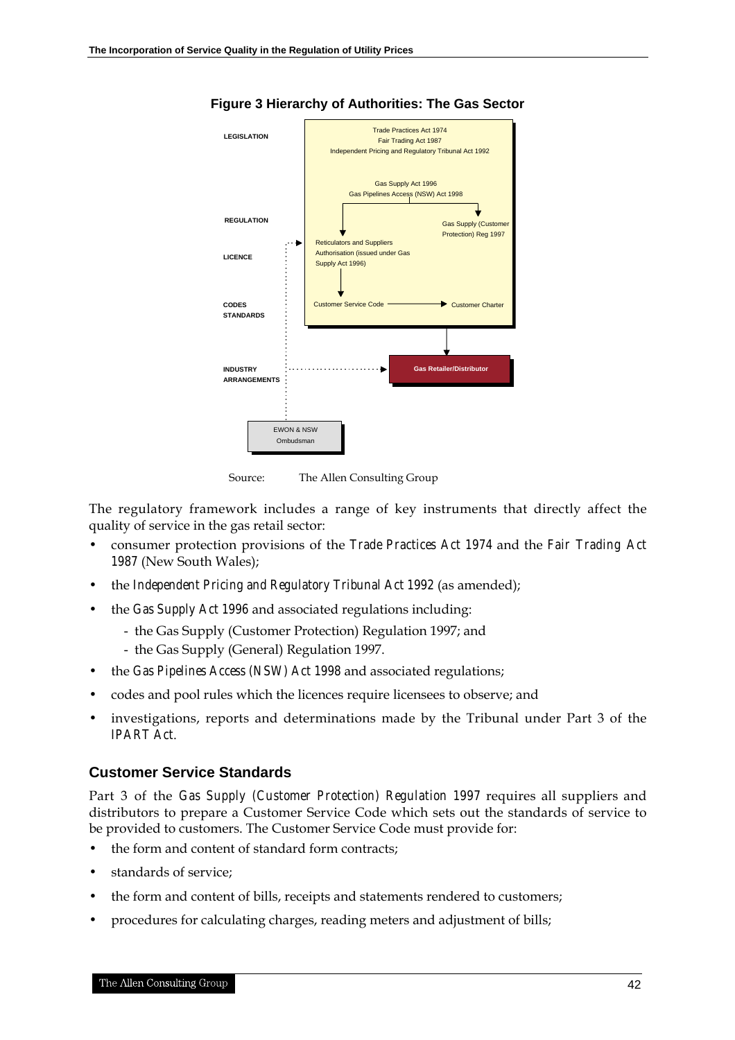**Figure 3 Hierarchy of Authorities: The Gas Sector**

| Level | Instruments |
|---|---|
| LEGISLATION | Trade Practices Act 1974; Fair Trading Act 1987; Independent Pricing and Regulatory Tribunal Act 1992; Gas Supply Act 1996; Gas Pipelines Access (NSW) Act 1998 |
| REGULATION | Gas Supply (Customer Protection) Reg 1997 |
| LICENCE | Reticulators and Suppliers Authorisation (issued under Gas Supply Act 1996) |
| CODES STANDARDS | Customer Service Code → Customer Charter |
| INDUSTRY ARRANGEMENTS | Gas Retailer/Distributor; EWON & NSW Ombudsman |

Source: The Allen Consulting Group

The regulatory framework includes a range of key instruments that directly affect the quality of service in the gas retail sector:

- consumer protection provisions of the *Trade Practices Act 1974* and the *Fair Trading Act 1987* (New South Wales);
- the *Independent Pricing and Regulatory Tribunal Act 1992* (as amended);
- the *Gas Supply Act 1996* and associated regulations including:
  - the Gas Supply (Customer Protection) Regulation 1997; and
  - the Gas Supply (General) Regulation 1997.
- the *Gas Pipelines Access (NSW) Act 1998* and associated regulations;
- codes and pool rules which the licences require licensees to observe; and
- investigations, reports and determinations made by the Tribunal under Part 3 of the *IPART Act*.

## Customer Service Standards

Part 3 of the *Gas Supply (Customer Protection) Regulation 1997* requires all suppliers and distributors to prepare a Customer Service Code which sets out the standards of service to be provided to customers. The Customer Service Code must provide for:

- the form and content of standard form contracts;
- standards of service;
- the form and content of bills, receipts and statements rendered to customers;
- procedures for calculating charges, reading meters and adjustment of bills;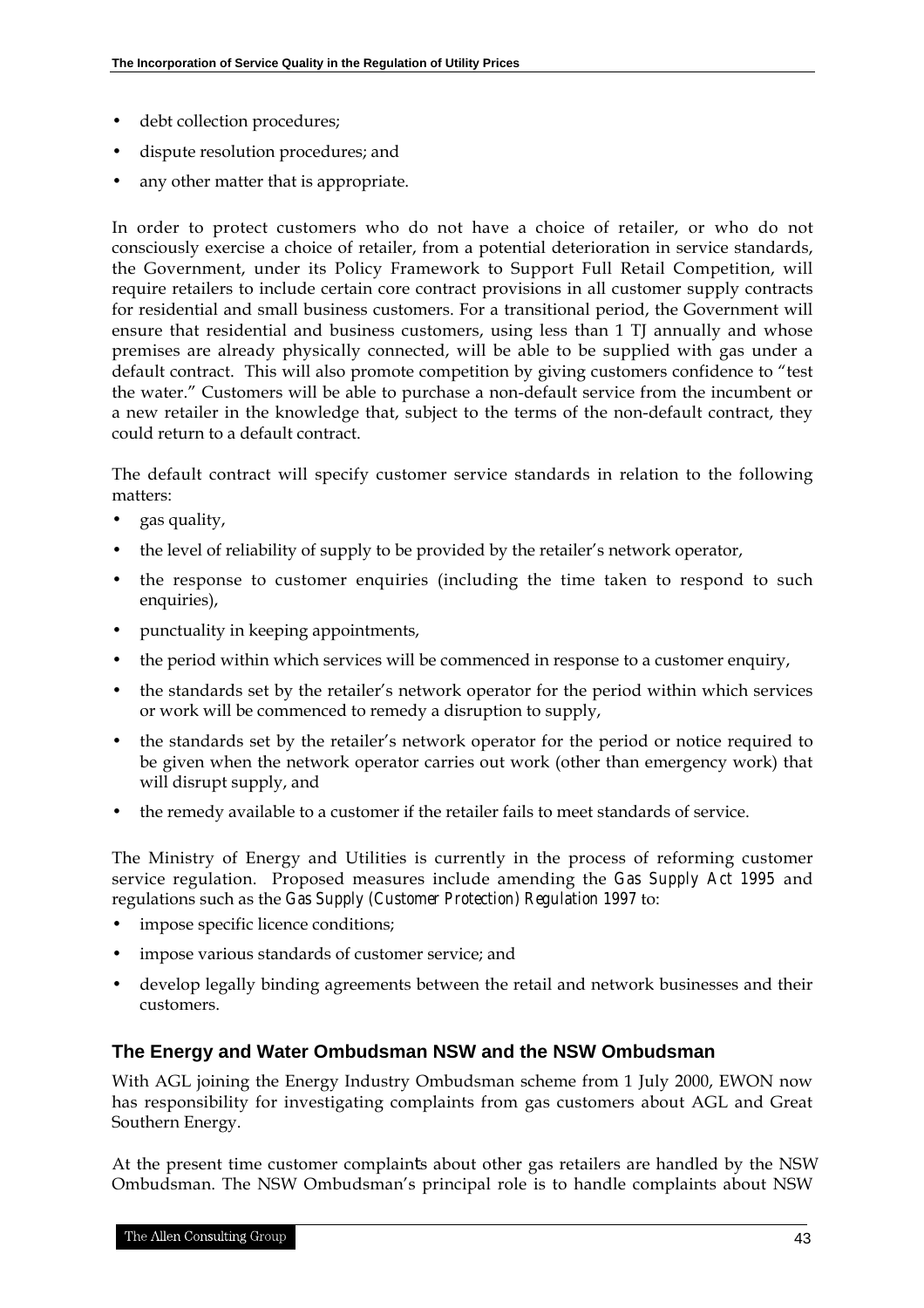- debt collection procedures;
- dispute resolution procedures; and
- any other matter that is appropriate.

In order to protect customers who do not have a choice of retailer, or who do not consciously exercise a choice of retailer, from a potential deterioration in service standards, the Government, under its Policy Framework to Support Full Retail Competition, will require retailers to include certain core contract provisions in all customer supply contracts for residential and small business customers. For a transitional period, the Government will ensure that residential and business customers, using less than 1 TJ annually and whose premises are already physically connected, will be able to be supplied with gas under a default contract. This will also promote competition by giving customers confidence to "test the water." Customers will be able to purchase a non-default service from the incumbent or a new retailer in the knowledge that, subject to the terms of the non-default contract, they could return to a default contract.

The default contract will specify customer service standards in relation to the following matters:

- gas quality,
- the level of reliability of supply to be provided by the retailer's network operator,
- the response to customer enquiries (including the time taken to respond to such enquiries),
- punctuality in keeping appointments,
- the period within which services will be commenced in response to a customer enquiry,
- the standards set by the retailer's network operator for the period within which services or work will be commenced to remedy a disruption to supply,
- the standards set by the retailer's network operator for the period or notice required to be given when the network operator carries out work (other than emergency work) that will disrupt supply, and
- the remedy available to a customer if the retailer fails to meet standards of service.

The Ministry of Energy and Utilities is currently in the process of reforming customer service regulation. Proposed measures include amending the *Gas Supply Act 1995* and regulations such as the *Gas Supply (Customer Protection) Regulation 1997* to:

- impose specific licence conditions;
- impose various standards of customer service; and
- develop legally binding agreements between the retail and network businesses and their customers.

## The Energy and Water Ombudsman NSW and the NSW Ombudsman

With AGL joining the Energy Industry Ombudsman scheme from 1 July 2000, EWON now has responsibility for investigating complaints from gas customers about AGL and Great Southern Energy.

At the present time customer complaints about other gas retailers are handled by the NSW Ombudsman. The NSW Ombudsman's principal role is to handle complaints about NSW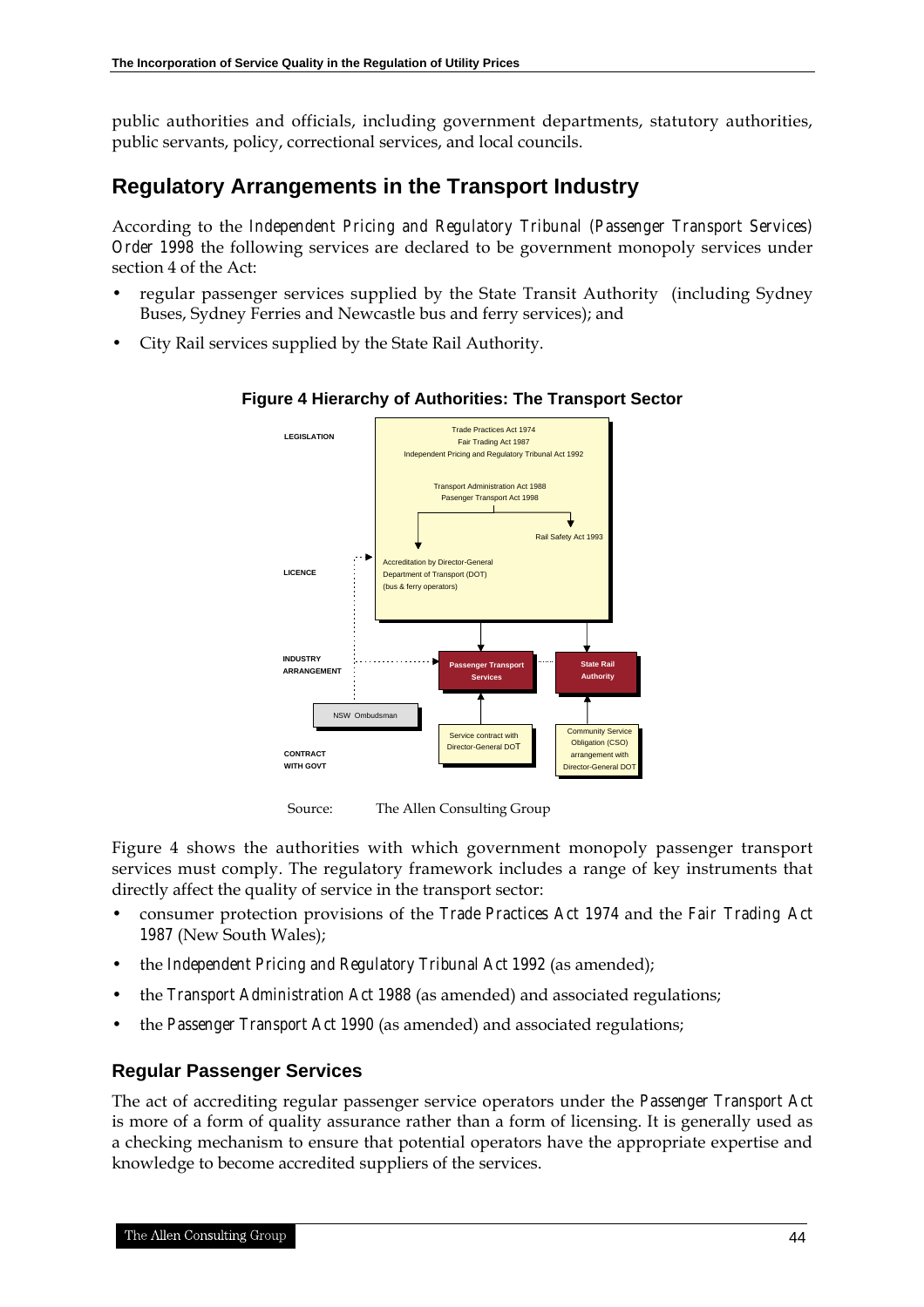public authorities and officials, including government departments, statutory authorities, public servants, policy, correctional services, and local councils.

## Regulatory Arrangements in the Transport Industry

According to the *Independent Pricing and Regulatory Tribunal (Passenger Transport Services) Order 1998* the following services are declared to be government monopoly services under section 4 of the Act:

- regular passenger services supplied by the State Transit Authority (including Sydney Buses, Sydney Ferries and Newcastle bus and ferry services); and
- City Rail services supplied by the State Rail Authority.

**Figure 4 Hierarchy of Authorities: The Transport Sector**

LEGISLATION

Trade Practices Act 1974
Fair Trading Act 1987
Independent Pricing and Regulatory Tribunal Act 1992

Transport Administration Act 1988
Pasenger Transport Act 1998

Rail Safety Act 1993

LICENCE

Accreditation by Director-General
Department of Transport (DOT)
(bus & ferry operators)

INDUSTRY ARRANGEMENT

Passenger Transport Services

State Rail Authority

NSW Ombudsman

CONTRACT WITH GOVT

Service contract with Director-General DOT

Community Service Obligation (CSO) arrangement with Director-General DOT

Source: The Allen Consulting Group

Figure 4 shows the authorities with which government monopoly passenger transport services must comply. The regulatory framework includes a range of key instruments that directly affect the quality of service in the transport sector:

- consumer protection provisions of the *Trade Practices Act 1974* and the *Fair Trading Act 1987* (New South Wales);
- the *Independent Pricing and Regulatory Tribunal Act 1992* (as amended);
- the *Transport Administration Act 1988* (as amended) and associated regulations;
- the *Passenger Transport Act 1990* (as amended) and associated regulations;

### Regular Passenger Services

The act of accrediting regular passenger service operators under the *Passenger Transport Act* is more of a form of quality assurance rather than a form of licensing. It is generally used as a checking mechanism to ensure that potential operators have the appropriate expertise and knowledge to become accredited suppliers of the services.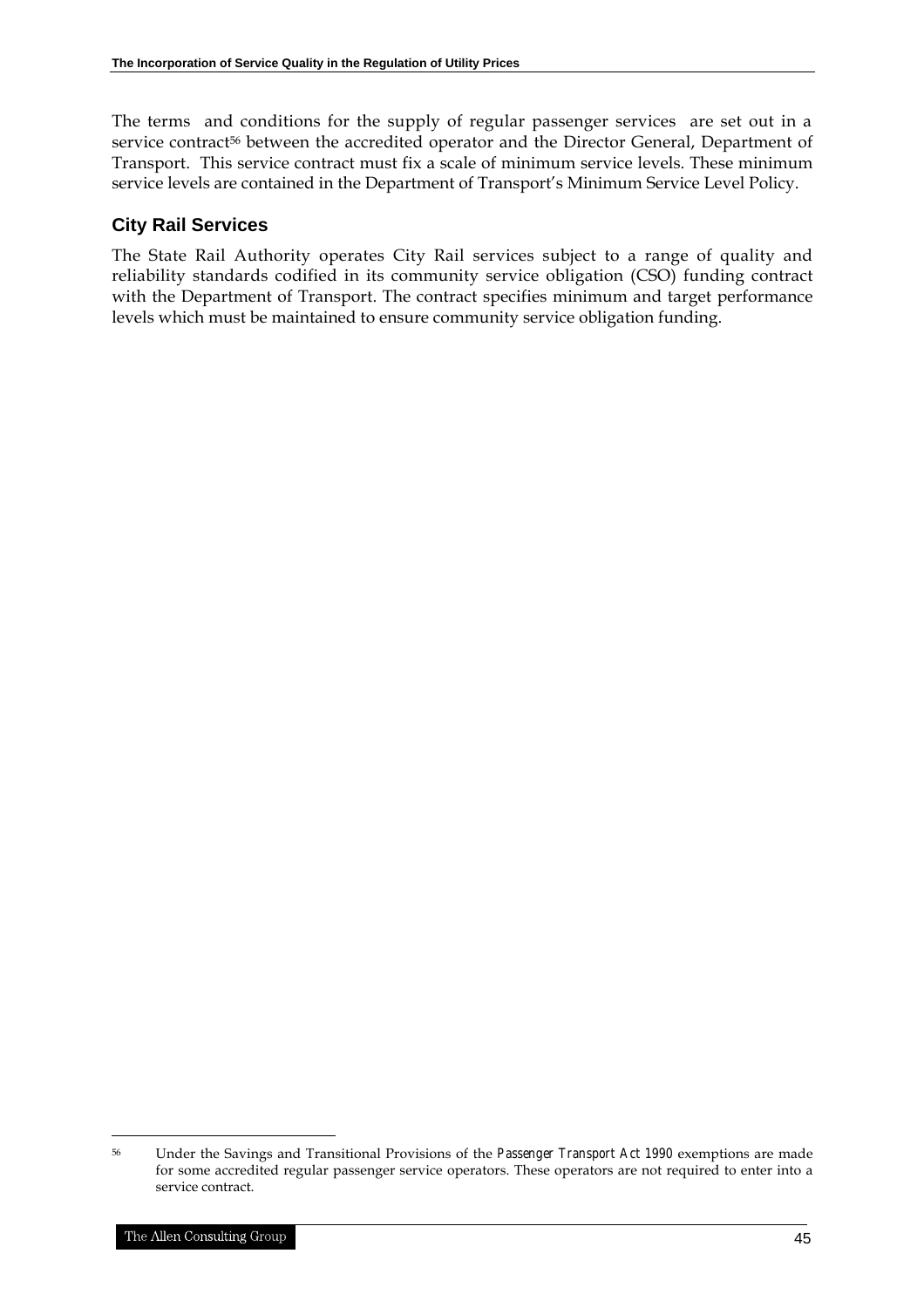The terms and conditions for the supply of regular passenger services are set out in a service contract[56] between the accredited operator and the Director General, Department of Transport. This service contract must fix a scale of minimum service levels. These minimum service levels are contained in the Department of Transport's Minimum Service Level Policy.

### City Rail Services

The State Rail Authority operates City Rail services subject to a range of quality and reliability standards codified in its community service obligation (CSO) funding contract with the Department of Transport. The contract specifies minimum and target performance levels which must be maintained to ensure community service obligation funding.

---

[56] Under the Savings and Transitional Provisions of the *Passenger Transport Act 1990* exemptions are made for some accredited regular passenger service operators. These operators are not required to enter into a service contract.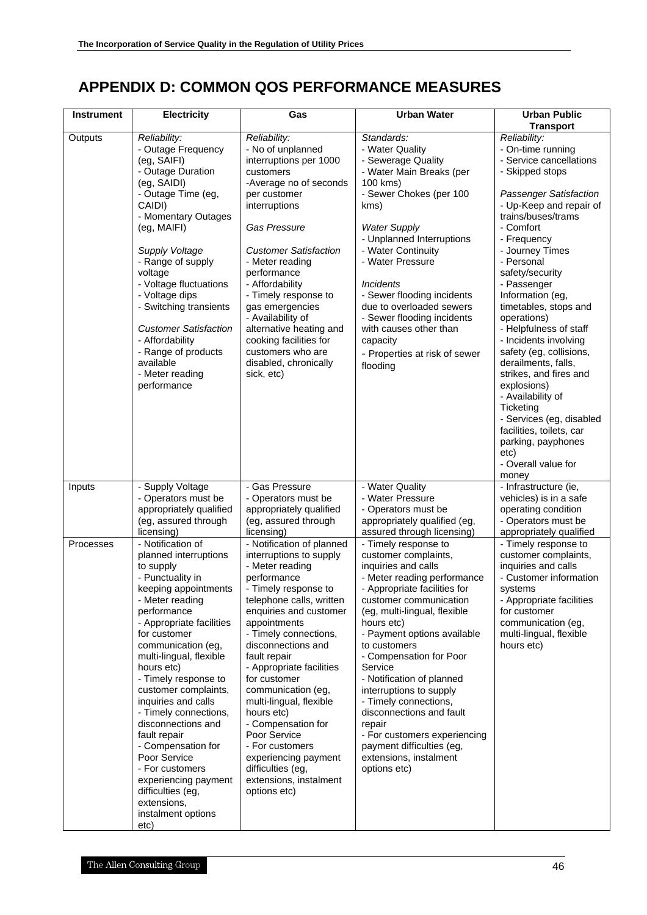## APPENDIX D: COMMON QOS PERFORMANCE MEASURES

| Instrument | Electricity | Gas | Urban Water | Urban Public Transport |
|---|---|---|---|---|
| Outputs | *Reliability:*<br>- Outage Frequency (eg, SAIFI)<br>- Outage Duration (eg, SAIDI)<br>- Outage Time (eg, CAIDI)<br>- Momentary Outages (eg, MAIFI)<br><br>*Supply Voltage*<br>- Range of supply voltage<br>- Voltage fluctuations<br>- Voltage dips<br>- Switching transients<br><br>*Customer Satisfaction*<br>- Affordability<br>- Range of products available<br>- Meter reading performance | *Reliability:*<br>- No of unplanned interruptions per 1000 customers<br>-Average no of seconds per customer interruptions<br><br>*Gas Pressure*<br><br>*Customer Satisfaction*<br>- Meter reading performance<br>- Affordability<br>- Timely response to gas emergencies<br>- Availability of alternative heating and cooking facilities for customers who are disabled, chronically sick, etc) | *Standards:*<br>- Water Quality<br>- Sewerage Quality<br>- Water Main Breaks (per 100 kms)<br>- Sewer Chokes (per 100 kms)<br><br>*Water Supply*<br>- Unplanned Interruptions<br>- Water Continuity<br>- Water Pressure<br><br>*Incidents*<br>- Sewer flooding incidents due to overloaded sewers<br>- Sewer flooding incidents with causes other than capacity<br>- Properties at risk of sewer flooding | *Reliability:*<br>- On-time running<br>- Service cancellations<br>- Skipped stops<br><br>*Passenger Satisfaction*<br>- Up-Keep and repair of trains/buses/trams<br>- Comfort<br>- Frequency<br>- Journey Times<br>- Personal safety/security<br>- Passenger Information (eg, timetables, stops and operations)<br>- Helpfulness of staff<br>- Incidents involving safety (eg, collisions, derailments, falls, strikes, and fires and explosions)<br>- Availability of Ticketing<br>- Services (eg, disabled facilities, toilets, car parking, payphones etc)<br>- Overall value for money |
| Inputs | - Supply Voltage<br>- Operators must be appropriately qualified (eg, assured through licensing) | - Gas Pressure<br>- Operators must be appropriately qualified (eg, assured through licensing) | - Water Quality<br>- Water Pressure<br>- Operators must be appropriately qualified (eg, assured through licensing) | - Infrastructure (ie, vehicles) is in a safe operating condition<br>- Operators must be appropriately qualified |
| Processes | - Notification of planned interruptions to supply<br>- Punctuality in keeping appointments<br>- Meter reading performance<br>- Appropriate facilities for customer communication (eg, multi-lingual, flexible hours etc)<br>- Timely response to customer complaints, inquiries and calls<br>- Timely connections, disconnections and fault repair<br>- Compensation for Poor Service<br>- For customers experiencing payment difficulties (eg, extensions, instalment options etc) | - Notification of planned interruptions to supply<br>- Meter reading performance<br>- Timely response to telephone calls, written enquiries and customer appointments<br>- Timely connections, disconnections and fault repair<br>- Appropriate facilities for customer communication (eg, multi-lingual, flexible hours etc)<br>- Compensation for Poor Service<br>- For customers experiencing payment difficulties (eg, extensions, instalment options etc) | - Timely response to customer complaints, inquiries and calls<br>- Meter reading performance<br>- Appropriate facilities for customer communication (eg, multi-lingual, flexible hours etc)<br>- Payment options available to customers<br>- Compensation for Poor Service<br>- Notification of planned interruptions to supply<br>- Timely connections, disconnections and fault repair<br>- For customers experiencing payment difficulties (eg, extensions, instalment options etc) | - Timely response to customer complaints, inquiries and calls<br>- Customer information systems<br>- Appropriate facilities for customer communication (eg, multi-lingual, flexible hours etc) |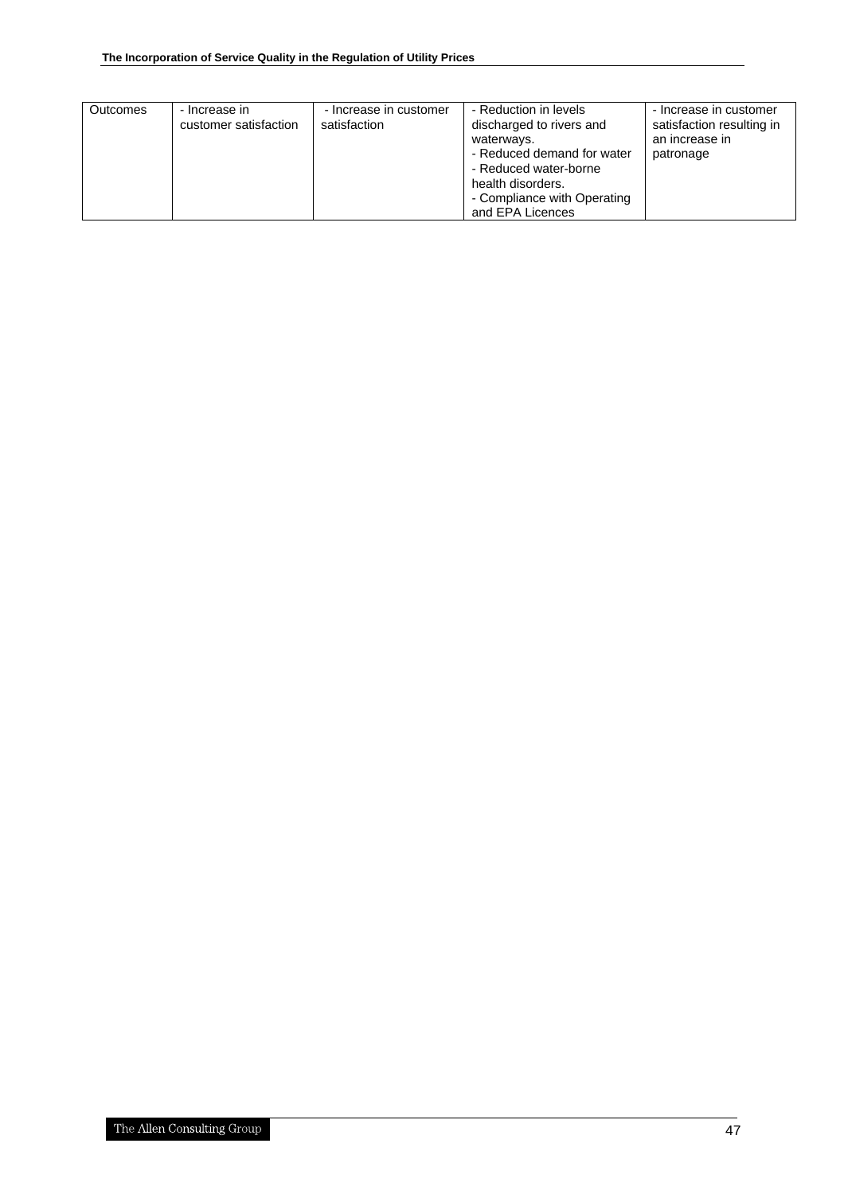| | | | | |
|---|---|---|---|---|
| Outcomes | - Increase in customer satisfaction | - Increase in customer satisfaction | - Reduction in levels discharged to rivers and waterways.<br>- Reduced demand for water<br>- Reduced water-borne health disorders.<br>- Compliance with Operating and EPA Licences | - Increase in customer satisfaction resulting in an increase in patronage |